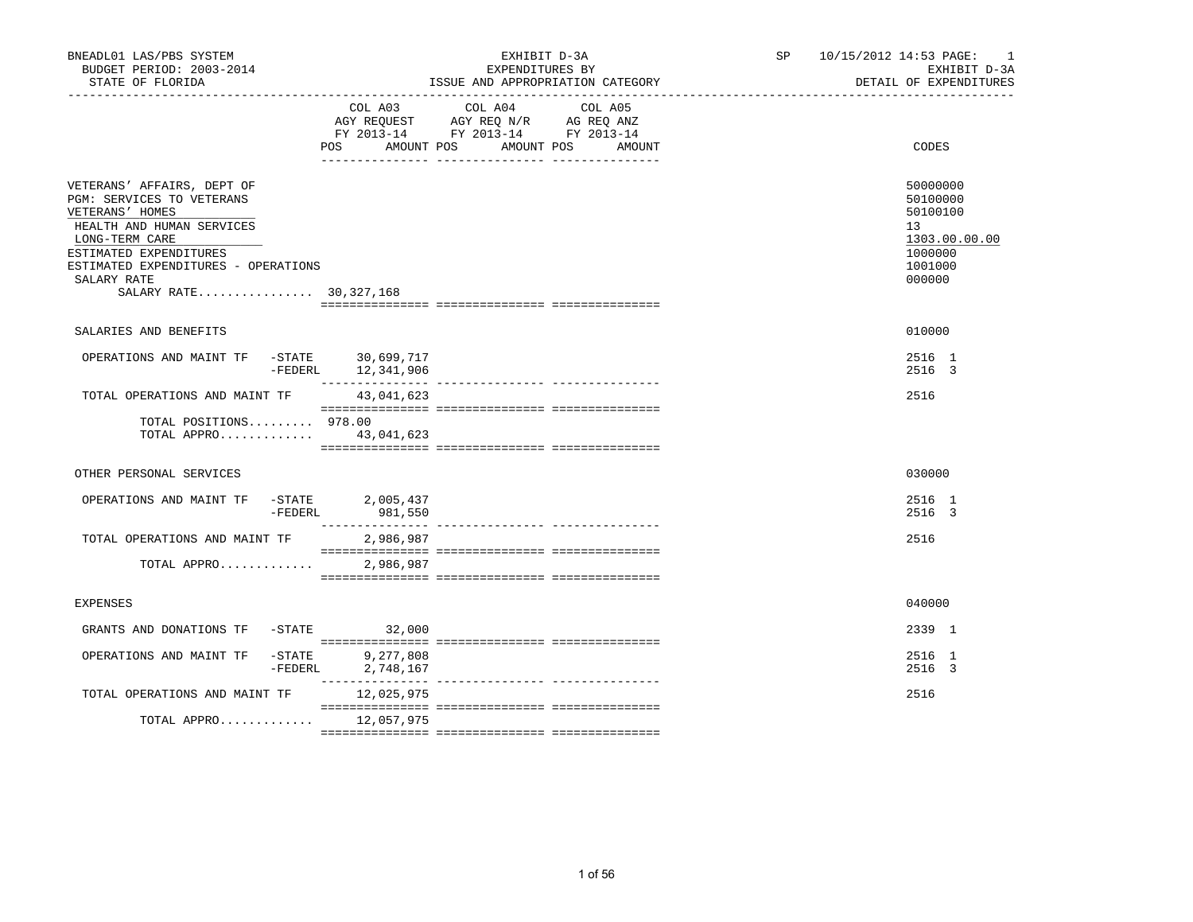BNEADL01 LAS/PBS SYSTEM
BUDGET PERIOD: 2003-2014
STATE OF FLORIDA

EXHIBIT D-3A
EXPENDITURES BY
ISSUE AND APPROPRIATION CATEGORY

SP 10/15/2012 14:53 PAGE: 1
EXHIBIT D-3A
DETAIL OF EXPENDITURES

| | COL A03 AGY REQUEST FY 2013-14 POS AMOUNT | COL A04 AGY REQ N/R FY 2013-14 POS AMOUNT | COL A05 AG REQ ANZ FY 2013-14 POS AMOUNT | CODES |
|---|---|---|---|---|
| VETERANS' AFFAIRS, DEPT OF | | | | 50000000 |
| PGM: SERVICES TO VETERANS | | | | 50100000 |
| VETERANS' HOMES | | | | 50100100 |
| HEALTH AND HUMAN SERVICES | | | | 13 |
| LONG-TERM CARE | | | | 1303.00.00.00 |
| ESTIMATED EXPENDITURES | | | | 1000000 |
| ESTIMATED EXPENDITURES - OPERATIONS | | | | 1001000 |
| SALARY RATE | | | | 000000 |
| SALARY RATE................ 30,327,168 | | | | |
| SALARIES AND BENEFITS | | | | 010000 |
| OPERATIONS AND MAINT TF -STATE | 30,699,717 | | | 2516 1 |
| -FEDERL | 12,341,906 | | | 2516 3 |
| TOTAL OPERATIONS AND MAINT TF | 43,041,623 | | | 2516 |
| TOTAL POSITIONS......... | 978.00 | | | |
| TOTAL APPRO............ | 43,041,623 | | | |
| OTHER PERSONAL SERVICES | | | | 030000 |
| OPERATIONS AND MAINT TF -STATE | 2,005,437 | | | 2516 1 |
| -FEDERL | 981,550 | | | 2516 3 |
| TOTAL OPERATIONS AND MAINT TF | 2,986,987 | | | 2516 |
| TOTAL APPRO............ | 2,986,987 | | | |
| EXPENSES | | | | 040000 |
| GRANTS AND DONATIONS TF -STATE | 32,000 | | | 2339 1 |
| OPERATIONS AND MAINT TF -STATE | 9,277,808 | | | 2516 1 |
| -FEDERL | 2,748,167 | | | 2516 3 |
| TOTAL OPERATIONS AND MAINT TF | 12,025,975 | | | 2516 |
| TOTAL APPRO............ | 12,057,975 | | | |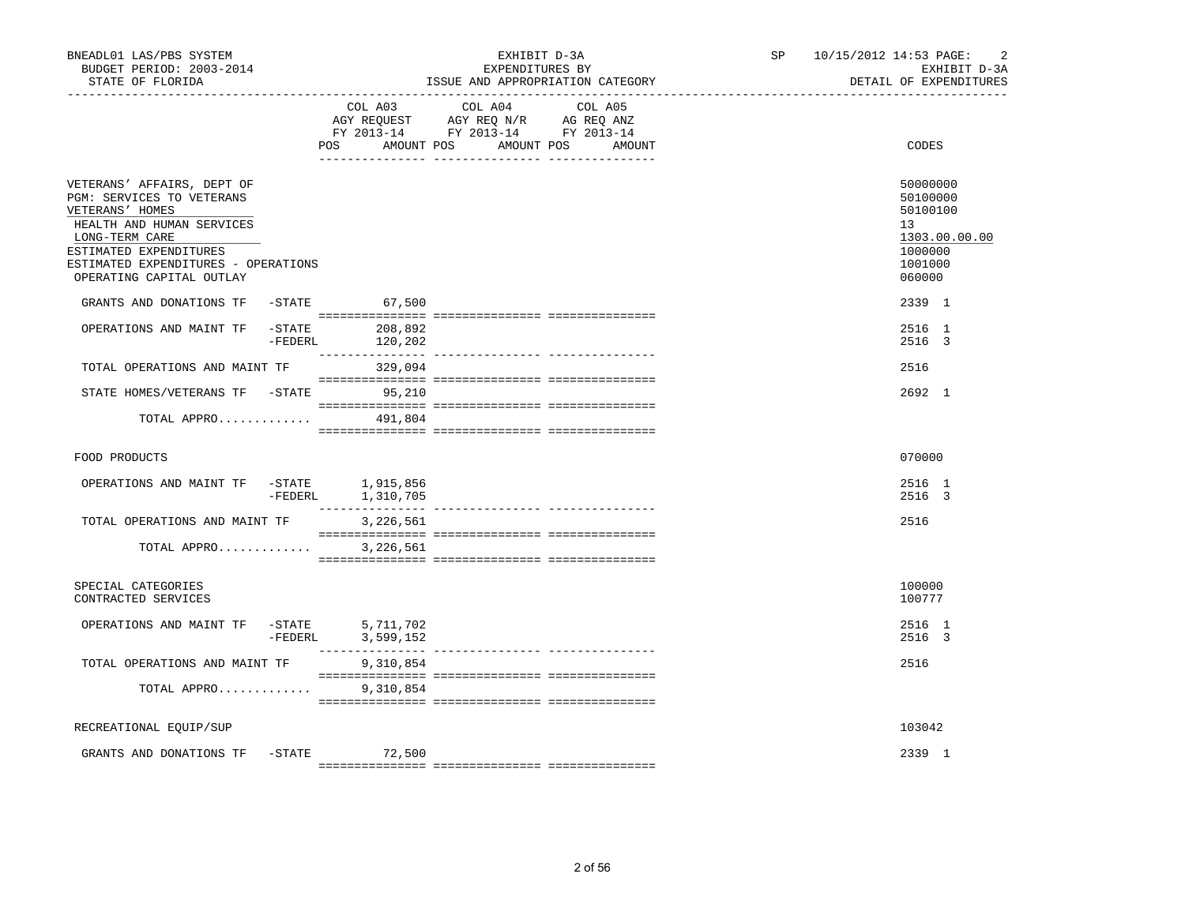BNEADL01 LAS/PBS SYSTEM
BUDGET PERIOD: 2003-2014
STATE OF FLORIDA

EXHIBIT D-3A
EXPENDITURES BY
ISSUE AND APPROPRIATION CATEGORY

SP 10/15/2012 14:53 PAGE: 2
EXHIBIT D-3A
DETAIL OF EXPENDITURES

| | COL A03 AGY REQUEST FY 2013-14 POS AMOUNT | COL A04 AGY REQ N/R FY 2013-14 POS AMOUNT | COL A05 AG REQ ANZ FY 2013-14 POS AMOUNT | CODES |
|---|---|---|---|---|
| VETERANS' AFFAIRS, DEPT OF | | | | 50000000 |
| PGM: SERVICES TO VETERANS | | | | 50100000 |
| VETERANS' HOMES | | | | 50100100 |
| HEALTH AND HUMAN SERVICES | | | | 13 |
| LONG-TERM CARE | | | | 1303.00.00.00 |
| ESTIMATED EXPENDITURES | | | | 1000000 |
| ESTIMATED EXPENDITURES - OPERATIONS | | | | 1001000 |
| OPERATING CAPITAL OUTLAY | | | | 060000 |
| GRANTS AND DONATIONS TF -STATE | 67,500 | | | 2339 1 |
| OPERATIONS AND MAINT TF -STATE | 208,892 | | | 2516 1 |
| -FEDERL | 120,202 | | | 2516 3 |
| TOTAL OPERATIONS AND MAINT TF | 329,094 | | | 2516 |
| STATE HOMES/VETERANS TF -STATE | 95,210 | | | 2692 1 |
| TOTAL APPRO............ | 491,804 | | | |
| FOOD PRODUCTS | | | | 070000 |
| OPERATIONS AND MAINT TF -STATE | 1,915,856 | | | 2516 1 |
| -FEDERL | 1,310,705 | | | 2516 3 |
| TOTAL OPERATIONS AND MAINT TF | 3,226,561 | | | 2516 |
| TOTAL APPRO............ | 3,226,561 | | | |
| SPECIAL CATEGORIES | | | | 100000 |
| CONTRACTED SERVICES | | | | 100777 |
| OPERATIONS AND MAINT TF -STATE | 5,711,702 | | | 2516 1 |
| -FEDERL | 3,599,152 | | | 2516 3 |
| TOTAL OPERATIONS AND MAINT TF | 9,310,854 | | | 2516 |
| TOTAL APPRO............ | 9,310,854 | | | |
| RECREATIONAL EQUIP/SUP | | | | 103042 |
| GRANTS AND DONATIONS TF -STATE | 72,500 | | | 2339 1 |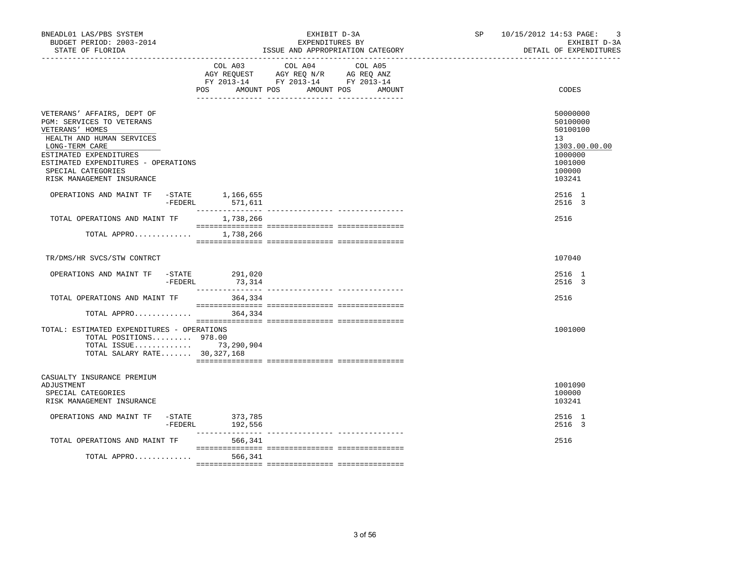BNEADL01 LAS/PBS SYSTEM
BUDGET PERIOD: 2003-2014
STATE OF FLORIDA

EXHIBIT D-3A
EXPENDITURES BY
ISSUE AND APPROPRIATION CATEGORY

SP 10/15/2012 14:53 PAGE: 3
EXHIBIT D-3A
DETAIL OF EXPENDITURES

| | COL A03 AGY REQUEST FY 2013-14 POS AMOUNT | COL A04 AGY REQ N/R FY 2013-14 POS AMOUNT | COL A05 AG REQ ANZ FY 2013-14 POS AMOUNT | CODES |
|---|---|---|---|---|
| VETERANS' AFFAIRS, DEPT OF | | | | 50000000 |
| PGM: SERVICES TO VETERANS | | | | 50100000 |
| VETERANS' HOMES | | | | 50100100 |
| HEALTH AND HUMAN SERVICES | | | | 13 |
| LONG-TERM CARE | | | | 1303.00.00.00 |
| ESTIMATED EXPENDITURES | | | | 1000000 |
| ESTIMATED EXPENDITURES - OPERATIONS | | | | 1001000 |
| SPECIAL CATEGORIES | | | | 100000 |
| RISK MANAGEMENT INSURANCE | | | | 103241 |
| OPERATIONS AND MAINT TF -STATE | 1,166,655 | | | 2516 1 |
| -FEDERL | 571,611 | | | 2516 3 |
| TOTAL OPERATIONS AND MAINT TF | 1,738,266 | | | 2516 |
| TOTAL APPRO............. | 1,738,266 | | | |
| TR/DMS/HR SVCS/STW CONTRCT | | | | 107040 |
| OPERATIONS AND MAINT TF -STATE | 291,020 | | | 2516 1 |
| -FEDERL | 73,314 | | | 2516 3 |
| TOTAL OPERATIONS AND MAINT TF | 364,334 | | | 2516 |
| TOTAL APPRO............. | 364,334 | | | |
| TOTAL: ESTIMATED EXPENDITURES - OPERATIONS | | | | 1001000 |
| TOTAL POSITIONS......... | 978.00 | | | |
| TOTAL ISSUE............. | 73,290,904 | | | |
| TOTAL SALARY RATE....... | 30,327,168 | | | |
| CASUALTY INSURANCE PREMIUM ADJUSTMENT | | | | 1001090 |
| SPECIAL CATEGORIES | | | | 100000 |
| RISK MANAGEMENT INSURANCE | | | | 103241 |
| OPERATIONS AND MAINT TF -STATE | 373,785 | | | 2516 1 |
| -FEDERL | 192,556 | | | 2516 3 |
| TOTAL OPERATIONS AND MAINT TF | 566,341 | | | 2516 |
| TOTAL APPRO............. | 566,341 | | | |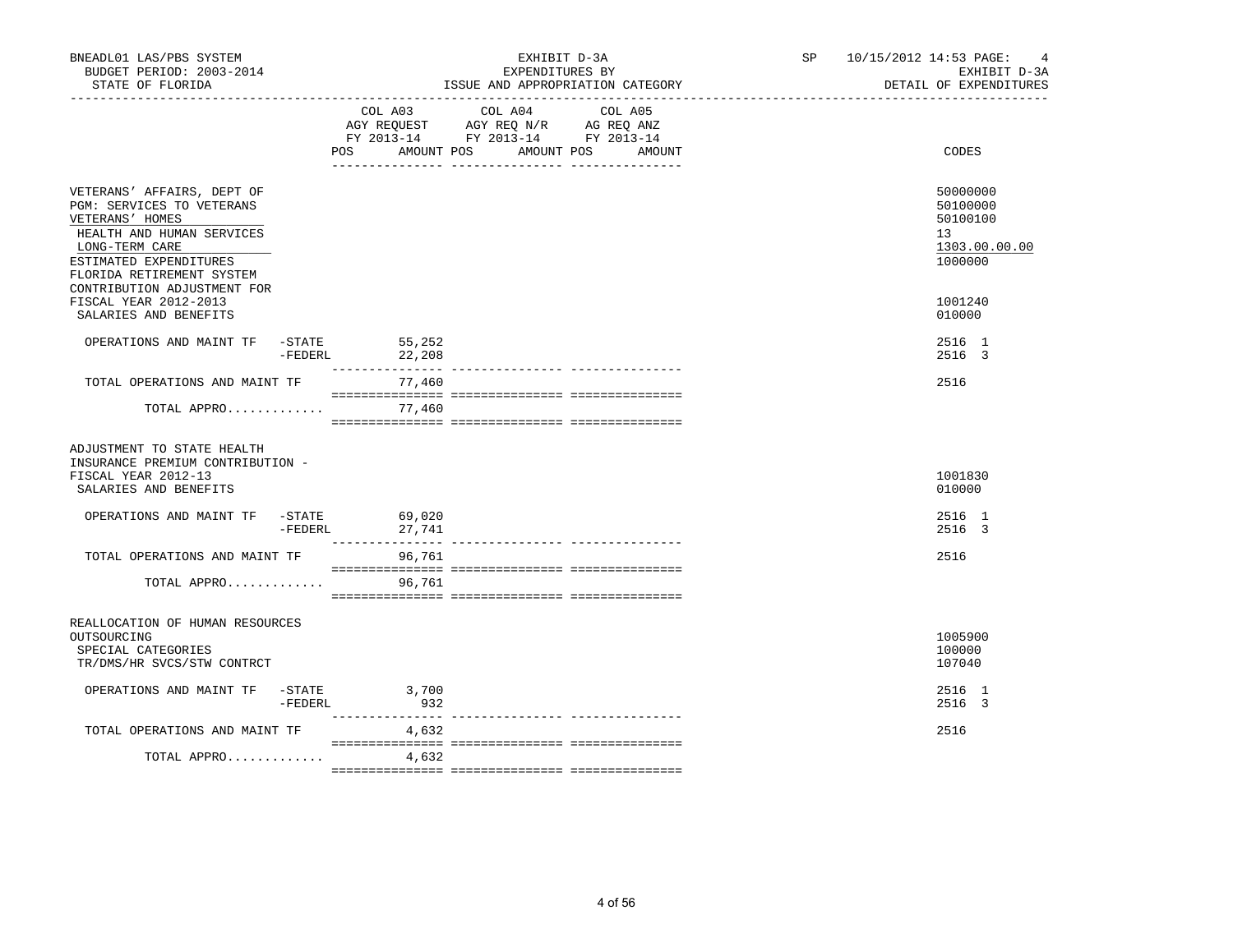BNEADL01 LAS/PBS SYSTEM
BUDGET PERIOD: 2003-2014
STATE OF FLORIDA

EXHIBIT D-3A
EXPENDITURES BY
ISSUE AND APPROPRIATION CATEGORY

SP 10/15/2012 14:53 PAGE: 4
EXHIBIT D-3A
DETAIL OF EXPENDITURES

| | COL A03 AGY REQUEST FY 2013-14 POS AMOUNT | COL A04 AGY REQ N/R FY 2013-14 POS AMOUNT | COL A05 AG REQ ANZ FY 2013-14 POS AMOUNT | CODES |
|---|---|---|---|---|
| VETERANS' AFFAIRS, DEPT OF | | | | 50000000 |
| PGM: SERVICES TO VETERANS | | | | 50100000 |
| VETERANS' HOMES | | | | 50100100 |
| HEALTH AND HUMAN SERVICES | | | | 13 |
| LONG-TERM CARE | | | | 1303.00.00.00 |
| ESTIMATED EXPENDITURES | | | | 1000000 |
| FLORIDA RETIREMENT SYSTEM CONTRIBUTION ADJUSTMENT FOR FISCAL YEAR 2012-2013 | | | | 1001240 |
| SALARIES AND BENEFITS | | | | 010000 |
| OPERATIONS AND MAINT TF -STATE | 55,252 | | | 2516 1 |
| -FEDERL | 22,208 | | | 2516 3 |
| TOTAL OPERATIONS AND MAINT TF | 77,460 | | | 2516 |
| TOTAL APPRO............. | 77,460 | | | |
| ADJUSTMENT TO STATE HEALTH INSURANCE PREMIUM CONTRIBUTION - FISCAL YEAR 2012-13 | | | | 1001830 |
| SALARIES AND BENEFITS | | | | 010000 |
| OPERATIONS AND MAINT TF -STATE | 69,020 | | | 2516 1 |
| -FEDERL | 27,741 | | | 2516 3 |
| TOTAL OPERATIONS AND MAINT TF | 96,761 | | | 2516 |
| TOTAL APPRO............. | 96,761 | | | |
| REALLOCATION OF HUMAN RESOURCES OUTSOURCING | | | | 1005900 |
| SPECIAL CATEGORIES | | | | 100000 |
| TR/DMS/HR SVCS/STW CONTRCT | | | | 107040 |
| OPERATIONS AND MAINT TF -STATE | 3,700 | | | 2516 1 |
| -FEDERL | 932 | | | 2516 3 |
| TOTAL OPERATIONS AND MAINT TF | 4,632 | | | 2516 |
| TOTAL APPRO............. | 4,632 | | | |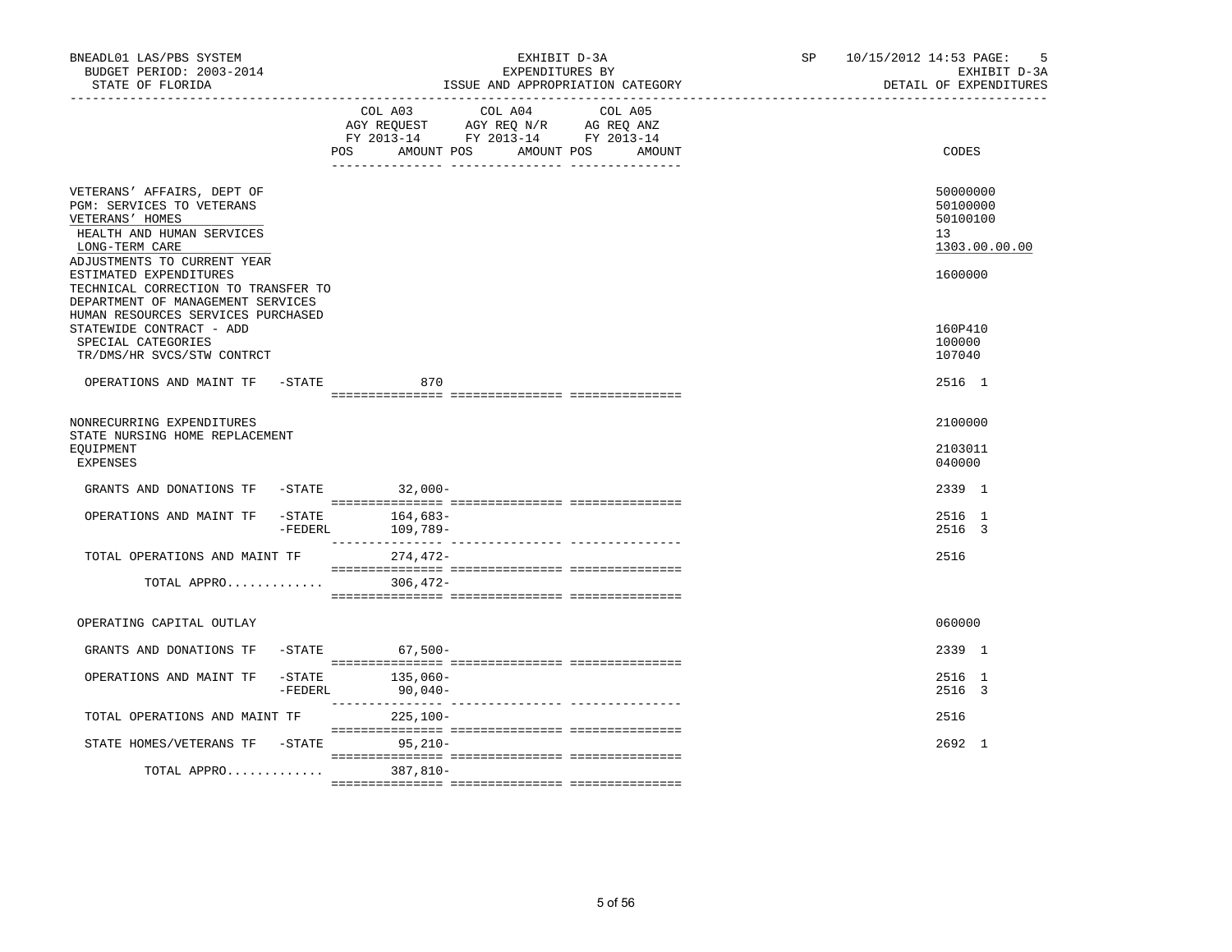BNEADL01 LAS/PBS SYSTEM
BUDGET PERIOD: 2003-2014
STATE OF FLORIDA

EXHIBIT D-3A
EXPENDITURES BY
ISSUE AND APPROPRIATION CATEGORY

SP 10/15/2012 14:53 PAGE: 5
EXHIBIT D-3A
DETAIL OF EXPENDITURES

| | COL A03 AGY REQUEST FY 2013-14 POS AMOUNT | COL A04 AGY REQ N/R FY 2013-14 POS AMOUNT | COL A05 AG REQ ANZ FY 2013-14 POS AMOUNT | CODES |
|---|---|---|---|---|
| VETERANS' AFFAIRS, DEPT OF | | | | 50000000 |
| PGM: SERVICES TO VETERANS | | | | 50100000 |
| VETERANS' HOMES | | | | 50100100 |
| HEALTH AND HUMAN SERVICES | | | | 13 |
| LONG-TERM CARE | | | | 1303.00.00.00 |
| ADJUSTMENTS TO CURRENT YEAR ESTIMATED EXPENDITURES | | | | 1600000 |
| TECHNICAL CORRECTION TO TRANSFER TO DEPARTMENT OF MANAGEMENT SERVICES HUMAN RESOURCES SERVICES PURCHASED STATEWIDE CONTRACT - ADD | | | | 160P410 |
| SPECIAL CATEGORIES | | | | 100000 |
| TR/DMS/HR SVCS/STW CONTRCT | | | | 107040 |
| OPERATIONS AND MAINT TF -STATE | 870 | | | 2516 1 |
| NONRECURRING EXPENDITURES | | | | 2100000 |
| STATE NURSING HOME REPLACEMENT EQUIPMENT | | | | 2103011 |
| EXPENSES | | | | 040000 |
| GRANTS AND DONATIONS TF -STATE | 32,000- | | | 2339 1 |
| OPERATIONS AND MAINT TF -STATE | 164,683- | | | 2516 1 |
| -FEDERL | 109,789- | | | 2516 3 |
| TOTAL OPERATIONS AND MAINT TF | 274,472- | | | 2516 |
| TOTAL APPRO............ | 306,472- | | | |
| OPERATING CAPITAL OUTLAY | | | | 060000 |
| GRANTS AND DONATIONS TF -STATE | 67,500- | | | 2339 1 |
| OPERATIONS AND MAINT TF -STATE | 135,060- | | | 2516 1 |
| -FEDERL | 90,040- | | | 2516 3 |
| TOTAL OPERATIONS AND MAINT TF | 225,100- | | | 2516 |
| STATE HOMES/VETERANS TF -STATE | 95,210- | | | 2692 1 |
| TOTAL APPRO............ | 387,810- | | | |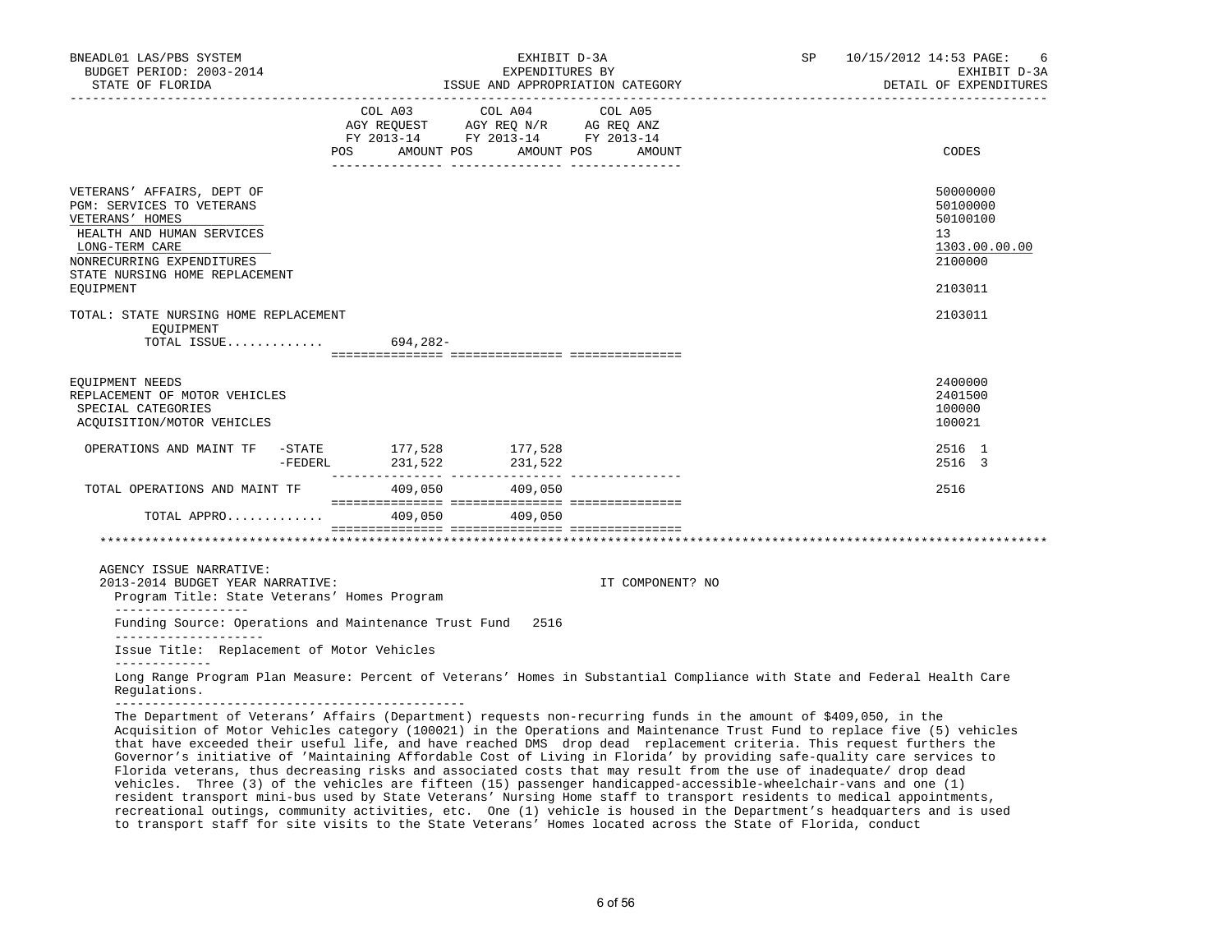BNEADL01 LAS/PBS SYSTEM | EXHIBIT D-3A | SP 10/15/2012 14:53 PAGE: 6
BUDGET PERIOD: 2003-2014 | EXPENDITURES BY | EXHIBIT D-3A
STATE OF FLORIDA | ISSUE AND APPROPRIATION CATEGORY | DETAIL OF EXPENDITURES

| | COL A03 AGY REQUEST FY 2013-14 POS AMOUNT | COL A04 AGY REQ N/R FY 2013-14 POS AMOUNT | COL A05 AG REQ ANZ FY 2013-14 POS AMOUNT | CODES |
|---|---|---|---|---|
| VETERANS' AFFAIRS, DEPT OF | | | | 50000000 |
| PGM: SERVICES TO VETERANS | | | | 50100000 |
| VETERANS' HOMES | | | | 50100100 |
| HEALTH AND HUMAN SERVICES | | | | 13 |
| LONG-TERM CARE | | | | 1303.00.00.00 |
| NONRECURRING EXPENDITURES | | | | 2100000 |
| STATE NURSING HOME REPLACEMENT EQUIPMENT | | | | 2103011 |
| TOTAL: STATE NURSING HOME REPLACEMENT EQUIPMENT | | | | 2103011 |
| TOTAL ISSUE............. | 694,282- | | | |
| EQUIPMENT NEEDS | | | | 2400000 |
| REPLACEMENT OF MOTOR VEHICLES | | | | 2401500 |
| SPECIAL CATEGORIES | | | | 100000 |
| ACQUISITION/MOTOR VEHICLES | | | | 100021 |
| OPERATIONS AND MAINT TF -STATE | 177,528 | 177,528 | | 2516 1 |
| -FEDERL | 231,522 | 231,522 | | 2516 3 |
| TOTAL OPERATIONS AND MAINT TF | 409,050 | 409,050 | | 2516 |
| TOTAL APPRO............. | 409,050 | 409,050 | | |

AGENCY ISSUE NARRATIVE:
2013-2014 BUDGET YEAR NARRATIVE: IT COMPONENT? NO

Program Title: State Veterans' Homes Program

Funding Source: Operations and Maintenance Trust Fund 2516

Issue Title: Replacement of Motor Vehicles

Long Range Program Plan Measure: Percent of Veterans' Homes in Substantial Compliance with State and Federal Health Care Regulations.

The Department of Veterans' Affairs (Department) requests non-recurring funds in the amount of $409,050, in the Acquisition of Motor Vehicles category (100021) in the Operations and Maintenance Trust Fund to replace five (5) vehicles that have exceeded their useful life, and have reached DMS drop dead replacement criteria. This request furthers the Governor's initiative of 'Maintaining Affordable Cost of Living in Florida' by providing safe-quality care services to Florida veterans, thus decreasing risks and associated costs that may result from the use of inadequate/ drop dead vehicles. Three (3) of the vehicles are fifteen (15) passenger handicapped-accessible-wheelchair-vans and one (1) resident transport mini-bus used by State Veterans' Nursing Home staff to transport residents to medical appointments, recreational outings, community activities, etc. One (1) vehicle is housed in the Department's headquarters and is used to transport staff for site visits to the State Veterans' Homes located across the State of Florida, conduct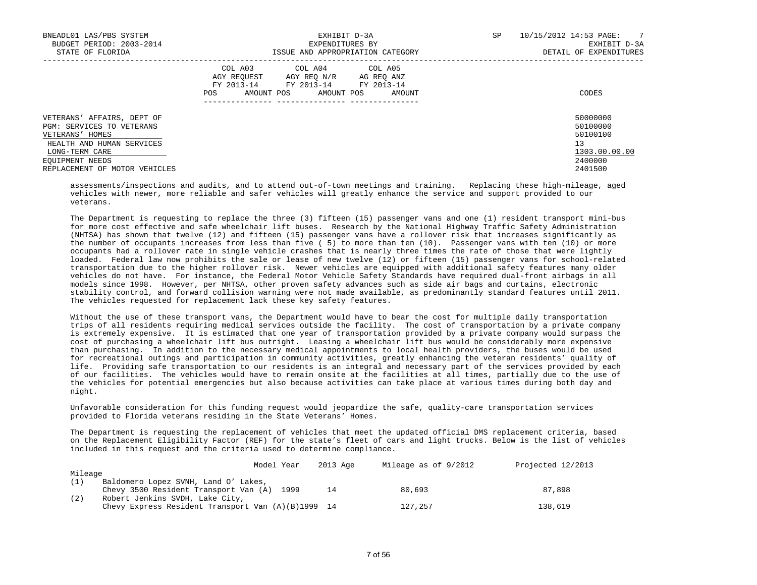| | COL A03 AGY REQUEST FY 2013-14 POS AMOUNT | COL A04 AGY REQ N/R FY 2013-14 POS AMOUNT | COL A05 AG REQ ANZ FY 2013-14 POS AMOUNT | CODES |
|---|---|---|---|---|
| VETERANS' AFFAIRS, DEPT OF | | | | 50000000 |
| PGM: SERVICES TO VETERANS | | | | 50100000 |
| VETERANS' HOMES | | | | 50100100 |
| HEALTH AND HUMAN SERVICES | | | | 13 |
| LONG-TERM CARE | | | | 1303.00.00.00 |
| EQUIPMENT NEEDS | | | | 2400000 |
| REPLACEMENT OF MOTOR VEHICLES | | | | 2401500 |

assessments/inspections and audits, and to attend out-of-town meetings and training. Replacing these high-mileage, aged vehicles with newer, more reliable and safer vehicles will greatly enhance the service and support provided to our veterans.

The Department is requesting to replace the three (3) fifteen (15) passenger vans and one (1) resident transport mini-bus for more cost effective and safe wheelchair lift buses. Research by the National Highway Traffic Safety Administration (NHTSA) has shown that twelve (12) and fifteen (15) passenger vans have a rollover risk that increases significantly as the number of occupants increases from less than five ( 5) to more than ten (10). Passenger vans with ten (10) or more occupants had a rollover rate in single vehicle crashes that is nearly three times the rate of those that were lightly loaded. Federal law now prohibits the sale or lease of new twelve (12) or fifteen (15) passenger vans for school-related transportation due to the higher rollover risk. Newer vehicles are equipped with additional safety features many older vehicles do not have. For instance, the Federal Motor Vehicle Safety Standards have required dual-front airbags in all models since 1998. However, per NHTSA, other proven safety advances such as side air bags and curtains, electronic stability control, and forward collision warning were not made available, as predominantly standard features until 2011. The vehicles requested for replacement lack these key safety features.

Without the use of these transport vans, the Department would have to bear the cost for multiple daily transportation trips of all residents requiring medical services outside the facility. The cost of transportation by a private company is extremely expensive. It is estimated that one year of transportation provided by a private company would surpass the cost of purchasing a wheelchair lift bus outright. Leasing a wheelchair lift bus would be considerably more expensive than purchasing. In addition to the necessary medical appointments to local health providers, the buses would be used for recreational outings and participation in community activities, greatly enhancing the veteran residents' quality of life. Providing safe transportation to our residents is an integral and necessary part of the services provided by each of our facilities. The vehicles would have to remain onsite at the facilities at all times, partially due to the use of the vehicles for potential emergencies but also because activities can take place at various times during both day and night.

Unfavorable consideration for this funding request would jeopardize the safe, quality-care transportation services provided to Florida veterans residing in the State Veterans' Homes.

The Department is requesting the replacement of vehicles that meet the updated official DMS replacement criteria, based on the Replacement Eligibility Factor (REF) for the state's fleet of cars and light trucks. Below is the list of vehicles included in this request and the criteria used to determine compliance.

| | | Model Year | 2013 Age | Mileage as of 9/2012 | Projected 12/2013 Mileage |
|---|---|---|---|---|---|
| (1) | Baldomero Lopez SVNH, Land O' Lakes, Chevy 3500 Resident Transport Van (A) | 1999 | 14 | 80,693 | 87,898 |
| (2) | Robert Jenkins SVDH, Lake City, Chevy Express Resident Transport Van (A)(B) | 1999 | 14 | 127,257 | 138,619 |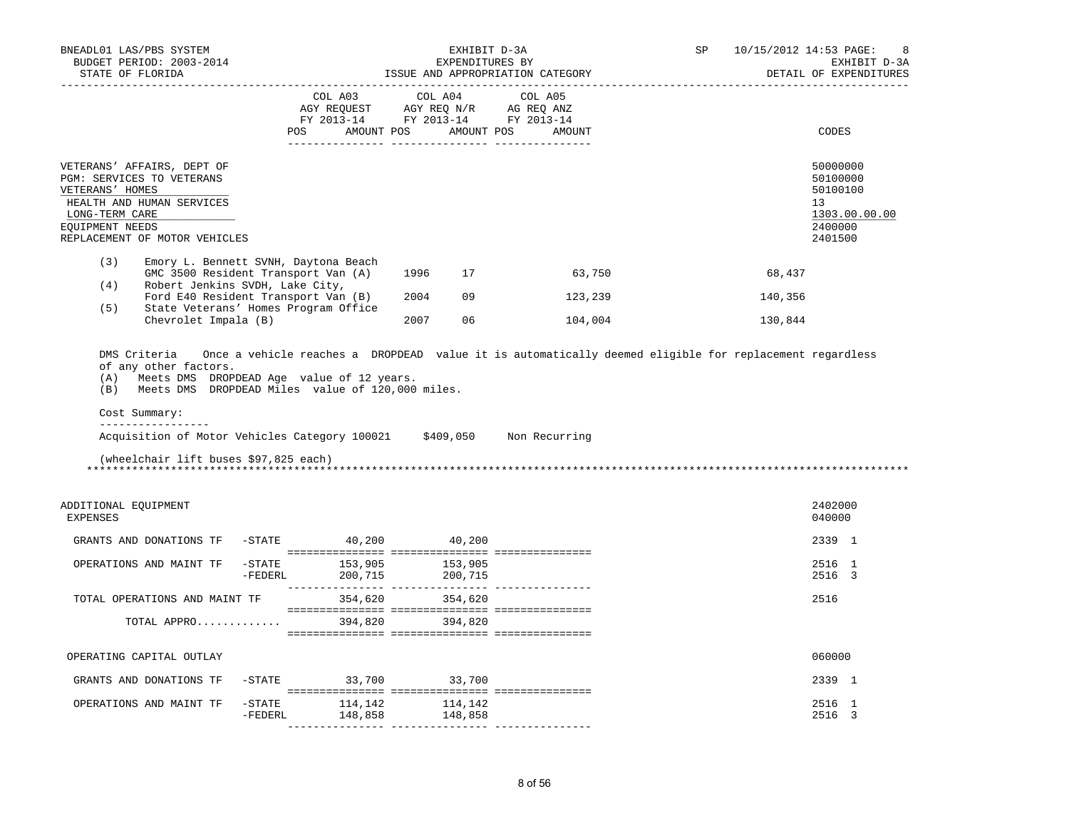BNEADL01 LAS/PBS SYSTEM — EXHIBIT D-3A — EXPENDITURES BY ISSUE AND APPROPRIATION CATEGORY — SP 10/15/2012 14:53 — DETAIL OF EXPENDITURES

BUDGET PERIOD: 2003-2014 — STATE OF FLORIDA

| | COL A03 AGY REQUEST FY 2013-14 POS AMOUNT | COL A04 AGY REQ N/R FY 2013-14 POS AMOUNT | COL A05 AG REQ ANZ FY 2013-14 POS AMOUNT | CODES |
|---|---|---|---|---|
| VETERANS' AFFAIRS, DEPT OF | | | | 50000000 |
| PGM: SERVICES TO VETERANS | | | | 50100000 |
| VETERANS' HOMES | | | | 50100100 |
| HEALTH AND HUMAN SERVICES | | | | 13 |
| LONG-TERM CARE | | | | 1303.00.00.00 |
| EQUIPMENT NEEDS | | | | 2400000 |
| REPLACEMENT OF MOTOR VEHICLES | | | | 2401500 |

| | Vehicle | Year | | Miles | Cost |
|---|---|---|---|---|---|
| (3) | Emory L. Bennett SVNH, Daytona Beach GMC 3500 Resident Transport Van (A) | 1996 | 17 | 63,750 | 68,437 |
| (4) | Robert Jenkins SVDH, Lake City, Ford E40 Resident Transport Van (B) | 2004 | 09 | 123,239 | 140,356 |
| (5) | State Veterans' Homes Program Office Chevrolet Impala (B) | 2007 | 06 | 104,004 | 130,844 |

DMS Criteria Once a vehicle reaches a DROPDEAD value it is automatically deemed eligible for replacement regardless of any other factors.

(A) Meets DMS DROPDEAD Age value of 12 years.
(B) Meets DMS DROPDEAD Miles value of 120,000 miles.

Cost Summary:

Acquisition of Motor Vehicles Category 100021 $409,050 Non Recurring

(wheelchair lift buses $97,825 each)

*****************************************************************************************************************************

| | | COL A03 | COL A04 | COL A05 | CODES |
|---|---|---|---|---|---|
| ADDITIONAL EQUIPMENT | | | | | 2402000 |
| EXPENSES | | | | | 040000 |
| GRANTS AND DONATIONS TF | -STATE | 40,200 | 40,200 | | 2339 1 |
| OPERATIONS AND MAINT TF | -STATE | 153,905 | 153,905 | | 2516 1 |
| | -FEDERL | 200,715 | 200,715 | | 2516 3 |
| TOTAL OPERATIONS AND MAINT TF | | 354,620 | 354,620 | | 2516 |
| TOTAL APPRO............. | | 394,820 | 394,820 | | |
| OPERATING CAPITAL OUTLAY | | | | | 060000 |
| GRANTS AND DONATIONS TF | -STATE | 33,700 | 33,700 | | 2339 1 |
| OPERATIONS AND MAINT TF | -STATE | 114,142 | 114,142 | | 2516 1 |
| | -FEDERL | 148,858 | 148,858 | | 2516 3 |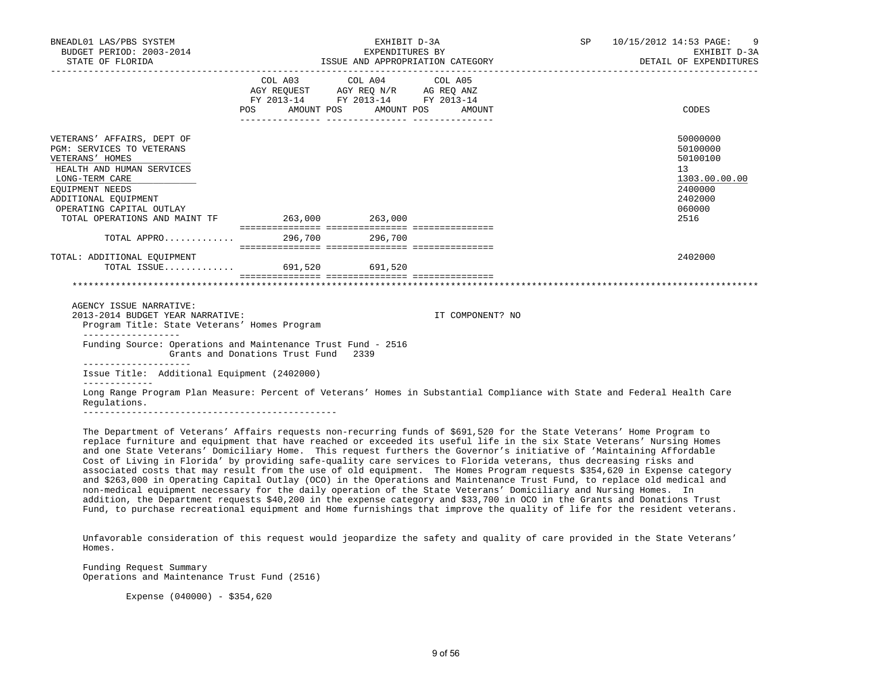BNEADL01 LAS/PBS SYSTEM — EXHIBIT D-3A — SP 10/15/2012 14:53 PAGE: 9
BUDGET PERIOD: 2003-2014 — EXPENDITURES BY — EXHIBIT D-3A
STATE OF FLORIDA — ISSUE AND APPROPRIATION CATEGORY — DETAIL OF EXPENDITURES

| | COL A03 AGY REQUEST FY 2013-14 POS AMOUNT | COL A04 AGY REQ N/R FY 2013-14 POS AMOUNT | COL A05 AG REQ ANZ FY 2013-14 POS AMOUNT | CODES |
|---|---|---|---|---|
| VETERANS' AFFAIRS, DEPT OF | | | | 50000000 |
| PGM: SERVICES TO VETERANS | | | | 50100000 |
| VETERANS' HOMES | | | | 50100100 |
| HEALTH AND HUMAN SERVICES | | | | 13 |
| LONG-TERM CARE | | | | 1303.00.00.00 |
| EQUIPMENT NEEDS | | | | 2400000 |
| ADDITIONAL EQUIPMENT | | | | 2402000 |
| OPERATING CAPITAL OUTLAY | | | | 060000 |
| TOTAL OPERATIONS AND MAINT TF | 263,000 | 263,000 | | 2516 |
| TOTAL APPRO............ | 296,700 | 296,700 | | |
| TOTAL: ADDITIONAL EQUIPMENT | | | | 2402000 |
| TOTAL ISSUE............ | 691,520 | 691,520 | | |

AGENCY ISSUE NARRATIVE:
2013-2014 BUDGET YEAR NARRATIVE: IT COMPONENT? NO

Program Title: State Veterans' Homes Program

Funding Source: Operations and Maintenance Trust Fund - 2516
Grants and Donations Trust Fund 2339

Issue Title: Additional Equipment (2402000)

Long Range Program Plan Measure: Percent of Veterans' Homes in Substantial Compliance with State and Federal Health Care Regulations.

The Department of Veterans' Affairs requests non-recurring funds of $691,520 for the State Veterans' Home Program to replace furniture and equipment that have reached or exceeded its useful life in the six State Veterans' Nursing Homes and one State Veterans' Domiciliary Home. This request furthers the Governor's initiative of 'Maintaining Affordable Cost of Living in Florida' by providing safe-quality care services to Florida veterans, thus decreasing risks and associated costs that may result from the use of old equipment. The Homes Program requests $354,620 in Expense category and $263,000 in Operating Capital Outlay (OCO) in the Operations and Maintenance Trust Fund, to replace old medical and non-medical equipment necessary for the daily operation of the State Veterans' Domiciliary and Nursing Homes. In addition, the Department requests $40,200 in the expense category and $33,700 in OCO in the Grants and Donations Trust Fund, to purchase recreational equipment and Home furnishings that improve the quality of life for the resident veterans.

Unfavorable consideration of this request would jeopardize the safety and quality of care provided in the State Veterans' Homes.

Funding Request Summary
Operations and Maintenance Trust Fund (2516)

Expense (040000) - $354,620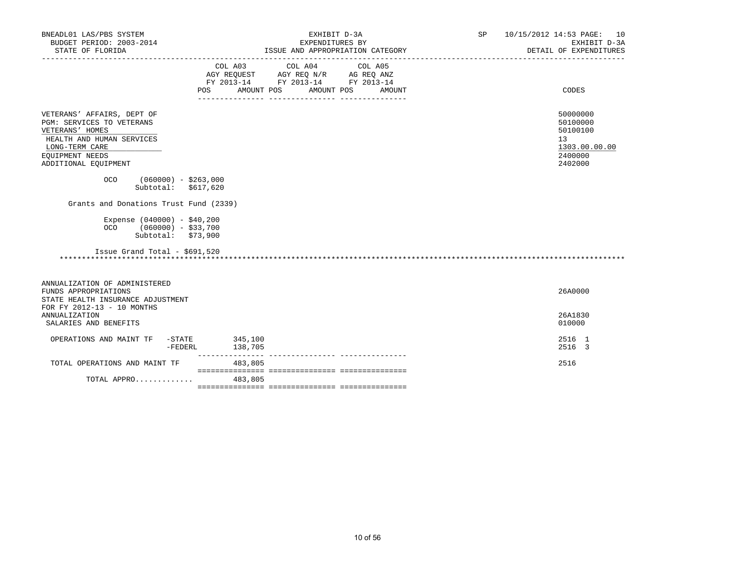BNEADL01 LAS/PBS SYSTEM | EXHIBIT D-3A | SP 10/15/2012 14:53 PAGE: 10
BUDGET PERIOD: 2003-2014 | EXPENDITURES BY | EXHIBIT D-3A
STATE OF FLORIDA | ISSUE AND APPROPRIATION CATEGORY | DETAIL OF EXPENDITURES

| | COL A03 AGY REQUEST FY 2013-14 POS AMOUNT | COL A04 AGY REQ N/R FY 2013-14 POS AMOUNT | COL A05 AG REQ ANZ FY 2013-14 POS AMOUNT | CODES |
|---|---|---|---|---|
| VETERANS' AFFAIRS, DEPT OF | | | | 50000000 |
| PGM: SERVICES TO VETERANS | | | | 50100000 |
| VETERANS' HOMES | | | | 50100100 |
| HEALTH AND HUMAN SERVICES | | | | 13 |
| LONG-TERM CARE | | | | 1303.00.00.00 |
| EQUIPMENT NEEDS | | | | 2400000 |
| ADDITIONAL EQUIPMENT | | | | 2402000 |

OCO (060000) - $263,000
Subtotal: $617,620

Grants and Donations Trust Fund (2339)

Expense (040000) - $40,200
OCO (060000) - $33,700
Subtotal: $73,900

Issue Grand Total - $691,520

*****************************************************************************************************************

| | COL A03 | COL A04 | COL A05 | CODES |
|---|---|---|---|---|
| ANNUALIZATION OF ADMINISTERED FUNDS APPROPRIATIONS | | | | 26A0000 |
| STATE HEALTH INSURANCE ADJUSTMENT FOR FY 2012-13 - 10 MONTHS ANNUALIZATION | | | | 26A1830 |
| SALARIES AND BENEFITS | | | | 010000 |
| OPERATIONS AND MAINT TF -STATE | 345,100 | | | 2516 1 |
| -FEDERL | 138,705 | | | 2516 3 |
| TOTAL OPERATIONS AND MAINT TF | 483,805 | | | 2516 |
| TOTAL APPRO............ | 483,805 | | | |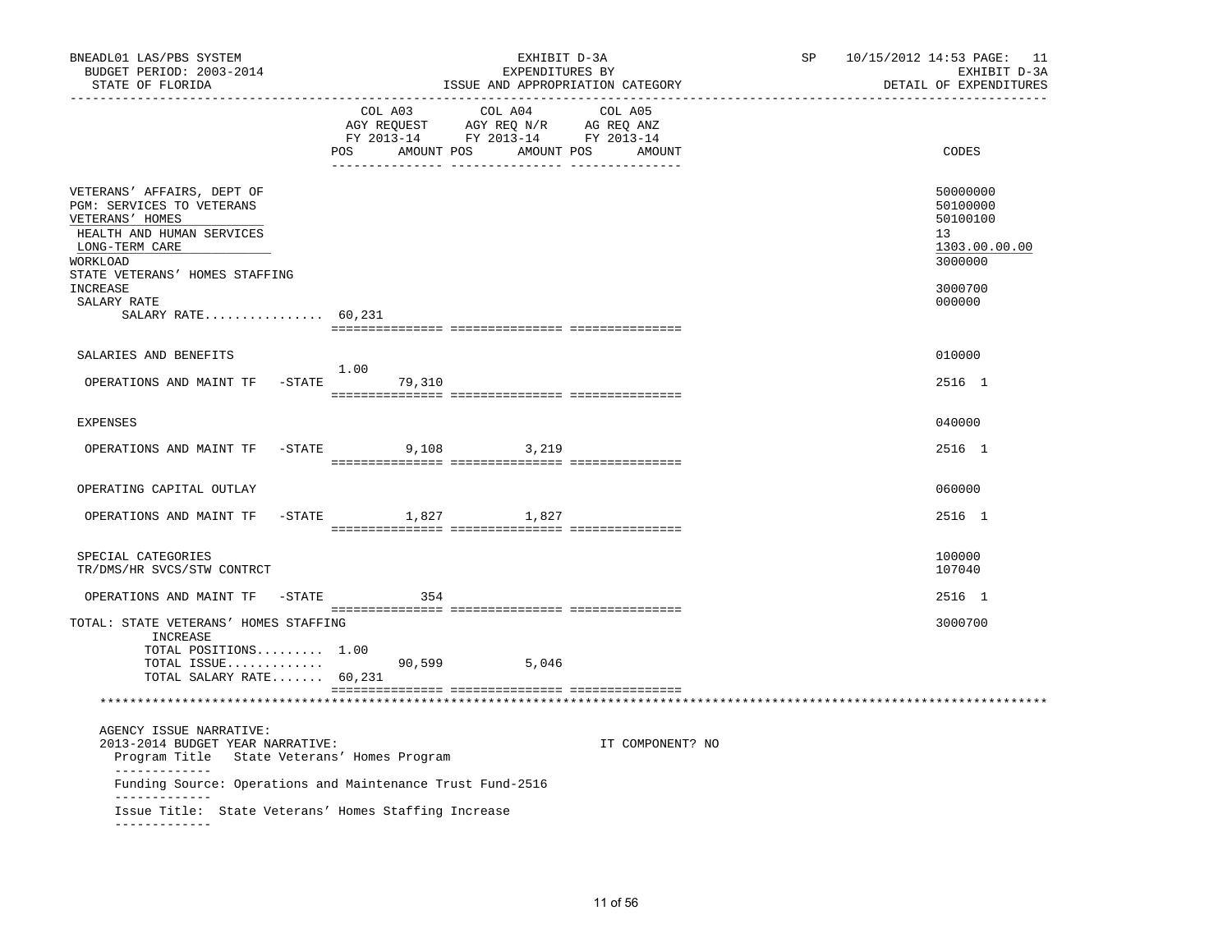BNEADL01 LAS/PBS SYSTEM
BUDGET PERIOD: 2003-2014
STATE OF FLORIDA

EXHIBIT D-3A
EXPENDITURES BY
ISSUE AND APPROPRIATION CATEGORY

SP 10/15/2012 14:53 PAGE: 11
EXHIBIT D-3A
DETAIL OF EXPENDITURES

| | COL A03 AGY REQUEST FY 2013-14 POS | AMOUNT | COL A04 AGY REQ N/R FY 2013-14 POS | AMOUNT | COL A05 AG REQ ANZ FY 2013-14 POS | AMOUNT | CODES |
|---|---|---|---|---|---|---|---|
| VETERANS' AFFAIRS, DEPT OF | | | | | | | 50000000 |
| PGM: SERVICES TO VETERANS | | | | | | | 50100000 |
| VETERANS' HOMES | | | | | | | 50100100 |
| HEALTH AND HUMAN SERVICES | | | | | | | 13 |
| LONG-TERM CARE | | | | | | | 1303.00.00.00 |
| WORKLOAD | | | | | | | 3000000 |
| STATE VETERANS' HOMES STAFFING INCREASE | | | | | | | 3000700 |
| SALARY RATE | | | | | | | 000000 |
| SALARY RATE................ | 60,231 | | | | | | |
| SALARIES AND BENEFITS | | | | | | | 010000 |
| OPERATIONS AND MAINT TF -STATE | 1.00 | 79,310 | | | | | 2516 1 |
| EXPENSES | | | | | | | 040000 |
| OPERATIONS AND MAINT TF -STATE | | 9,108 | | 3,219 | | | 2516 1 |
| OPERATING CAPITAL OUTLAY | | | | | | | 060000 |
| OPERATIONS AND MAINT TF -STATE | | 1,827 | | 1,827 | | | 2516 1 |
| SPECIAL CATEGORIES | | | | | | | 100000 |
| TR/DMS/HR SVCS/STW CONTRCT | | | | | | | 107040 |
| OPERATIONS AND MAINT TF -STATE | | 354 | | | | | 2516 1 |
| TOTAL: STATE VETERANS' HOMES STAFFING INCREASE | | | | | | | 3000700 |
| TOTAL POSITIONS......... | 1.00 | | | | | | |
| TOTAL ISSUE............. | | 90,599 | | 5,046 | | | |
| TOTAL SALARY RATE....... | 60,231 | | | | | | |

AGENCY ISSUE NARRATIVE:
2013-2014 BUDGET YEAR NARRATIVE: IT COMPONENT? NO

Program Title State Veterans' Homes Program

Funding Source: Operations and Maintenance Trust Fund-2516

Issue Title: State Veterans' Homes Staffing Increase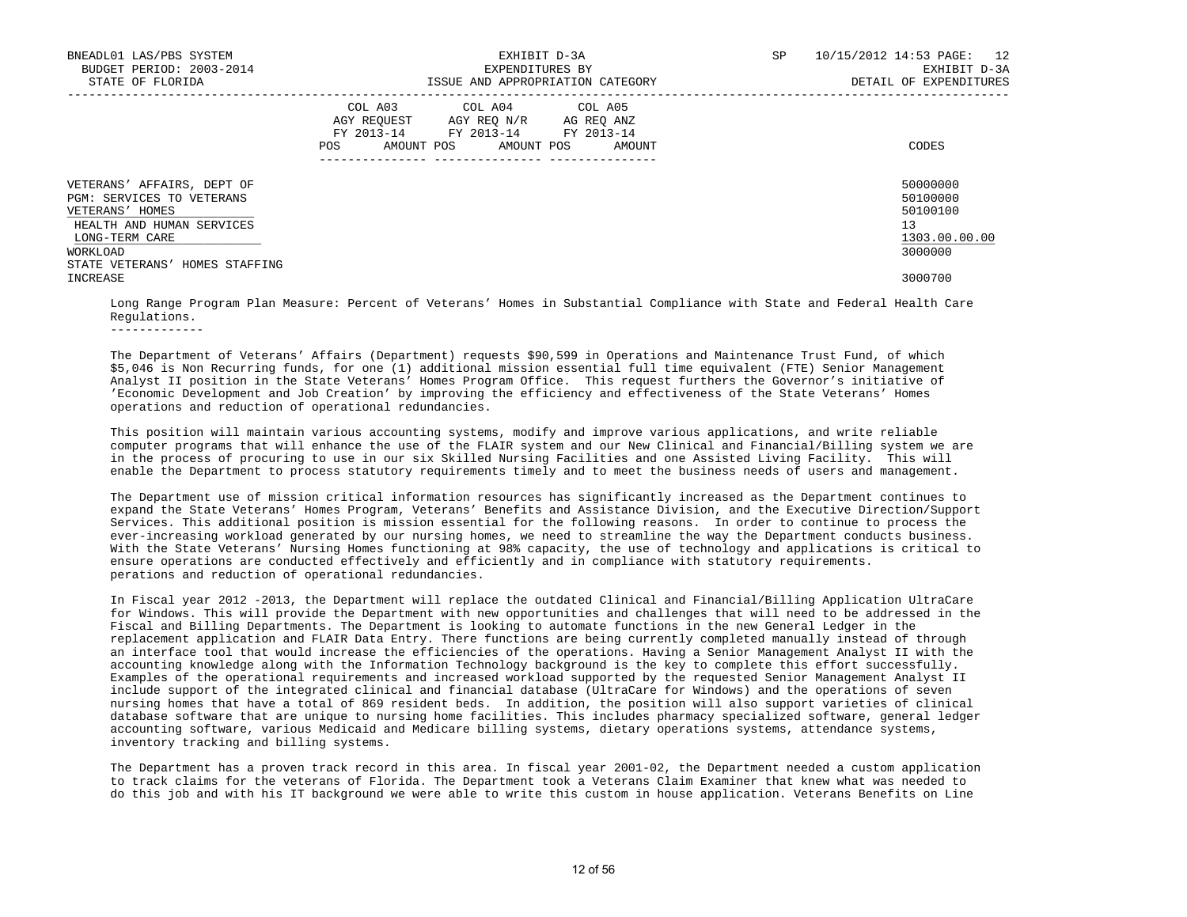| | COL A03 AGY REQUEST FY 2013-14 POS AMOUNT | COL A04 AGY REQ N/R FY 2013-14 POS AMOUNT | COL A05 AG REQ ANZ FY 2013-14 POS AMOUNT | CODES |
|---|---|---|---|---|
| VETERANS' AFFAIRS, DEPT OF | | | | 50000000 |
| PGM: SERVICES TO VETERANS | | | | 50100000 |
| VETERANS' HOMES | | | | 50100100 |
| HEALTH AND HUMAN SERVICES | | | | 13 |
| LONG-TERM CARE | | | | 1303.00.00.00 |
| WORKLOAD | | | | 3000000 |
| STATE VETERANS' HOMES STAFFING INCREASE | | | | 3000700 |

Long Range Program Plan Measure: Percent of Veterans' Homes in Substantial Compliance with State and Federal Health Care Regulations.

-------------

The Department of Veterans' Affairs (Department) requests $90,599 in Operations and Maintenance Trust Fund, of which $5,046 is Non Recurring funds, for one (1) additional mission essential full time equivalent (FTE) Senior Management Analyst II position in the State Veterans' Homes Program Office. This request furthers the Governor's initiative of 'Economic Development and Job Creation' by improving the efficiency and effectiveness of the State Veterans' Homes operations and reduction of operational redundancies.

This position will maintain various accounting systems, modify and improve various applications, and write reliable computer programs that will enhance the use of the FLAIR system and our New Clinical and Financial/Billing system we are in the process of procuring to use in our six Skilled Nursing Facilities and one Assisted Living Facility. This will enable the Department to process statutory requirements timely and to meet the business needs of users and management.

The Department use of mission critical information resources has significantly increased as the Department continues to expand the State Veterans' Homes Program, Veterans' Benefits and Assistance Division, and the Executive Direction/Support Services. This additional position is mission essential for the following reasons. In order to continue to process the ever-increasing workload generated by our nursing homes, we need to streamline the way the Department conducts business. With the State Veterans' Nursing Homes functioning at 98% capacity, the use of technology and applications is critical to ensure operations are conducted effectively and efficiently and in compliance with statutory requirements.
perations and reduction of operational redundancies.

In Fiscal year 2012 -2013, the Department will replace the outdated Clinical and Financial/Billing Application UltraCare for Windows. This will provide the Department with new opportunities and challenges that will need to be addressed in the Fiscal and Billing Departments. The Department is looking to automate functions in the new General Ledger in the replacement application and FLAIR Data Entry. There functions are being currently completed manually instead of through an interface tool that would increase the efficiencies of the operations. Having a Senior Management Analyst II with the accounting knowledge along with the Information Technology background is the key to complete this effort successfully. Examples of the operational requirements and increased workload supported by the requested Senior Management Analyst II include support of the integrated clinical and financial database (UltraCare for Windows) and the operations of seven nursing homes that have a total of 869 resident beds. In addition, the position will also support varieties of clinical database software that are unique to nursing home facilities. This includes pharmacy specialized software, general ledger accounting software, various Medicaid and Medicare billing systems, dietary operations systems, attendance systems, inventory tracking and billing systems.

The Department has a proven track record in this area. In fiscal year 2001-02, the Department needed a custom application to track claims for the veterans of Florida. The Department took a Veterans Claim Examiner that knew what was needed to do this job and with his IT background we were able to write this custom in house application. Veterans Benefits on Line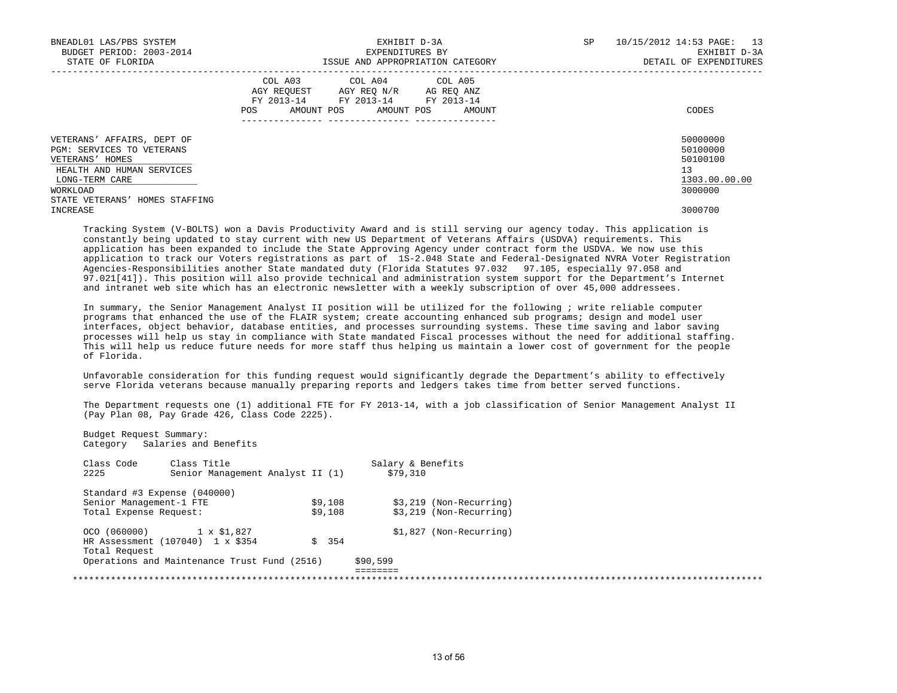| | COL A03 AGY REQUEST FY 2013-14 | | COL A04 AGY REQ N/R FY 2013-14 | | COL A05 AG REQ ANZ FY 2013-14 | | |
|---|---|---|---|---|---|---|---|
| | POS | AMOUNT | POS | AMOUNT | POS | AMOUNT | CODES |
| VETERANS' AFFAIRS, DEPT OF | | | | | | | 50000000 |
| PGM: SERVICES TO VETERANS | | | | | | | 50100000 |
| VETERANS' HOMES | | | | | | | 50100100 |
| HEALTH AND HUMAN SERVICES | | | | | | | 13 |
| LONG-TERM CARE | | | | | | | 1303.00.00.00 |
| WORKLOAD | | | | | | | 3000000 |
| STATE VETERANS' HOMES STAFFING INCREASE | | | | | | | 3000700 |

Tracking System (V-BOLTS) won a Davis Productivity Award and is still serving our agency today. This application is constantly being updated to stay current with new US Department of Veterans Affairs (USDVA) requirements. This application has been expanded to include the State Approving Agency under contract form the USDVA. We now use this application to track our Voters registrations as part of 1S-2.048 State and Federal-Designated NVRA Voter Registration Agencies-Responsibilities another State mandated duty (Florida Statutes 97.032 97.105, especially 97.058 and 97.021[41]). This position will also provide technical and administration system support for the Department's Internet and intranet web site which has an electronic newsletter with a weekly subscription of over 45,000 addressees.

In summary, the Senior Management Analyst II position will be utilized for the following ; write reliable computer programs that enhanced the use of the FLAIR system; create accounting enhanced sub programs; design and model user interfaces, object behavior, database entities, and processes surrounding systems. These time saving and labor saving processes will help us stay in compliance with State mandated Fiscal processes without the need for additional staffing. This will help us reduce future needs for more staff thus helping us maintain a lower cost of government for the people of Florida.

Unfavorable consideration for this funding request would significantly degrade the Department's ability to effectively serve Florida veterans because manually preparing reports and ledgers takes time from better served functions.

The Department requests one (1) additional FTE for FY 2013-14, with a job classification of Senior Management Analyst II (Pay Plan 08, Pay Grade 426, Class Code 2225).

Budget Request Summary:
Category Salaries and Benefits

| Class Code | Class Title | | Salary & Benefits | |
|---|---|---|---|---|
| 2225 | Senior Management Analyst II (1) | | $79,310 | |
| Standard #3 Expense (040000) | | | | |
| Senior Management-1 FTE | | $9,108 | | $3,219 (Non-Recurring) |
| Total Expense Request: | | $9,108 | | $3,219 (Non-Recurring) |
| OCO (060000) | 1 x $1,827 | | | $1,827 (Non-Recurring) |
| HR Assessment (107040) | 1 x $354 | $ 354 | | |
| Total Request | | | | |
| Operations and Maintenance Trust Fund (2516) | | | $90,599 | |

********************************************************************************************************************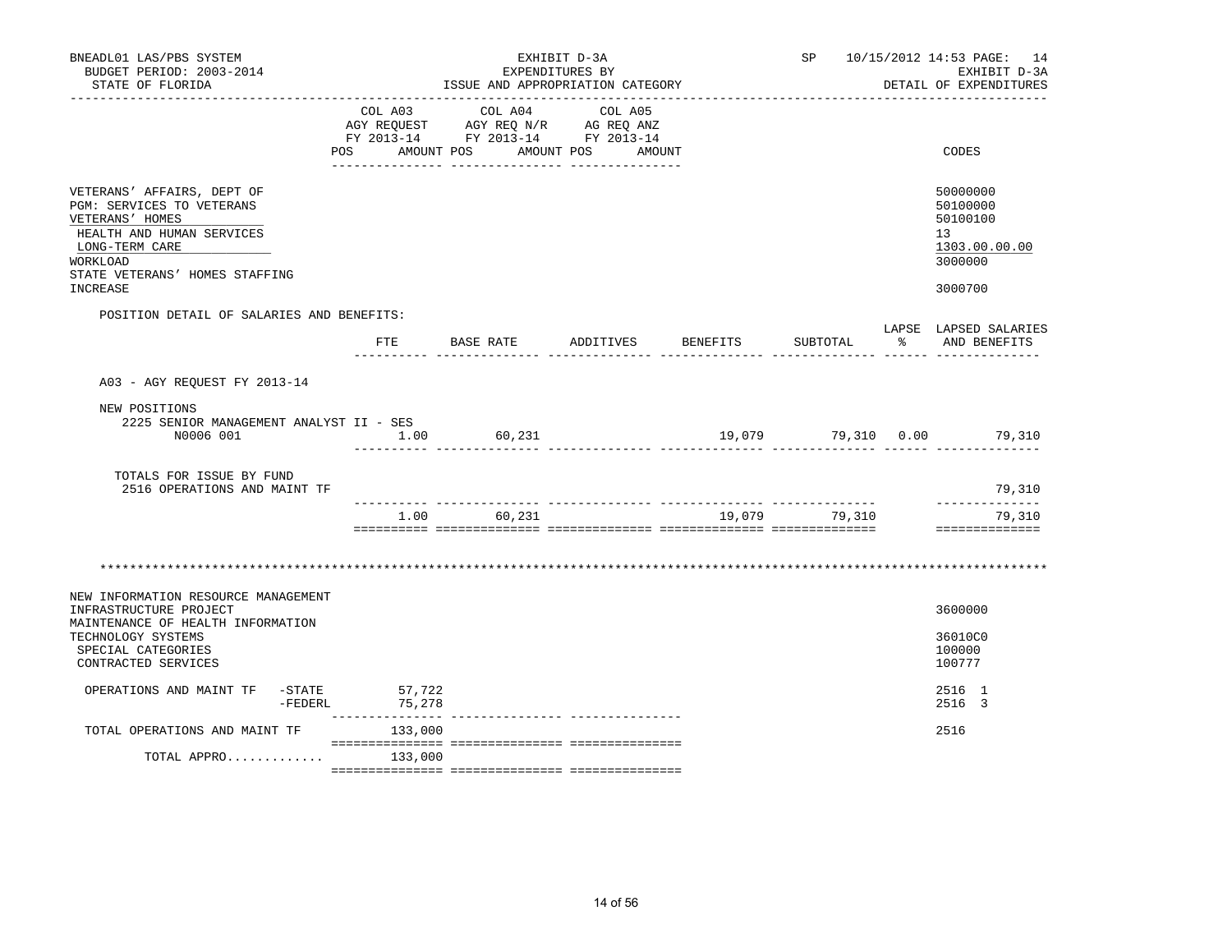BNEADL01 LAS/PBS SYSTEM
BUDGET PERIOD: 2003-2014
STATE OF FLORIDA

EXHIBIT D-3A
EXPENDITURES BY
ISSUE AND APPROPRIATION CATEGORY

SP 10/15/2012 14:53 PAGE: 14
EXHIBIT D-3A
DETAIL OF EXPENDITURES

| | COL A03 AGY REQUEST FY 2013-14 POS AMOUNT | COL A04 AGY REQ N/R FY 2013-14 POS AMOUNT | COL A05 AG REQ ANZ FY 2013-14 POS AMOUNT | CODES |
|---|---|---|---|---|
| VETERANS' AFFAIRS, DEPT OF | | | | 50000000 |
| PGM: SERVICES TO VETERANS | | | | 50100000 |
| VETERANS' HOMES | | | | 50100100 |
| HEALTH AND HUMAN SERVICES | | | | 13 |
| LONG-TERM CARE | | | | 1303.00.00.00 |
| WORKLOAD | | | | 3000000 |
| STATE VETERANS' HOMES STAFFING INCREASE | | | | 3000700 |

POSITION DETAIL OF SALARIES AND BENEFITS:

| | FTE | BASE RATE | ADDITIVES | BENEFITS | SUBTOTAL | LAPSE % | LAPSED SALARIES AND BENEFITS |
|---|---|---|---|---|---|---|---|
| A03 - AGY REQUEST FY 2013-14 | | | | | | | |
| NEW POSITIONS | | | | | | | |
| 2225 SENIOR MANAGEMENT ANALYST II - SES N0006 001 | 1.00 | 60,231 | | 19,079 | 79,310 | 0.00 | 79,310 |
| TOTALS FOR ISSUE BY FUND | | | | | | | |
| 2516 OPERATIONS AND MAINT TF | | | | | | | 79,310 |
| | 1.00 | 60,231 | | 19,079 | 79,310 | | 79,310 |

\*\*\*\*\*\*\*\*\*\*\*\*\*\*\*\*\*\*\*\*\*\*\*\*\*\*\*\*\*\*\*\*\*\*\*\*\*\*\*\*\*\*\*\*\*\*\*\*\*\*\*\*\*\*\*\*\*\*\*\*\*\*\*\*\*\*\*\*\*\*\*\*\*\*\*\*\*\*\*\*\*\*\*\*

| | COL A03 | COL A04 | COL A05 | CODES |
|---|---|---|---|---|
| NEW INFORMATION RESOURCE MANAGEMENT INFRASTRUCTURE PROJECT | | | | 3600000 |
| MAINTENANCE OF HEALTH INFORMATION TECHNOLOGY SYSTEMS | | | | 36010C0 |
| SPECIAL CATEGORIES | | | | 100000 |
| CONTRACTED SERVICES | | | | 100777 |
| OPERATIONS AND MAINT TF -STATE | 57,722 | | | 2516 1 |
| -FEDERL | 75,278 | | | 2516 3 |
| TOTAL OPERATIONS AND MAINT TF | 133,000 | | | 2516 |
| TOTAL APPRO............. | 133,000 | | | |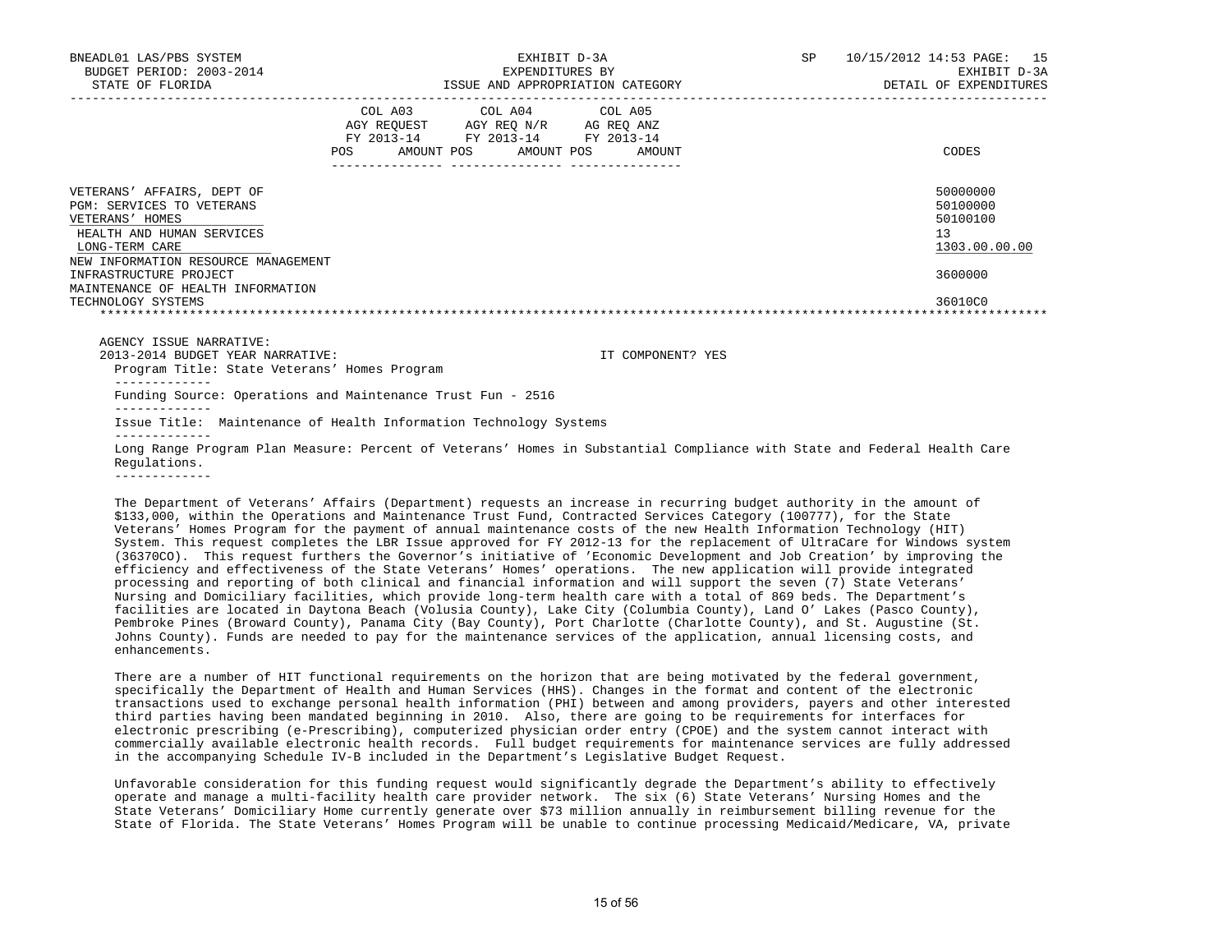BNEADL01 LAS/PBS SYSTEM | EXHIBIT D-3A | SP 10/15/2012 14:53 PAGE: 15
BUDGET PERIOD: 2003-2014 | EXPENDITURES BY | EXHIBIT D-3A
STATE OF FLORIDA | ISSUE AND APPROPRIATION CATEGORY | DETAIL OF EXPENDITURES

| | COL A03 AGY REQUEST FY 2013-14 POS AMOUNT | COL A04 AGY REQ N/R FY 2013-14 POS AMOUNT | COL A05 AG REQ ANZ FY 2013-14 POS AMOUNT | CODES |
|---|---|---|---|---|
| VETERANS' AFFAIRS, DEPT OF | | | | 50000000 |
| PGM: SERVICES TO VETERANS | | | | 50100000 |
| VETERANS' HOMES | | | | 50100100 |
| HEALTH AND HUMAN SERVICES | | | | 13 |
| LONG-TERM CARE | | | | 1303.00.00.00 |
| NEW INFORMATION RESOURCE MANAGEMENT INFRASTRUCTURE PROJECT | | | | 3600000 |
| MAINTENANCE OF HEALTH INFORMATION TECHNOLOGY SYSTEMS | | | | 36010C0 |

AGENCY ISSUE NARRATIVE:

2013-2014 BUDGET YEAR NARRATIVE: IT COMPONENT? YES

Program Title: State Veterans' Homes Program

Funding Source: Operations and Maintenance Trust Fun - 2516

Issue Title: Maintenance of Health Information Technology Systems

Long Range Program Plan Measure: Percent of Veterans' Homes in Substantial Compliance with State and Federal Health Care Regulations.

The Department of Veterans' Affairs (Department) requests an increase in recurring budget authority in the amount of $133,000, within the Operations and Maintenance Trust Fund, Contracted Services Category (100777), for the State Veterans' Homes Program for the payment of annual maintenance costs of the new Health Information Technology (HIT) System. This request completes the LBR Issue approved for FY 2012-13 for the replacement of UltraCare for Windows system (36370CO). This request furthers the Governor's initiative of 'Economic Development and Job Creation' by improving the efficiency and effectiveness of the State Veterans' Homes' operations. The new application will provide integrated processing and reporting of both clinical and financial information and will support the seven (7) State Veterans' Nursing and Domiciliary facilities, which provide long-term health care with a total of 869 beds. The Department's facilities are located in Daytona Beach (Volusia County), Lake City (Columbia County), Land O' Lakes (Pasco County), Pembroke Pines (Broward County), Panama City (Bay County), Port Charlotte (Charlotte County), and St. Augustine (St. Johns County). Funds are needed to pay for the maintenance services of the application, annual licensing costs, and enhancements.

There are a number of HIT functional requirements on the horizon that are being motivated by the federal government, specifically the Department of Health and Human Services (HHS). Changes in the format and content of the electronic transactions used to exchange personal health information (PHI) between and among providers, payers and other interested third parties having been mandated beginning in 2010. Also, there are going to be requirements for interfaces for electronic prescribing (e-Prescribing), computerized physician order entry (CPOE) and the system cannot interact with commercially available electronic health records. Full budget requirements for maintenance services are fully addressed in the accompanying Schedule IV-B included in the Department's Legislative Budget Request.

Unfavorable consideration for this funding request would significantly degrade the Department's ability to effectively operate and manage a multi-facility health care provider network. The six (6) State Veterans' Nursing Homes and the State Veterans' Domiciliary Home currently generate over $73 million annually in reimbursement billing revenue for the State of Florida. The State Veterans' Homes Program will be unable to continue processing Medicaid/Medicare, VA, private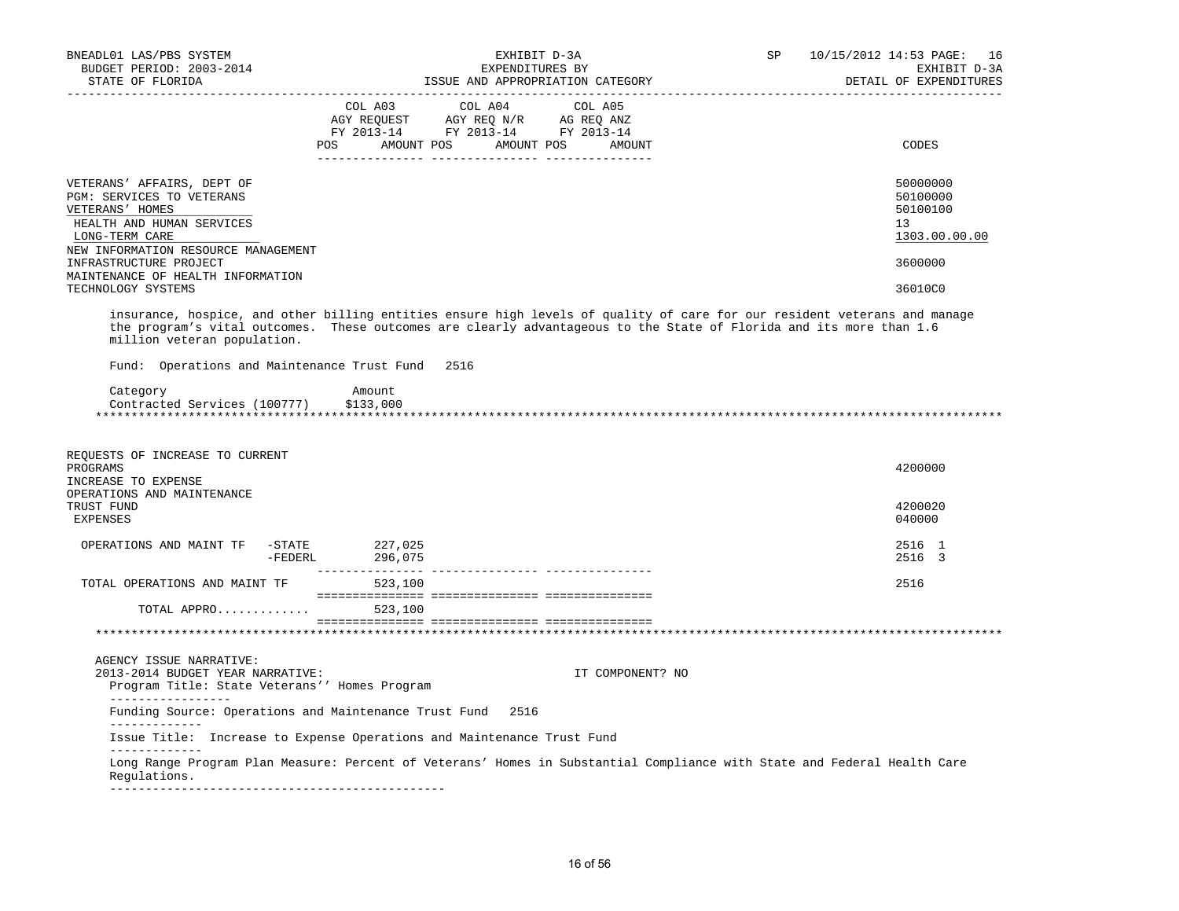BNEADL01 LAS/PBS SYSTEM
BUDGET PERIOD: 2003-2014
STATE OF FLORIDA

EXHIBIT D-3A
EXPENDITURES BY
ISSUE AND APPROPRIATION CATEGORY

SP 10/15/2012 14:53 PAGE: 16
EXHIBIT D-3A
DETAIL OF EXPENDITURES

| | COL A03 AGY REQUEST FY 2013-14 POS AMOUNT | COL A04 AGY REQ N/R FY 2013-14 POS AMOUNT | COL A05 AG REQ ANZ FY 2013-14 POS AMOUNT | CODES |
|---|---|---|---|---|
| VETERANS' AFFAIRS, DEPT OF | | | | 50000000 |
| PGM: SERVICES TO VETERANS | | | | 50100000 |
| VETERANS' HOMES | | | | 50100100 |
| HEALTH AND HUMAN SERVICES | | | | 13 |
| LONG-TERM CARE | | | | 1303.00.00.00 |
| NEW INFORMATION RESOURCE MANAGEMENT INFRASTRUCTURE PROJECT | | | | 3600000 |
| MAINTENANCE OF HEALTH INFORMATION TECHNOLOGY SYSTEMS | | | | 36010C0 |

insurance, hospice, and other billing entities ensure high levels of quality of care for our resident veterans and manage the program's vital outcomes. These outcomes are clearly advantageous to the State of Florida and its more than 1.6 million veteran population.

Fund: Operations and Maintenance Trust Fund 2516

| Category | Amount |
|---|---|
| Contracted Services (100777) | $133,000 |

********************************************************************************************************************

| | COL A03 | COL A04 | COL A05 | CODES |
|---|---|---|---|---|
| REQUESTS OF INCREASE TO CURRENT PROGRAMS | | | | 4200000 |
| INCREASE TO EXPENSE OPERATIONS AND MAINTENANCE TRUST FUND | | | | 4200020 |
| EXPENSES | | | | 040000 |
| OPERATIONS AND MAINT TF -STATE | 227,025 | | | 2516 1 |
| -FEDERL | 296,075 | | | 2516 3 |
| TOTAL OPERATIONS AND MAINT TF | 523,100 | | | 2516 |
| TOTAL APPRO............ | 523,100 | | | |

********************************************************************************************************************

AGENCY ISSUE NARRATIVE:
2013-2014 BUDGET YEAR NARRATIVE: IT COMPONENT? NO

Program Title: State Veterans'' Homes Program
-----------------
Funding Source: Operations and Maintenance Trust Fund 2516
-------------
Issue Title: Increase to Expense Operations and Maintenance Trust Fund
-------------
Long Range Program Plan Measure: Percent of Veterans' Homes in Substantial Compliance with State and Federal Health Care Regulations.
----------------------------------------------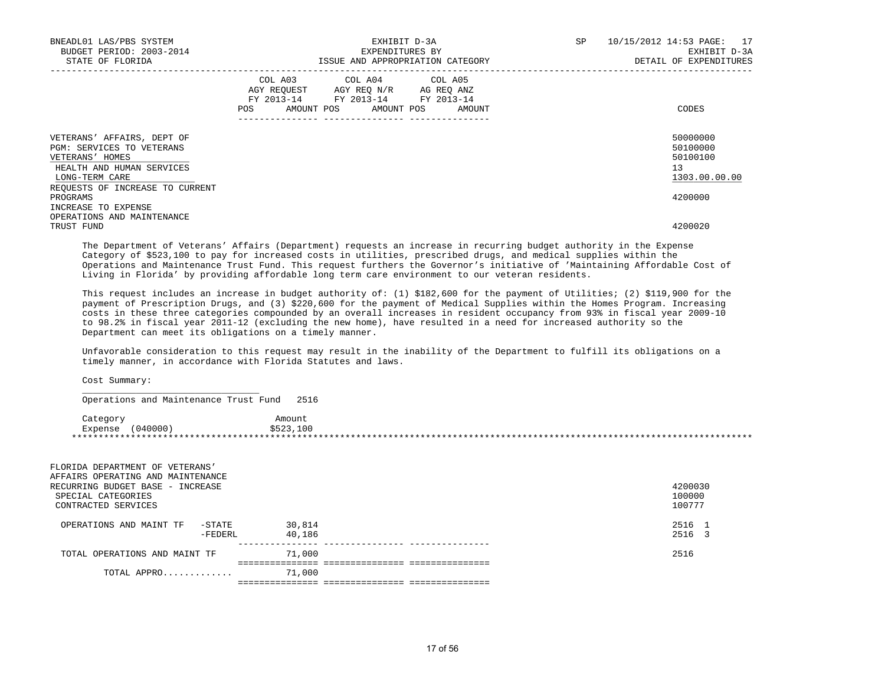BNEADL01 LAS/PBS SYSTEM — EXHIBIT D-3A — EXPENDITURES BY ISSUE AND APPROPRIATION CATEGORY — SP 10/15/2012 14:53 PAGE: 17
BUDGET PERIOD: 2003-2014 — EXHIBIT D-3A
STATE OF FLORIDA — DETAIL OF EXPENDITURES

| | COL A03 AGY REQUEST FY 2013-14 POS AMOUNT | COL A04 AGY REQ N/R FY 2013-14 POS AMOUNT | COL A05 AG REQ ANZ FY 2013-14 POS AMOUNT | CODES |
|---|---|---|---|---|
| VETERANS' AFFAIRS, DEPT OF | | | | 50000000 |
| PGM: SERVICES TO VETERANS | | | | 50100000 |
| VETERANS' HOMES | | | | 50100100 |
| HEALTH AND HUMAN SERVICES | | | | 13 |
| LONG-TERM CARE | | | | 1303.00.00.00 |
| REQUESTS OF INCREASE TO CURRENT PROGRAMS | | | | 4200000 |
| INCREASE TO EXPENSE OPERATIONS AND MAINTENANCE TRUST FUND | | | | 4200020 |

The Department of Veterans' Affairs (Department) requests an increase in recurring budget authority in the Expense Category of $523,100 to pay for increased costs in utilities, prescribed drugs, and medical supplies within the Operations and Maintenance Trust Fund. This request furthers the Governor's initiative of 'Maintaining Affordable Cost of Living in Florida' by providing affordable long term care environment to our veteran residents.

This request includes an increase in budget authority of: (1) $182,600 for the payment of Utilities; (2) $119,900 for the payment of Prescription Drugs, and (3) $220,600 for the payment of Medical Supplies within the Homes Program. Increasing costs in these three categories compounded by an overall increases in resident occupancy from 93% in fiscal year 2009-10 to 98.2% in fiscal year 2011-12 (excluding the new home), have resulted in a need for increased authority so the Department can meet its obligations on a timely manner.

Unfavorable consideration to this request may result in the inability of the Department to fulfill its obligations on a timely manner, in accordance with Florida Statutes and laws.

Cost Summary:

Operations and Maintenance Trust Fund 2516

| Category | Amount |
|---|---|
| Expense (040000) | $523,100 |

*******************************************************************************************************************

| | COL A03 | COL A04 | COL A05 | CODES |
|---|---|---|---|---|
| FLORIDA DEPARTMENT OF VETERANS' AFFAIRS OPERATING AND MAINTENANCE RECURRING BUDGET BASE - INCREASE | | | | 4200030 |
| SPECIAL CATEGORIES | | | | 100000 |
| CONTRACTED SERVICES | | | | 100777 |
| OPERATIONS AND MAINT TF -STATE | 30,814 | | | 2516 1 |
| -FEDERL | 40,186 | | | 2516 3 |
| TOTAL OPERATIONS AND MAINT TF | 71,000 | | | 2516 |
| TOTAL APPRO............ | 71,000 | | | |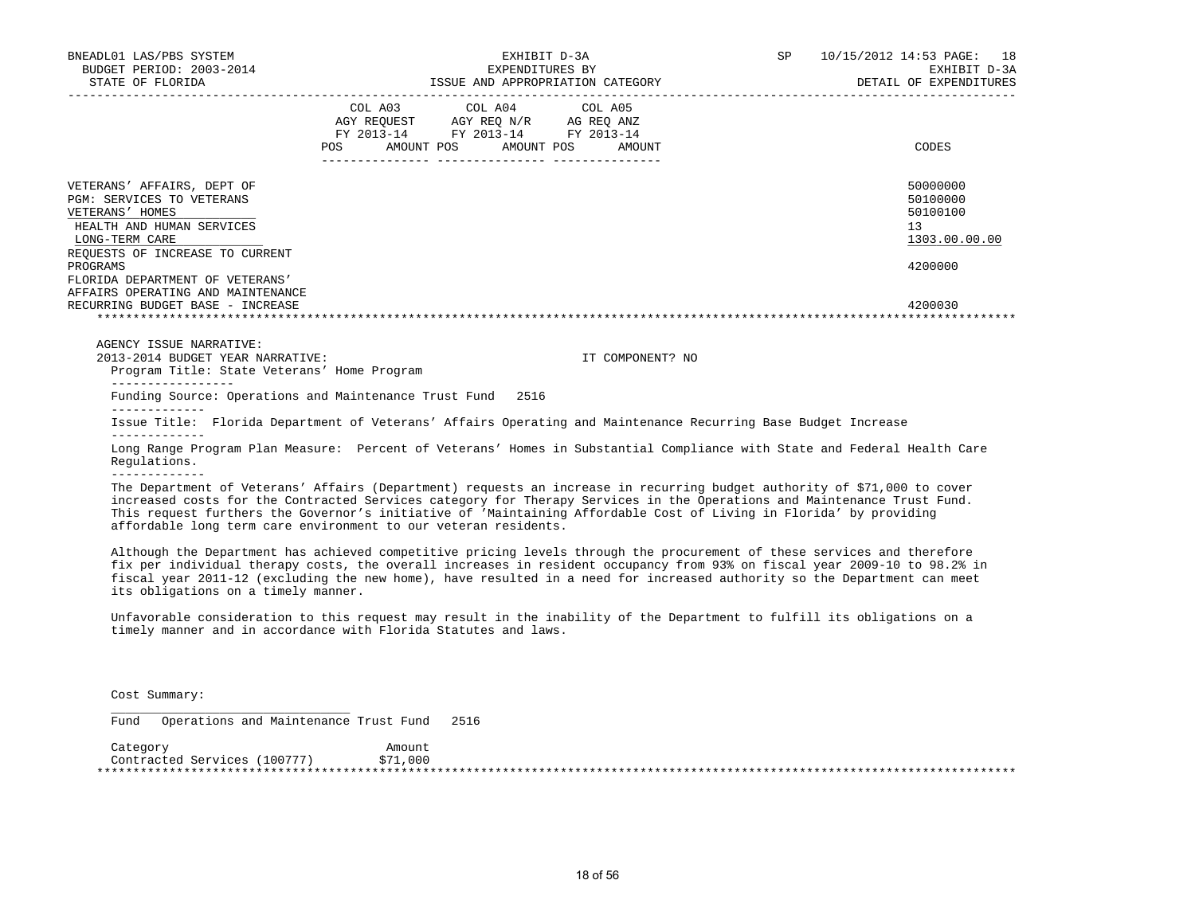BNEADL01 LAS/PBS SYSTEM — EXHIBIT D-3A — SP 10/15/2012 14:53 PAGE: 18
BUDGET PERIOD: 2003-2014 — EXPENDITURES BY — EXHIBIT D-3A
STATE OF FLORIDA — ISSUE AND APPROPRIATION CATEGORY — DETAIL OF EXPENDITURES

| | COL A03 AGY REQUEST FY 2013-14 POS AMOUNT | COL A04 AGY REQ N/R FY 2013-14 POS AMOUNT | COL A05 AG REQ ANZ FY 2013-14 POS AMOUNT | CODES |
|---|---|---|---|---|
| VETERANS' AFFAIRS, DEPT OF | | | | 50000000 |
| PGM: SERVICES TO VETERANS | | | | 50100000 |
| VETERANS' HOMES | | | | 50100100 |
| HEALTH AND HUMAN SERVICES | | | | 13 |
| LONG-TERM CARE | | | | 1303.00.00.00 |
| REQUESTS OF INCREASE TO CURRENT PROGRAMS | | | | 4200000 |
| FLORIDA DEPARTMENT OF VETERANS' AFFAIRS OPERATING AND MAINTENANCE RECURRING BUDGET BASE - INCREASE | | | | 4200030 |

AGENCY ISSUE NARRATIVE:

2013-2014 BUDGET YEAR NARRATIVE: IT COMPONENT? NO

Program Title: State Veterans' Home Program

Funding Source: Operations and Maintenance Trust Fund 2516

Issue Title: Florida Department of Veterans' Affairs Operating and Maintenance Recurring Base Budget Increase

Long Range Program Plan Measure: Percent of Veterans' Homes in Substantial Compliance with State and Federal Health Care Regulations.

The Department of Veterans' Affairs (Department) requests an increase in recurring budget authority of $71,000 to cover increased costs for the Contracted Services category for Therapy Services in the Operations and Maintenance Trust Fund. This request furthers the Governor's initiative of 'Maintaining Affordable Cost of Living in Florida' by providing affordable long term care environment to our veteran residents.

Although the Department has achieved competitive pricing levels through the procurement of these services and therefore fix per individual therapy costs, the overall increases in resident occupancy from 93% on fiscal year 2009-10 to 98.2% in fiscal year 2011-12 (excluding the new home), have resulted in a need for increased authority so the Department can meet its obligations on a timely manner.

Unfavorable consideration to this request may result in the inability of the Department to fulfill its obligations on a timely manner and in accordance with Florida Statutes and laws.

Cost Summary:

Fund Operations and Maintenance Trust Fund 2516

| Category | Amount |
|---|---|
| Contracted Services (100777) | $71,000 |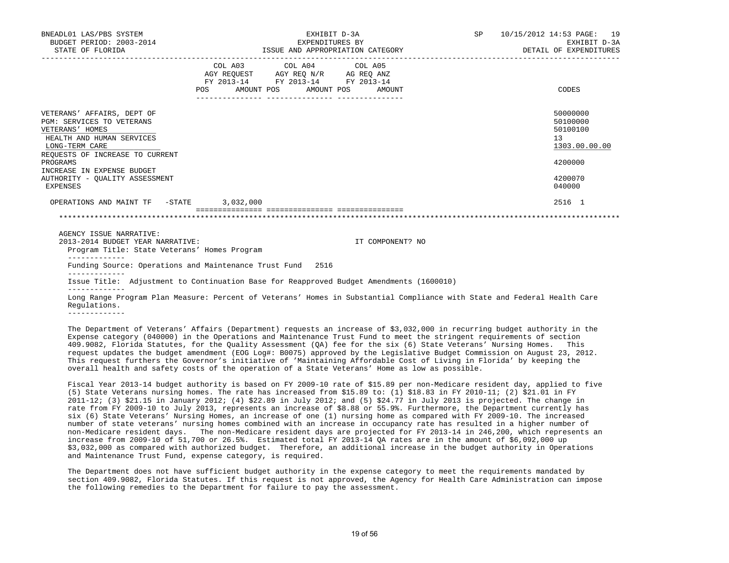BNEADL01 LAS/PBS SYSTEM — EXHIBIT D-3A — SP 10/15/2012 14:53

BUDGET PERIOD: 2003-2014 — EXPENDITURES BY — EXHIBIT D-3A

STATE OF FLORIDA — ISSUE AND APPROPRIATION CATEGORY — DETAIL OF EXPENDITURES

| | COL A03 AGY REQUEST FY 2013-14 POS AMOUNT | COL A04 AGY REQ N/R FY 2013-14 POS AMOUNT | COL A05 AG REQ ANZ FY 2013-14 POS AMOUNT | CODES |
|---|---|---|---|---|
| VETERANS' AFFAIRS, DEPT OF | | | | 50000000 |
| PGM: SERVICES TO VETERANS | | | | 50100000 |
| VETERANS' HOMES | | | | 50100100 |
| HEALTH AND HUMAN SERVICES | | | | 13 |
| LONG-TERM CARE | | | | 1303.00.00.00 |
| REQUESTS OF INCREASE TO CURRENT PROGRAMS | | | | 4200000 |
| INCREASE IN EXPENSE BUDGET AUTHORITY - QUALITY ASSESSMENT | | | | 4200070 |
| EXPENSES | | | | 040000 |
| OPERATIONS AND MAINT TF -STATE | 3,032,000 | | | 2516 1 |

AGENCY ISSUE NARRATIVE:

2013-2014 BUDGET YEAR NARRATIVE: IT COMPONENT? NO

Program Title: State Veterans' Homes Program

Funding Source: Operations and Maintenance Trust Fund 2516

Issue Title: Adjustment to Continuation Base for Reapproved Budget Amendments (1600010)

Long Range Program Plan Measure: Percent of Veterans' Homes in Substantial Compliance with State and Federal Health Care Regulations.

The Department of Veterans' Affairs (Department) requests an increase of $3,032,000 in recurring budget authority in the Expense category (040000) in the Operations and Maintenance Trust Fund to meet the stringent requirements of section 409.9082, Florida Statutes, for the Quality Assessment (QA) fee for the six (6) State Veterans' Nursing Homes. This request updates the budget amendment (EOG Log#: B0075) approved by the Legislative Budget Commission on August 23, 2012. This request furthers the Governor's initiative of 'Maintaining Affordable Cost of Living in Florida' by keeping the overall health and safety costs of the operation of a State Veterans' Home as low as possible.

Fiscal Year 2013-14 budget authority is based on FY 2009-10 rate of $15.89 per non-Medicare resident day, applied to five (5) State Veterans nursing homes. The rate has increased from $15.89 to: (1) $18.83 in FY 2010-11; (2) $21.01 in FY 2011-12; (3) $21.15 in January 2012; (4) $22.89 in July 2012; and (5) $24.77 in July 2013 is projected. The change in rate from FY 2009-10 to July 2013, represents an increase of $8.88 or 55.9%. Furthermore, the Department currently has six (6) State Veterans' Nursing Homes, an increase of one (1) nursing home as compared with FY 2009-10. The increased number of state veterans' nursing homes combined with an increase in occupancy rate has resulted in a higher number of non-Medicare resident days. The non-Medicare resident days are projected for FY 2013-14 in 246,200, which represents an increase from 2009-10 of 51,700 or 26.5%. Estimated total FY 2013-14 QA rates are in the amount of $6,092,000 up $3,032,000 as compared with authorized budget. Therefore, an additional increase in the budget authority in Operations and Maintenance Trust Fund, expense category, is required.

The Department does not have sufficient budget authority in the expense category to meet the requirements mandated by section 409.9082, Florida Statutes. If this request is not approved, the Agency for Health Care Administration can impose the following remedies to the Department for failure to pay the assessment.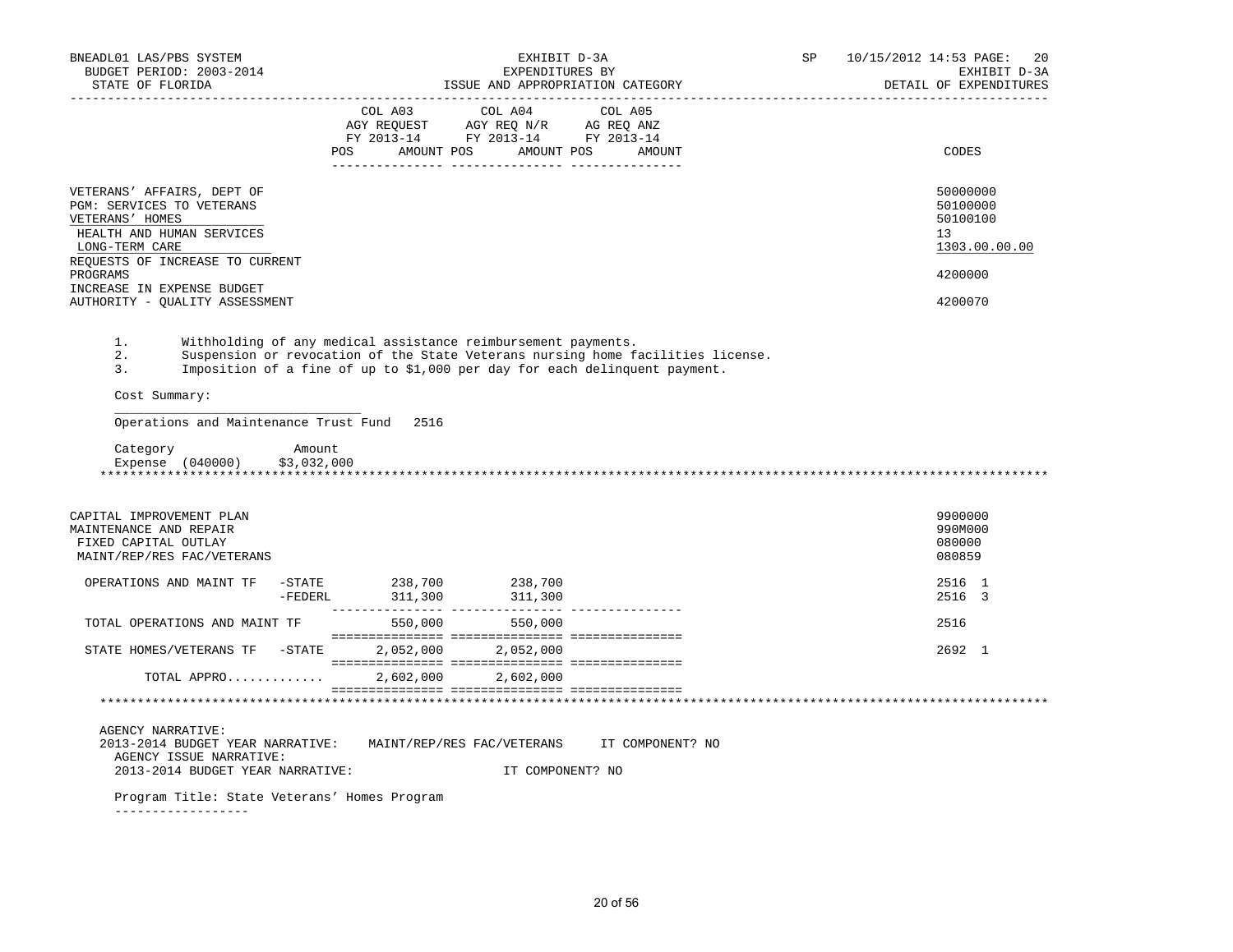BNEADL01 LAS/PBS SYSTEM
BUDGET PERIOD: 2003-2014
STATE OF FLORIDA

EXHIBIT D-3A
EXPENDITURES BY
ISSUE AND APPROPRIATION CATEGORY

SP 10/15/2012 14:53 PAGE: 20
EXHIBIT D-3A
DETAIL OF EXPENDITURES

| | COL A03 AGY REQUEST FY 2013-14 POS AMOUNT | COL A04 AGY REQ N/R FY 2013-14 POS AMOUNT | COL A05 AG REQ ANZ FY 2013-14 POS AMOUNT | CODES |
|---|---|---|---|---|
| VETERANS' AFFAIRS, DEPT OF | | | | 50000000 |
| PGM: SERVICES TO VETERANS | | | | 50100000 |
| VETERANS' HOMES | | | | 50100100 |
| HEALTH AND HUMAN SERVICES | | | | 13 |
| LONG-TERM CARE | | | | 1303.00.00.00 |
| REQUESTS OF INCREASE TO CURRENT PROGRAMS | | | | 4200000 |
| INCREASE IN EXPENSE BUDGET AUTHORITY - QUALITY ASSESSMENT | | | | 4200070 |

1. Withholding of any medical assistance reimbursement payments.
2. Suspension or revocation of the State Veterans nursing home facilities license.
3. Imposition of a fine of up to $1,000 per day for each delinquent payment.

Cost Summary:

Operations and Maintenance Trust Fund 2516

| Category | Amount |
|---|---|
| Expense (040000) | $3,032,000 |

*******************************************************************************************************************

| | COL A03 | COL A04 | COL A05 | CODES |
|---|---|---|---|---|
| CAPITAL IMPROVEMENT PLAN | | | | 9900000 |
| MAINTENANCE AND REPAIR | | | | 990M000 |
| FIXED CAPITAL OUTLAY | | | | 080000 |
| MAINT/REP/RES FAC/VETERANS | | | | 080859 |
| OPERATIONS AND MAINT TF -STATE | 238,700 | 238,700 | | 2516 1 |
| -FEDERL | 311,300 | 311,300 | | 2516 3 |
| TOTAL OPERATIONS AND MAINT TF | 550,000 | 550,000 | | 2516 |
| STATE HOMES/VETERANS TF -STATE | 2,052,000 | 2,052,000 | | 2692 1 |
| TOTAL APPRO............ | 2,602,000 | 2,602,000 | | |

*******************************************************************************************************************

AGENCY NARRATIVE:
2013-2014 BUDGET YEAR NARRATIVE: MAINT/REP/RES FAC/VETERANS IT COMPONENT? NO
AGENCY ISSUE NARRATIVE:
2013-2014 BUDGET YEAR NARRATIVE: IT COMPONENT? NO

Program Title: State Veterans' Homes Program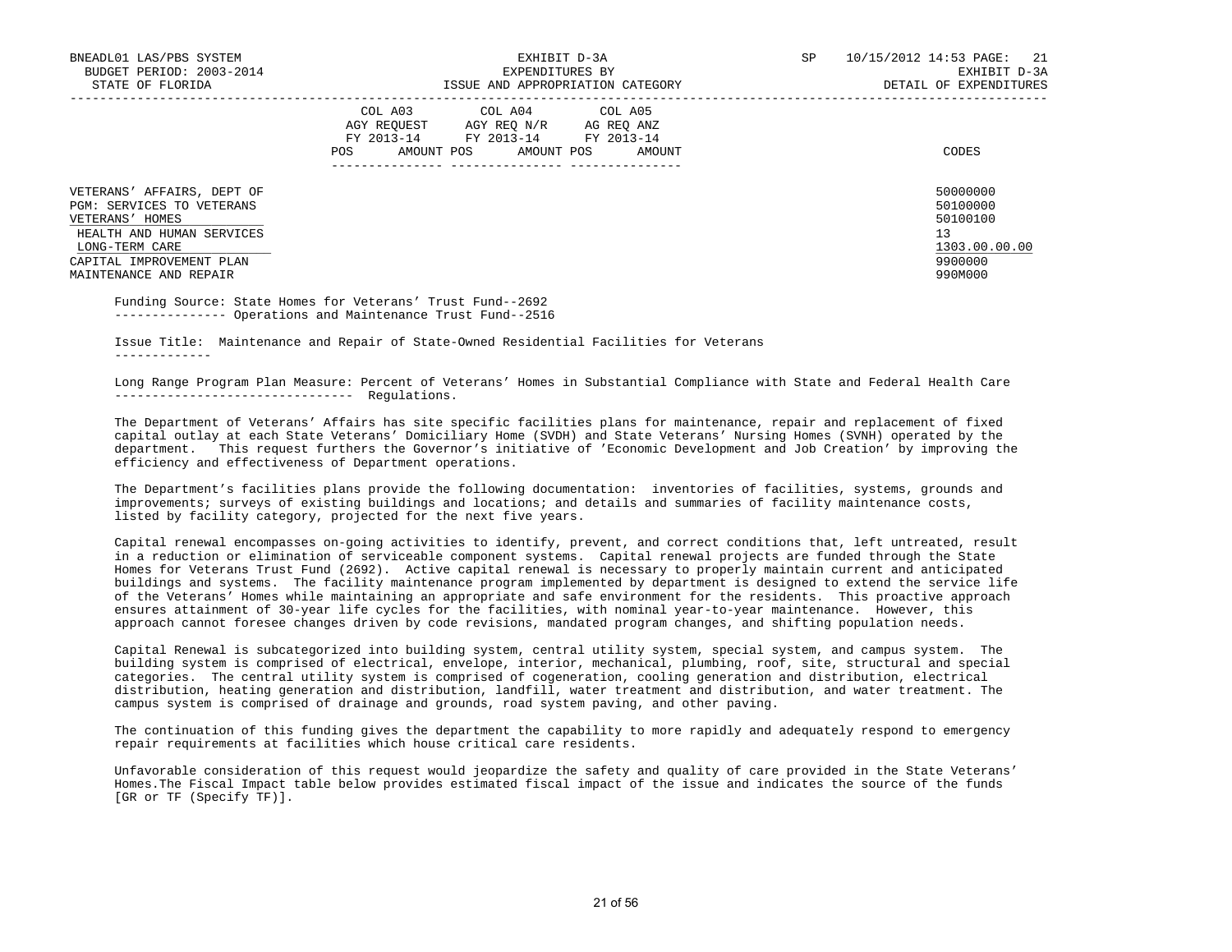BNEADL01 LAS/PBS SYSTEM — EXHIBIT D-3A — SP 10/15/2012 14:53 PAGE: 21
BUDGET PERIOD: 2003-2014 — EXPENDITURES BY — EXHIBIT D-3A
STATE OF FLORIDA — ISSUE AND APPROPRIATION CATEGORY — DETAIL OF EXPENDITURES

| | COL A03 AGY REQUEST FY 2013-14 POS AMOUNT | COL A04 AGY REQ N/R FY 2013-14 POS AMOUNT | COL A05 AG REQ ANZ FY 2013-14 POS AMOUNT | CODES |
|---|---|---|---|---|
| VETERANS' AFFAIRS, DEPT OF | | | | 50000000 |
| PGM: SERVICES TO VETERANS | | | | 50100000 |
| VETERANS' HOMES | | | | 50100100 |
| HEALTH AND HUMAN SERVICES | | | | 13 |
| LONG-TERM CARE | | | | 1303.00.00.00 |
| CAPITAL IMPROVEMENT PLAN | | | | 9900000 |
| MAINTENANCE AND REPAIR | | | | 990M000 |

Funding Source: State Homes for Veterans' Trust Fund--2692
Operations and Maintenance Trust Fund--2516

Issue Title: Maintenance and Repair of State-Owned Residential Facilities for Veterans

Long Range Program Plan Measure: Percent of Veterans' Homes in Substantial Compliance with State and Federal Health Care Regulations.

The Department of Veterans' Affairs has site specific facilities plans for maintenance, repair and replacement of fixed capital outlay at each State Veterans' Domiciliary Home (SVDH) and State Veterans' Nursing Homes (SVNH) operated by the department. This request furthers the Governor's initiative of 'Economic Development and Job Creation' by improving the efficiency and effectiveness of Department operations.

The Department's facilities plans provide the following documentation: inventories of facilities, systems, grounds and improvements; surveys of existing buildings and locations; and details and summaries of facility maintenance costs, listed by facility category, projected for the next five years.

Capital renewal encompasses on-going activities to identify, prevent, and correct conditions that, left untreated, result in a reduction or elimination of serviceable component systems. Capital renewal projects are funded through the State Homes for Veterans Trust Fund (2692). Active capital renewal is necessary to properly maintain current and anticipated buildings and systems. The facility maintenance program implemented by department is designed to extend the service life of the Veterans' Homes while maintaining an appropriate and safe environment for the residents. This proactive approach ensures attainment of 30-year life cycles for the facilities, with nominal year-to-year maintenance. However, this approach cannot foresee changes driven by code revisions, mandated program changes, and shifting population needs.

Capital Renewal is subcategorized into building system, central utility system, special system, and campus system. The building system is comprised of electrical, envelope, interior, mechanical, plumbing, roof, site, structural and special categories. The central utility system is comprised of cogeneration, cooling generation and distribution, electrical distribution, heating generation and distribution, landfill, water treatment and distribution, and water treatment. The campus system is comprised of drainage and grounds, road system paving, and other paving.

The continuation of this funding gives the department the capability to more rapidly and adequately respond to emergency repair requirements at facilities which house critical care residents.

Unfavorable consideration of this request would jeopardize the safety and quality of care provided in the State Veterans' Homes.The Fiscal Impact table below provides estimated fiscal impact of the issue and indicates the source of the funds [GR or TF (Specify TF)].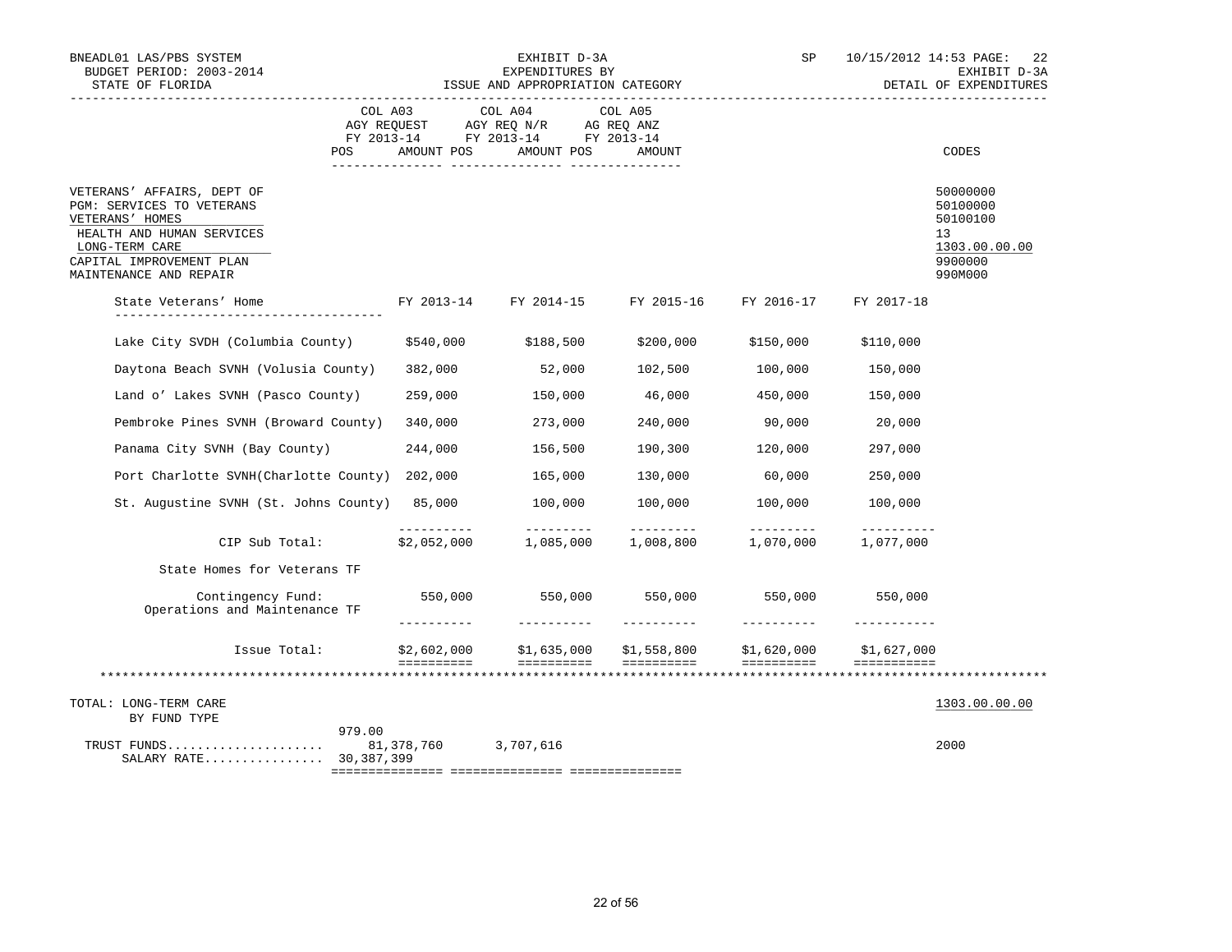BNEADL01 LAS/PBS SYSTEM — EXHIBIT D-3A — SP 10/15/2012 14:53 PAGE: 22
BUDGET PERIOD: 2003-2014 — EXPENDITURES BY — EXHIBIT D-3A
STATE OF FLORIDA — ISSUE AND APPROPRIATION CATEGORY — DETAIL OF EXPENDITURES

| | COL A03 AGY REQUEST FY 2013-14 POS AMOUNT | COL A04 AGY REQ N/R FY 2013-14 POS AMOUNT | COL A05 AG REQ ANZ FY 2013-14 POS AMOUNT | CODES |
|---|---|---|---|---|
| VETERANS' AFFAIRS, DEPT OF | | | | 50000000 |
| PGM: SERVICES TO VETERANS | | | | 50100000 |
| VETERANS' HOMES | | | | 50100100 |
| HEALTH AND HUMAN SERVICES | | | | 13 |
| LONG-TERM CARE | | | | 1303.00.00.00 |
| CAPITAL IMPROVEMENT PLAN | | | | 9900000 |
| MAINTENANCE AND REPAIR | | | | 990M000 |

| State Veterans' Home | FY 2013-14 | FY 2014-15 | FY 2015-16 | FY 2016-17 | FY 2017-18 |
|---|---|---|---|---|---|
| Lake City SVDH (Columbia County) | $540,000 | $188,500 | $200,000 | $150,000 | $110,000 |
| Daytona Beach SVNH (Volusia County) | 382,000 | 52,000 | 102,500 | 100,000 | 150,000 |
| Land o' Lakes SVNH (Pasco County) | 259,000 | 150,000 | 46,000 | 450,000 | 150,000 |
| Pembroke Pines SVNH (Broward County) | 340,000 | 273,000 | 240,000 | 90,000 | 20,000 |
| Panama City SVNH (Bay County) | 244,000 | 156,500 | 190,300 | 120,000 | 297,000 |
| Port Charlotte SVNH(Charlotte County) | 202,000 | 165,000 | 130,000 | 60,000 | 250,000 |
| St. Augustine SVNH (St. Johns County) | 85,000 | 100,000 | 100,000 | 100,000 | 100,000 |
| CIP Sub Total: | $2,052,000 | 1,085,000 | 1,008,800 | 1,070,000 | 1,077,000 |
| State Homes for Veterans TF | | | | | |
| Contingency Fund: Operations and Maintenance TF | 550,000 | 550,000 | 550,000 | 550,000 | 550,000 |
| Issue Total: | $2,602,000 | $1,635,000 | $1,558,800 | $1,620,000 | $1,627,000 |

| TOTAL: LONG-TERM CARE BY FUND TYPE | POS | AMOUNT | AMOUNT | CODES |
|---|---|---|---|---|
| | | | | 1303.00.00.00 |
| TRUST FUNDS.................... | 979.00 | 81,378,760 | 3,707,616 | 2000 |
| SALARY RATE................ | | 30,387,399 | | |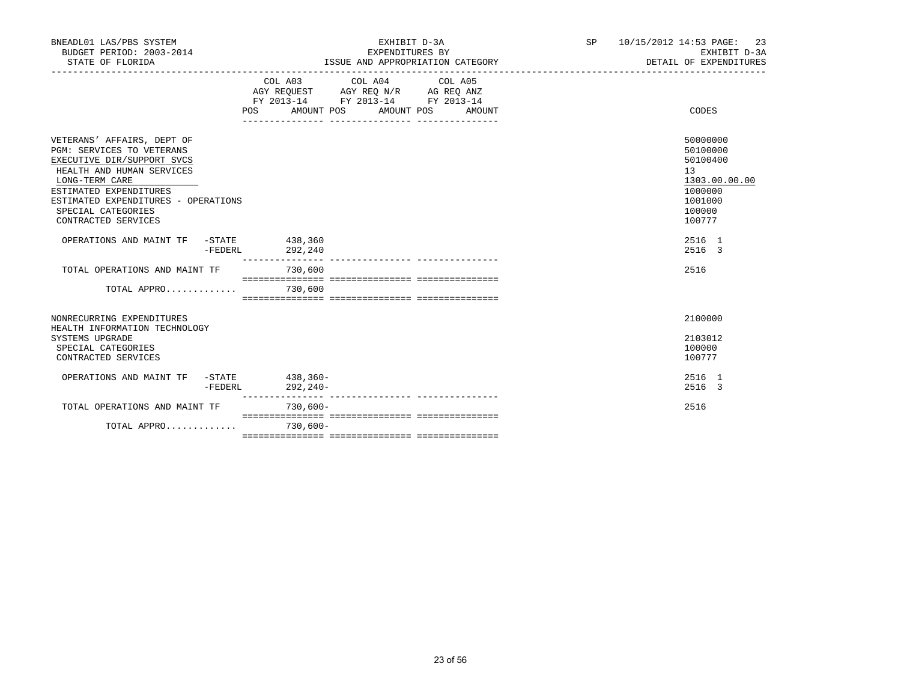BNEADL01 LAS/PBS SYSTEM
BUDGET PERIOD: 2003-2014
STATE OF FLORIDA

EXHIBIT D-3A
EXPENDITURES BY
ISSUE AND APPROPRIATION CATEGORY

SP 10/15/2012 14:53 PAGE: 23
EXHIBIT D-3A
DETAIL OF EXPENDITURES

| | COL A03 AGY REQUEST FY 2013-14 POS AMOUNT | COL A04 AGY REQ N/R FY 2013-14 POS AMOUNT | COL A05 AG REQ ANZ FY 2013-14 POS AMOUNT | CODES |
|---|---|---|---|---|
| VETERANS' AFFAIRS, DEPT OF | | | | 50000000 |
| PGM: SERVICES TO VETERANS | | | | 50100000 |
| EXECUTIVE DIR/SUPPORT SVCS | | | | 50100400 |
| HEALTH AND HUMAN SERVICES | | | | 13 |
| LONG-TERM CARE | | | | 1303.00.00.00 |
| ESTIMATED EXPENDITURES | | | | 1000000 |
| ESTIMATED EXPENDITURES - OPERATIONS | | | | 1001000 |
| SPECIAL CATEGORIES | | | | 100000 |
| CONTRACTED SERVICES | | | | 100777 |
| OPERATIONS AND MAINT TF -STATE | 438,360 | | | 2516 1 |
| -FEDERL | 292,240 | | | 2516 3 |
| TOTAL OPERATIONS AND MAINT TF | 730,600 | | | 2516 |
| TOTAL APPRO............ | 730,600 | | | |
| NONRECURRING EXPENDITURES | | | | 2100000 |
| HEALTH INFORMATION TECHNOLOGY SYSTEMS UPGRADE | | | | 2103012 |
| SPECIAL CATEGORIES | | | | 100000 |
| CONTRACTED SERVICES | | | | 100777 |
| OPERATIONS AND MAINT TF -STATE | 438,360- | | | 2516 1 |
| -FEDERL | 292,240- | | | 2516 3 |
| TOTAL OPERATIONS AND MAINT TF | 730,600- | | | 2516 |
| TOTAL APPRO............ | 730,600- | | | |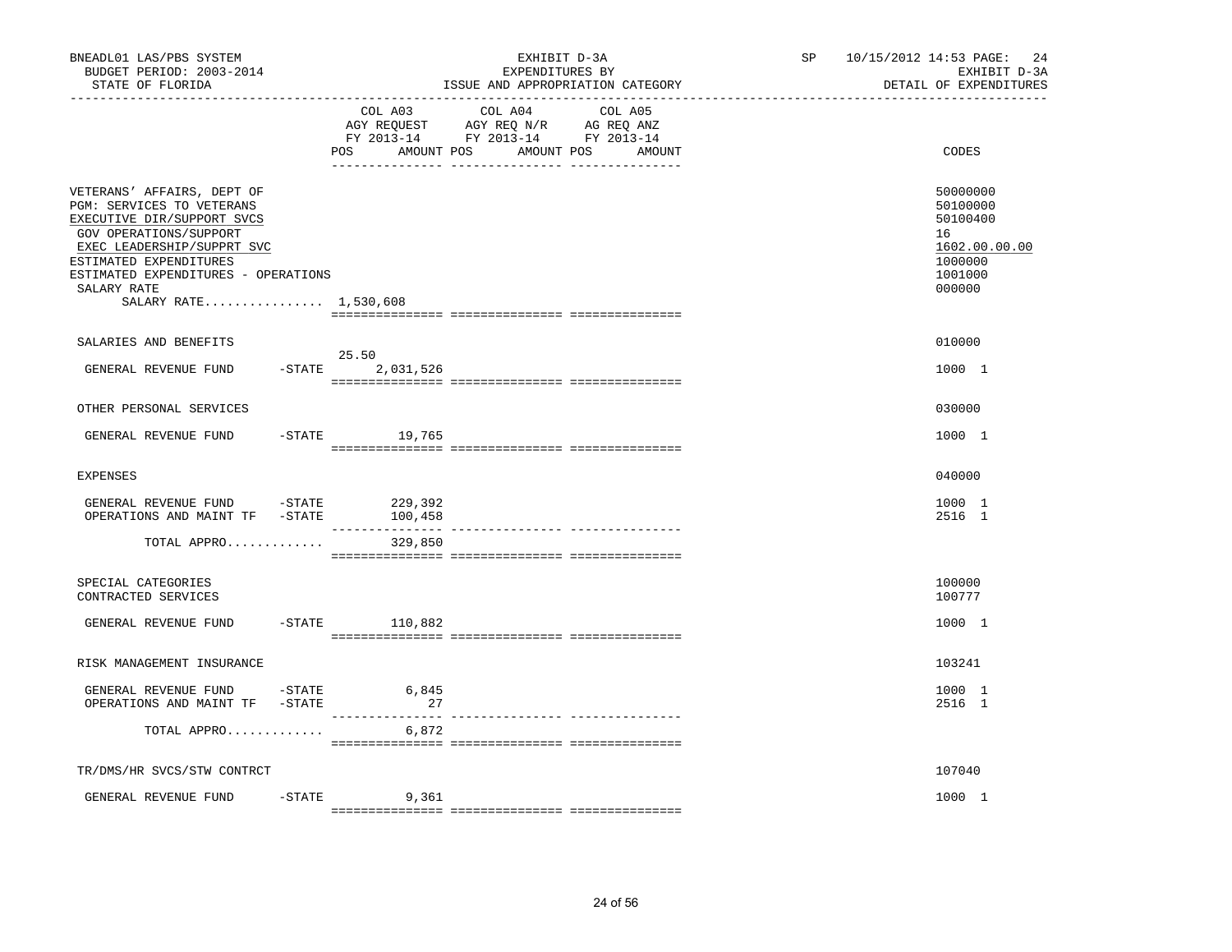BNEADL01 LAS/PBS SYSTEM | EXHIBIT D-3A | SP 10/15/2012 14:53

BUDGET PERIOD: 2003-2014 | EXPENDITURES BY | EXHIBIT D-3A

STATE OF FLORIDA | ISSUE AND APPROPRIATION CATEGORY | DETAIL OF EXPENDITURES

| | COL A03 AGY REQUEST FY 2013-14 POS AMOUNT | COL A04 AGY REQ N/R FY 2013-14 POS AMOUNT | COL A05 AG REQ ANZ FY 2013-14 POS AMOUNT | CODES |
|---|---|---|---|---|
| VETERANS' AFFAIRS, DEPT OF | | | | 50000000 |
| PGM: SERVICES TO VETERANS | | | | 50100000 |
| EXECUTIVE DIR/SUPPORT SVCS | | | | 50100400 |
| GOV OPERATIONS/SUPPORT | | | | 16 |
| EXEC LEADERSHIP/SUPPRT SVC | | | | 1602.00.00.00 |
| ESTIMATED EXPENDITURES | | | | 1000000 |
| ESTIMATED EXPENDITURES - OPERATIONS | | | | 1001000 |
| SALARY RATE | | | | 000000 |
| SALARY RATE................ | 1,530,608 | | | |
| SALARIES AND BENEFITS | | | | 010000 |
| GENERAL REVENUE FUND -STATE | 25.50 2,031,526 | | | 1000 1 |
| OTHER PERSONAL SERVICES | | | | 030000 |
| GENERAL REVENUE FUND -STATE | 19,765 | | | 1000 1 |
| EXPENSES | | | | 040000 |
| GENERAL REVENUE FUND -STATE | 229,392 | | | 1000 1 |
| OPERATIONS AND MAINT TF -STATE | 100,458 | | | 2516 1 |
| TOTAL APPRO............. | 329,850 | | | |
| SPECIAL CATEGORIES | | | | 100000 |
| CONTRACTED SERVICES | | | | 100777 |
| GENERAL REVENUE FUND -STATE | 110,882 | | | 1000 1 |
| RISK MANAGEMENT INSURANCE | | | | 103241 |
| GENERAL REVENUE FUND -STATE | 6,845 | | | 1000 1 |
| OPERATIONS AND MAINT TF -STATE | 27 | | | 2516 1 |
| TOTAL APPRO............. | 6,872 | | | |
| TR/DMS/HR SVCS/STW CONTRCT | | | | 107040 |
| GENERAL REVENUE FUND -STATE | 9,361 | | | 1000 1 |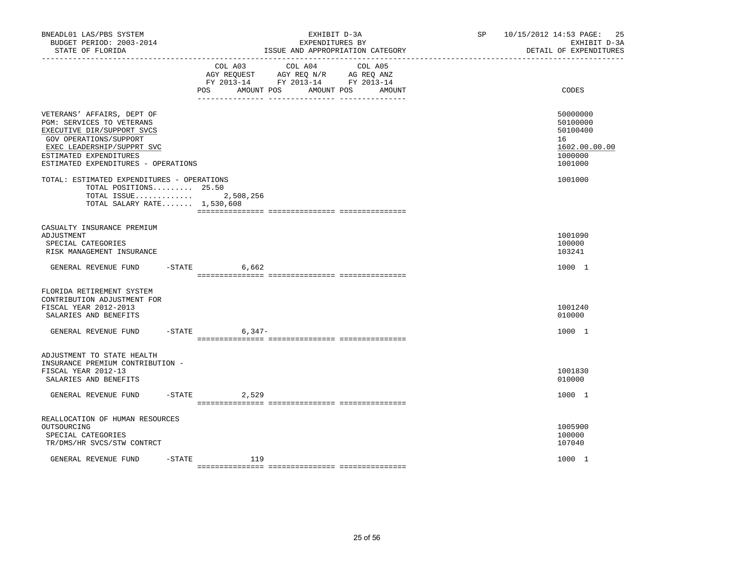BNEADL01 LAS/PBS SYSTEM — EXHIBIT D-3A — SP 10/15/2012 14:53 PAGE: 25
BUDGET PERIOD: 2003-2014 — EXPENDITURES BY — EXHIBIT D-3A
STATE OF FLORIDA — ISSUE AND APPROPRIATION CATEGORY — DETAIL OF EXPENDITURES

| | COL A03 AGY REQUEST FY 2013-14 POS AMOUNT | COL A04 AGY REQ N/R FY 2013-14 POS AMOUNT | COL A05 AG REQ ANZ FY 2013-14 POS AMOUNT | CODES |
|---|---|---|---|---|
| VETERANS' AFFAIRS, DEPT OF | | | | 50000000 |
| PGM: SERVICES TO VETERANS | | | | 50100000 |
| EXECUTIVE DIR/SUPPORT SVCS | | | | 50100400 |
| GOV OPERATIONS/SUPPORT | | | | 16 |
| EXEC LEADERSHIP/SUPPRT SVC | | | | 1602.00.00.00 |
| ESTIMATED EXPENDITURES | | | | 1000000 |
| ESTIMATED EXPENDITURES - OPERATIONS | | | | 1001000 |
| TOTAL: ESTIMATED EXPENDITURES - OPERATIONS | | | | 1001000 |
| TOTAL POSITIONS......... 25.50 | | | | |
| TOTAL ISSUE............. | 2,508,256 | | | |
| TOTAL SALARY RATE....... 1,530,608 | | | | |
| CASUALTY INSURANCE PREMIUM ADJUSTMENT | | | | 1001090 |
| SPECIAL CATEGORIES | | | | 100000 |
| RISK MANAGEMENT INSURANCE | | | | 103241 |
| GENERAL REVENUE FUND -STATE | 6,662 | | | 1000 1 |
| FLORIDA RETIREMENT SYSTEM CONTRIBUTION ADJUSTMENT FOR FISCAL YEAR 2012-2013 | | | | 1001240 |
| SALARIES AND BENEFITS | | | | 010000 |
| GENERAL REVENUE FUND -STATE | 6,347- | | | 1000 1 |
| ADJUSTMENT TO STATE HEALTH INSURANCE PREMIUM CONTRIBUTION - FISCAL YEAR 2012-13 | | | | 1001830 |
| SALARIES AND BENEFITS | | | | 010000 |
| GENERAL REVENUE FUND -STATE | 2,529 | | | 1000 1 |
| REALLOCATION OF HUMAN RESOURCES OUTSOURCING | | | | 1005900 |
| SPECIAL CATEGORIES | | | | 100000 |
| TR/DMS/HR SVCS/STW CONTRCT | | | | 107040 |
| GENERAL REVENUE FUND -STATE | 119 | | | 1000 1 |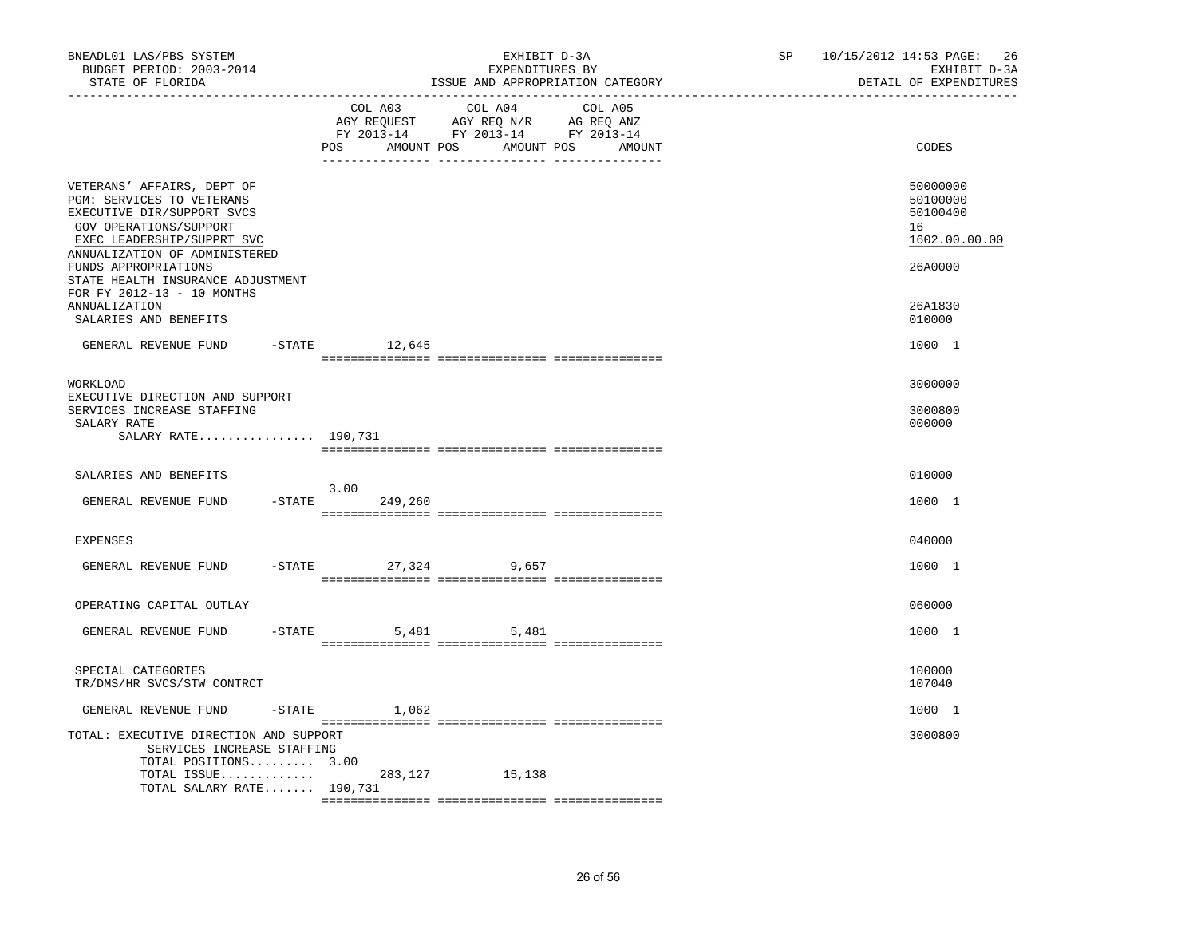BNEADL01 LAS/PBS SYSTEM — BUDGET PERIOD: 2003-2014 — STATE OF FLORIDA

EXHIBIT D-3A — EXPENDITURES BY ISSUE AND APPROPRIATION CATEGORY

SP 10/15/2012 14:53 — EXHIBIT D-3A — DETAIL OF EXPENDITURES

| | COL A03 AGY REQUEST FY 2013-14 POS | AMOUNT | COL A04 AGY REQ N/R FY 2013-14 POS | AMOUNT | COL A05 AG REQ ANZ FY 2013-14 POS | AMOUNT | CODES |
|---|---|---|---|---|---|---|---|
| VETERANS' AFFAIRS, DEPT OF | | | | | | | 50000000 |
| PGM: SERVICES TO VETERANS | | | | | | | 50100000 |
| EXECUTIVE DIR/SUPPORT SVCS | | | | | | | 50100400 |
| GOV OPERATIONS/SUPPORT | | | | | | | 16 |
| EXEC LEADERSHIP/SUPPRT SVC | | | | | | | 1602.00.00.00 |
| ANNUALIZATION OF ADMINISTERED FUNDS APPROPRIATIONS | | | | | | | 26A0000 |
| STATE HEALTH INSURANCE ADJUSTMENT FOR FY 2012-13 - 10 MONTHS ANNUALIZATION | | | | | | | 26A1830 |
| SALARIES AND BENEFITS | | | | | | | 010000 |
| GENERAL REVENUE FUND -STATE | | 12,645 | | | | | 1000 1 |
| WORKLOAD | | | | | | | 3000000 |
| EXECUTIVE DIRECTION AND SUPPORT SERVICES INCREASE STAFFING | | | | | | | 3000800 |
| SALARY RATE | | | | | | | 000000 |
| SALARY RATE................ | 190,731 | | | | | | |
| SALARIES AND BENEFITS | | | | | | | 010000 |
| GENERAL REVENUE FUND -STATE | 3.00 | 249,260 | | | | | 1000 1 |
| EXPENSES | | | | | | | 040000 |
| GENERAL REVENUE FUND -STATE | | 27,324 | | 9,657 | | | 1000 1 |
| OPERATING CAPITAL OUTLAY | | | | | | | 060000 |
| GENERAL REVENUE FUND -STATE | | 5,481 | | 5,481 | | | 1000 1 |
| SPECIAL CATEGORIES | | | | | | | 100000 |
| TR/DMS/HR SVCS/STW CONTRCT | | | | | | | 107040 |
| GENERAL REVENUE FUND -STATE | | 1,062 | | | | | 1000 1 |
| TOTAL: EXECUTIVE DIRECTION AND SUPPORT SERVICES INCREASE STAFFING | | | | | | | 3000800 |
| TOTAL POSITIONS......... | 3.00 | | | | | | |
| TOTAL ISSUE............. | | 283,127 | | 15,138 | | | |
| TOTAL SALARY RATE....... | 190,731 | | | | | | |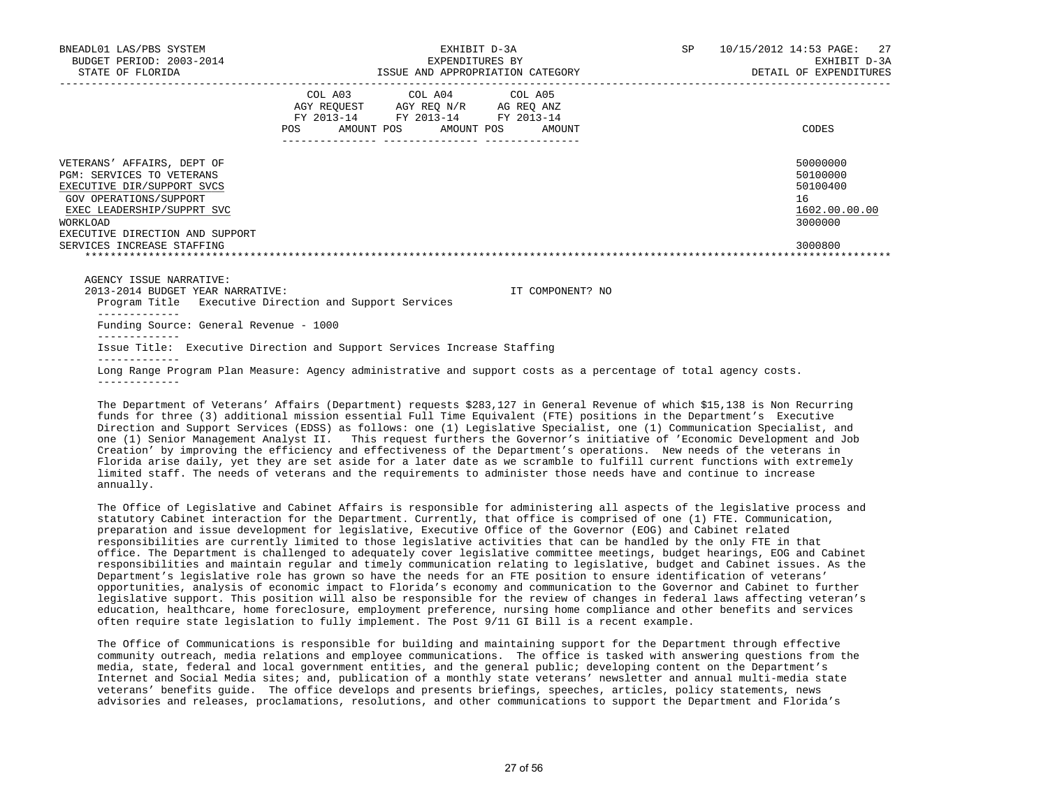BNEADL01 LAS/PBS SYSTEM | EXHIBIT D-3A | SP 10/15/2012 14:53 PAGE: 27
BUDGET PERIOD: 2003-2014 | EXPENDITURES BY | EXHIBIT D-3A
STATE OF FLORIDA | ISSUE AND APPROPRIATION CATEGORY | DETAIL OF EXPENDITURES

| | COL A03 AGY REQUEST FY 2013-14 POS AMOUNT | COL A04 AGY REQ N/R FY 2013-14 POS AMOUNT | COL A05 AG REQ ANZ FY 2013-14 POS AMOUNT | CODES |
|---|---|---|---|---|
| VETERANS' AFFAIRS, DEPT OF | | | | 50000000 |
| PGM: SERVICES TO VETERANS | | | | 50100000 |
| EXECUTIVE DIR/SUPPORT SVCS | | | | 50100400 |
| GOV OPERATIONS/SUPPORT | | | | 16 |
| EXEC LEADERSHIP/SUPPRT SVC | | | | 1602.00.00.00 |
| WORKLOAD | | | | 3000000 |
| EXECUTIVE DIRECTION AND SUPPORT SERVICES INCREASE STAFFING | | | | 3000800 |

AGENCY ISSUE NARRATIVE:

2013-2014 BUDGET YEAR NARRATIVE: IT COMPONENT? NO

Program Title Executive Direction and Support Services

Funding Source: General Revenue - 1000

Issue Title: Executive Direction and Support Services Increase Staffing

Long Range Program Plan Measure: Agency administrative and support costs as a percentage of total agency costs.

The Department of Veterans' Affairs (Department) requests $283,127 in General Revenue of which $15,138 is Non Recurring funds for three (3) additional mission essential Full Time Equivalent (FTE) positions in the Department's Executive Direction and Support Services (EDSS) as follows: one (1) Legislative Specialist, one (1) Communication Specialist, and one (1) Senior Management Analyst II. This request furthers the Governor's initiative of 'Economic Development and Job Creation' by improving the efficiency and effectiveness of the Department's operations. New needs of the veterans in Florida arise daily, yet they are set aside for a later date as we scramble to fulfill current functions with extremely limited staff. The needs of veterans and the requirements to administer those needs have and continue to increase annually.

The Office of Legislative and Cabinet Affairs is responsible for administering all aspects of the legislative process and statutory Cabinet interaction for the Department. Currently, that office is comprised of one (1) FTE. Communication, preparation and issue development for legislative, Executive Office of the Governor (EOG) and Cabinet related responsibilities are currently limited to those legislative activities that can be handled by the only FTE in that office. The Department is challenged to adequately cover legislative committee meetings, budget hearings, EOG and Cabinet responsibilities and maintain regular and timely communication relating to legislative, budget and Cabinet issues. As the Department's legislative role has grown so have the needs for an FTE position to ensure identification of veterans' opportunities, analysis of economic impact to Florida's economy and communication to the Governor and Cabinet to further legislative support. This position will also be responsible for the review of changes in federal laws affecting veteran's education, healthcare, home foreclosure, employment preference, nursing home compliance and other benefits and services often require state legislation to fully implement. The Post 9/11 GI Bill is a recent example.

The Office of Communications is responsible for building and maintaining support for the Department through effective community outreach, media relations and employee communications. The office is tasked with answering questions from the media, state, federal and local government entities, and the general public; developing content on the Department's Internet and Social Media sites; and, publication of a monthly state veterans' newsletter and annual multi-media state veterans' benefits guide. The office develops and presents briefings, speeches, articles, policy statements, news advisories and releases, proclamations, resolutions, and other communications to support the Department and Florida's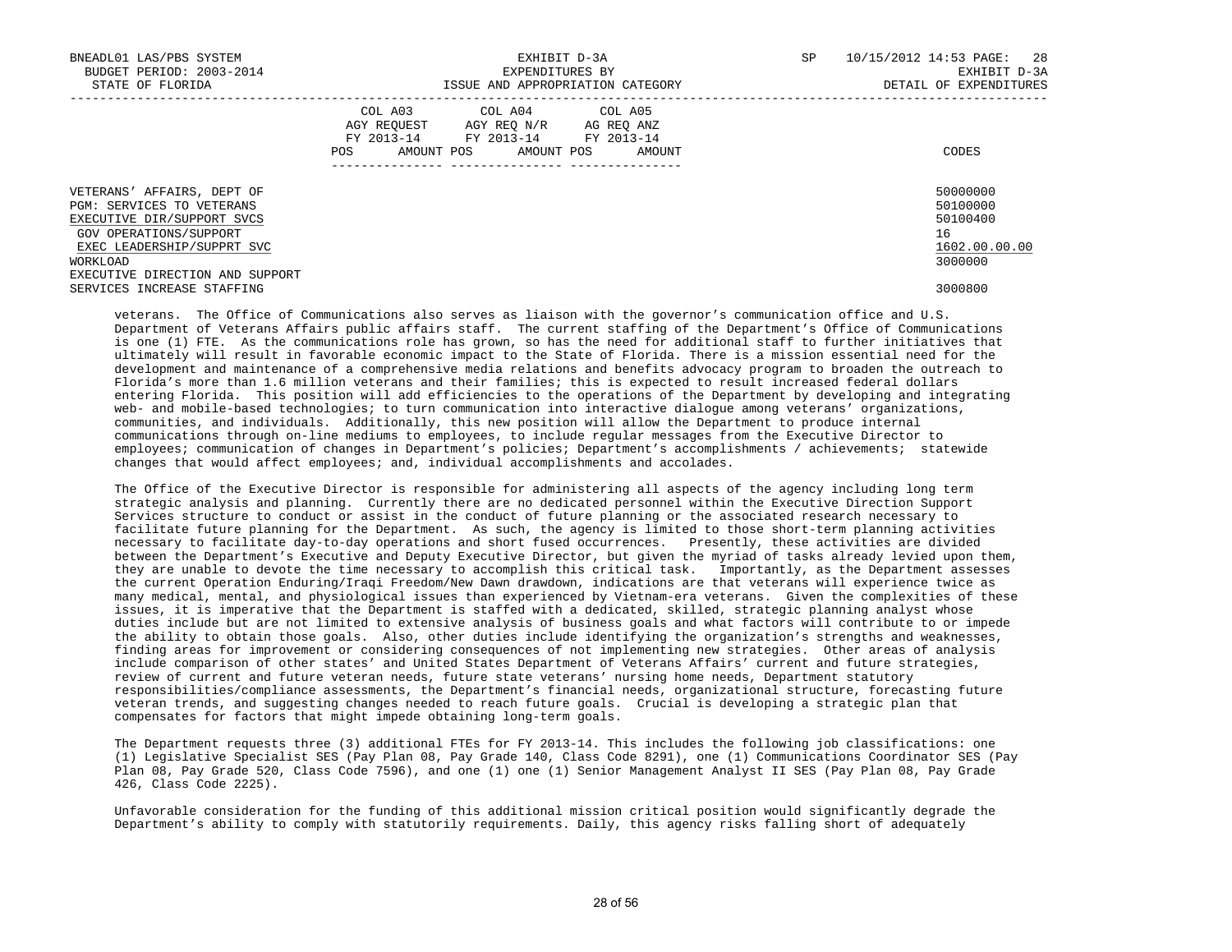| | COL A03 AGY REQUEST FY 2013-14 POS AMOUNT | COL A04 AGY REQ N/R FY 2013-14 POS AMOUNT | COL A05 AG REQ ANZ FY 2013-14 POS AMOUNT | CODES |
|---|---|---|---|---|
| VETERANS' AFFAIRS, DEPT OF | | | | 50000000 |
| PGM: SERVICES TO VETERANS | | | | 50100000 |
| EXECUTIVE DIR/SUPPORT SVCS | | | | 50100400 |
| GOV OPERATIONS/SUPPORT | | | | 16 |
| EXEC LEADERSHIP/SUPPRT SVC | | | | 1602.00.00.00 |
| WORKLOAD | | | | 3000000 |
| EXECUTIVE DIRECTION AND SUPPORT SERVICES INCREASE STAFFING | | | | 3000800 |

veterans. The Office of Communications also serves as liaison with the governor's communication office and U.S. Department of Veterans Affairs public affairs staff. The current staffing of the Department's Office of Communications is one (1) FTE. As the communications role has grown, so has the need for additional staff to further initiatives that ultimately will result in favorable economic impact to the State of Florida. There is a mission essential need for the development and maintenance of a comprehensive media relations and benefits advocacy program to broaden the outreach to Florida's more than 1.6 million veterans and their families; this is expected to result increased federal dollars entering Florida. This position will add efficiencies to the operations of the Department by developing and integrating web- and mobile-based technologies; to turn communication into interactive dialogue among veterans' organizations, communities, and individuals. Additionally, this new position will allow the Department to produce internal communications through on-line mediums to employees, to include regular messages from the Executive Director to employees; communication of changes in Department's policies; Department's accomplishments / achievements; statewide changes that would affect employees; and, individual accomplishments and accolades.

The Office of the Executive Director is responsible for administering all aspects of the agency including long term strategic analysis and planning. Currently there are no dedicated personnel within the Executive Direction Support Services structure to conduct or assist in the conduct of future planning or the associated research necessary to facilitate future planning for the Department. As such, the agency is limited to those short-term planning activities necessary to facilitate day-to-day operations and short fused occurrences. Presently, these activities are divided between the Department's Executive and Deputy Executive Director, but given the myriad of tasks already levied upon them, they are unable to devote the time necessary to accomplish this critical task. Importantly, as the Department assesses the current Operation Enduring/Iraqi Freedom/New Dawn drawdown, indications are that veterans will experience twice as many medical, mental, and physiological issues than experienced by Vietnam-era veterans. Given the complexities of these issues, it is imperative that the Department is staffed with a dedicated, skilled, strategic planning analyst whose duties include but are not limited to extensive analysis of business goals and what factors will contribute to or impede the ability to obtain those goals. Also, other duties include identifying the organization's strengths and weaknesses, finding areas for improvement or considering consequences of not implementing new strategies. Other areas of analysis include comparison of other states' and United States Department of Veterans Affairs' current and future strategies, review of current and future veteran needs, future state veterans' nursing home needs, Department statutory responsibilities/compliance assessments, the Department's financial needs, organizational structure, forecasting future veteran trends, and suggesting changes needed to reach future goals. Crucial is developing a strategic plan that compensates for factors that might impede obtaining long-term goals.

The Department requests three (3) additional FTEs for FY 2013-14. This includes the following job classifications: one (1) Legislative Specialist SES (Pay Plan 08, Pay Grade 140, Class Code 8291), one (1) Communications Coordinator SES (Pay Plan 08, Pay Grade 520, Class Code 7596), and one (1) one (1) Senior Management Analyst II SES (Pay Plan 08, Pay Grade 426, Class Code 2225).

Unfavorable consideration for the funding of this additional mission critical position would significantly degrade the Department's ability to comply with statutorily requirements. Daily, this agency risks falling short of adequately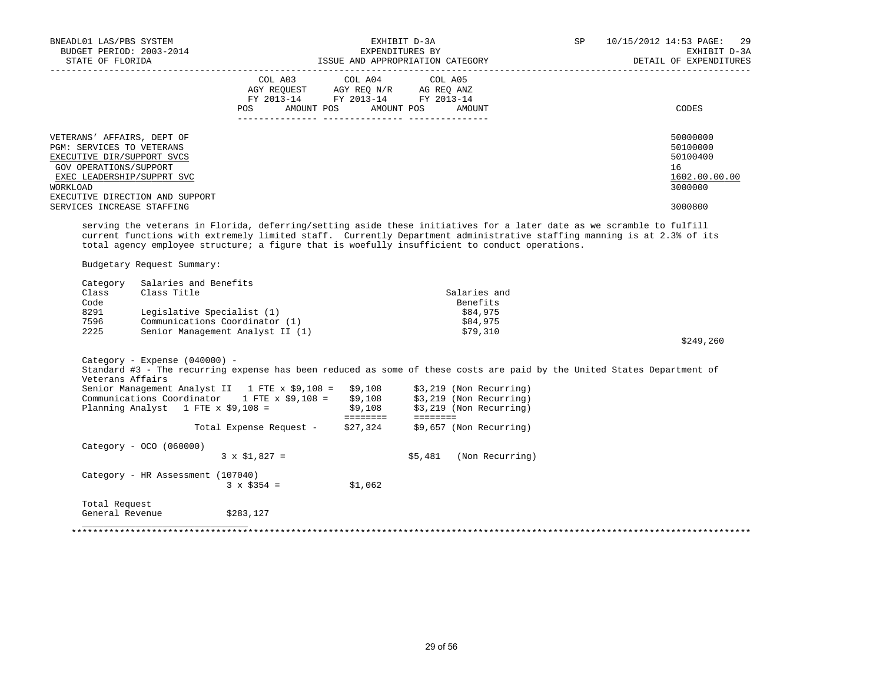BNEADL01 LAS/PBS SYSTEM | EXHIBIT D-3A | SP 10/15/2012 14:53 PAGE: 29
BUDGET PERIOD: 2003-2014 | EXPENDITURES BY | EXHIBIT D-3A
STATE OF FLORIDA | ISSUE AND APPROPRIATION CATEGORY | DETAIL OF EXPENDITURES

| | COL A03 AGY REQUEST FY 2013-14 POS AMOUNT | COL A04 AGY REQ N/R FY 2013-14 POS AMOUNT | COL A05 AG REQ ANZ FY 2013-14 POS AMOUNT | CODES |
|---|---|---|---|---|
| VETERANS' AFFAIRS, DEPT OF | | | | 50000000 |
| PGM: SERVICES TO VETERANS | | | | 50100000 |
| EXECUTIVE DIR/SUPPORT SVCS | | | | 50100400 |
| GOV OPERATIONS/SUPPORT | | | | 16 |
| EXEC LEADERSHIP/SUPPRT SVC | | | | 1602.00.00.00 |
| WORKLOAD | | | | 3000000 |
| EXECUTIVE DIRECTION AND SUPPORT SERVICES INCREASE STAFFING | | | | 3000800 |

serving the veterans in Florida, deferring/setting aside these initiatives for a later date as we scramble to fulfill current functions with extremely limited staff. Currently Department administrative staffing manning is at 2.3% of its total agency employee structure; a figure that is woefully insufficient to conduct operations.

Budgetary Request Summary:

Category Salaries and Benefits

| Class Code | Class Title | Salaries and Benefits |
|---|---|---|
| 8291 | Legislative Specialist (1) | $84,975 |
| 7596 | Communications Coordinator (1) | $84,975 |
| 2225 | Senior Management Analyst II (1) | $79,310 |
| | | $249,260 |

Category - Expense (040000) -
Standard #3 - The recurring expense has been reduced as some of these costs are paid by the United States Department of Veterans Affairs

| | Recurring | Non Recurring |
|---|---|---|
| Senior Management Analyst II 1 FTE x $9,108 = | $9,108 | $3,219 (Non Recurring) |
| Communications Coordinator 1 FTE x $9,108 = | $9,108 | $3,219 (Non Recurring) |
| Planning Analyst 1 FTE x $9,108 = | $9,108 | $3,219 (Non Recurring) |
| Total Expense Request - | $27,324 | $9,657 (Non Recurring) |

Category - OCO (060000)
3 x $1,827 = $5,481 (Non Recurring)

Category - HR Assessment (107040)
3 x $354 = $1,062

Total Request
General Revenue $283,127

**************************************************************************************************************************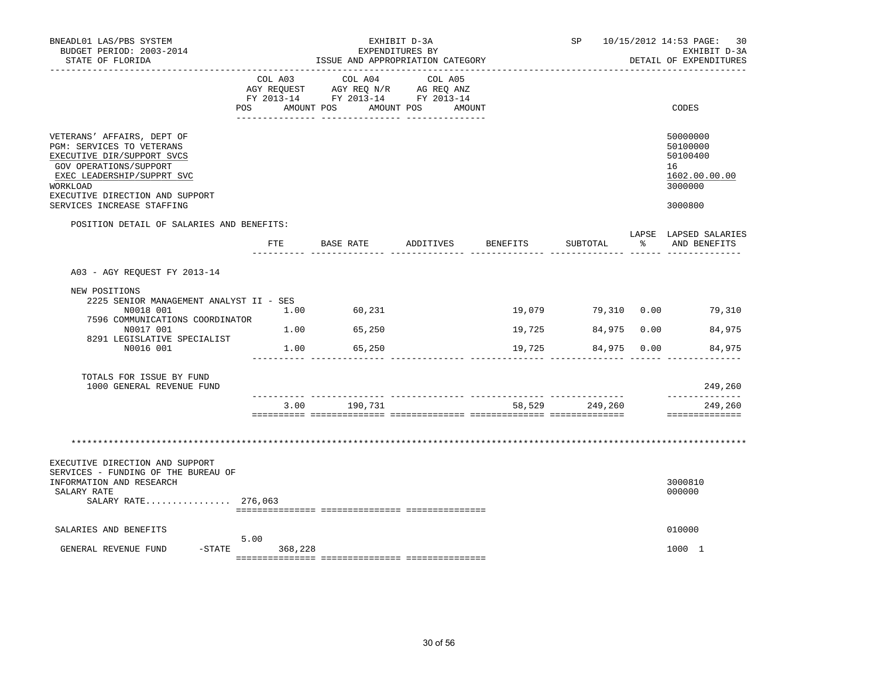BNEADL01 LAS/PBS SYSTEM
BUDGET PERIOD: 2003-2014
STATE OF FLORIDA

EXHIBIT D-3A
EXPENDITURES BY
ISSUE AND APPROPRIATION CATEGORY

SP 10/15/2012 14:53 PAGE: 30
EXHIBIT D-3A
DETAIL OF EXPENDITURES

| | COL A03 AGY REQUEST FY 2013-14 POS AMOUNT | COL A04 AGY REQ N/R FY 2013-14 POS AMOUNT | COL A05 AG REQ ANZ FY 2013-14 POS AMOUNT | CODES |
|---|---|---|---|---|
| VETERANS' AFFAIRS, DEPT OF | | | | 50000000 |
| PGM: SERVICES TO VETERANS | | | | 50100000 |
| EXECUTIVE DIR/SUPPORT SVCS | | | | 50100400 |
| GOV OPERATIONS/SUPPORT | | | | 16 |
| EXEC LEADERSHIP/SUPPRT SVC | | | | 1602.00.00.00 |
| WORKLOAD | | | | 3000000 |
| EXECUTIVE DIRECTION AND SUPPORT SERVICES INCREASE STAFFING | | | | 3000800 |

POSITION DETAIL OF SALARIES AND BENEFITS:

| | FTE | BASE RATE | ADDITIVES | BENEFITS | SUBTOTAL | LAPSE % | LAPSED SALARIES AND BENEFITS |
|---|---|---|---|---|---|---|---|
| A03 - AGY REQUEST FY 2013-14 | | | | | | | |
| NEW POSITIONS | | | | | | | |
| 2225 SENIOR MANAGEMENT ANALYST II - SES N0018 001 | 1.00 | 60,231 | | 19,079 | 79,310 | 0.00 | 79,310 |
| 7596 COMMUNICATIONS COORDINATOR N0017 001 | 1.00 | 65,250 | | 19,725 | 84,975 | 0.00 | 84,975 |
| 8291 LEGISLATIVE SPECIALIST N0016 001 | 1.00 | 65,250 | | 19,725 | 84,975 | 0.00 | 84,975 |
| TOTALS FOR ISSUE BY FUND | | | | | | | |
| 1000 GENERAL REVENUE FUND | | | | | | | 249,260 |
| | 3.00 | 190,731 | | 58,529 | 249,260 | | 249,260 |

\*\*\*\*\*\*\*\*\*\*\*\*\*\*\*\*\*\*\*\*\*\*\*\*\*\*\*\*\*\*\*\*\*\*\*\*\*\*\*\*\*\*\*\*\*\*\*\*\*\*\*\*\*\*\*\*\*\*\*\*\*\*\*\*\*\*\*\*\*\*\*\*\*\*\*\*\*\*\*\*\*\*\*\*\*\*\*\*\*\*\*\*\*\*\*\*\*\*\*\*\*\*\*\*\*\*\*\*\*\*\*\*\*

| | COL A03 POS AMOUNT | COL A04 POS AMOUNT | COL A05 POS AMOUNT | CODES |
|---|---|---|---|---|
| EXECUTIVE DIRECTION AND SUPPORT SERVICES - FUNDING OF THE BUREAU OF INFORMATION AND RESEARCH | | | | 3000810 |
| SALARY RATE | | | | 000000 |
| SALARY RATE................ 276,063 | | | | |
| SALARIES AND BENEFITS | | | | 010000 |
| GENERAL REVENUE FUND -STATE | 5.00 368,228 | | | 1000 1 |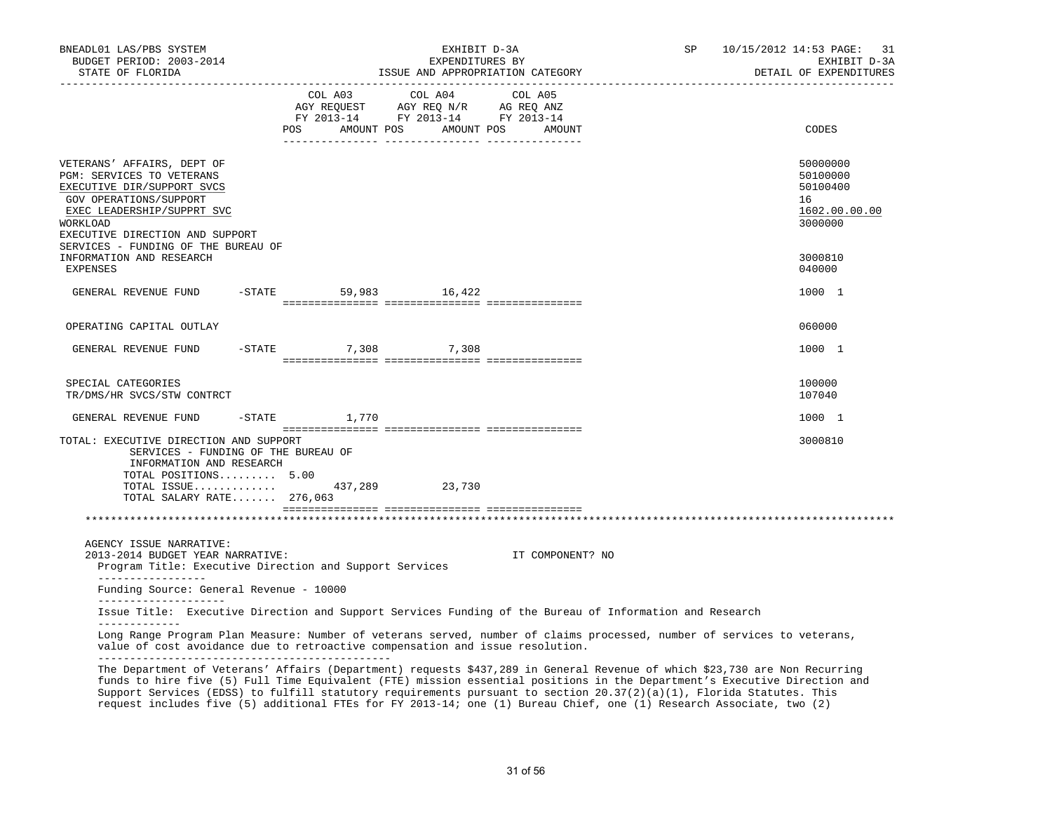BNEADL01 LAS/PBS SYSTEM | EXHIBIT D-3A | SP 10/15/2012 14:53 PAGE: 31
BUDGET PERIOD: 2003-2014 | EXPENDITURES BY | EXHIBIT D-3A
STATE OF FLORIDA | ISSUE AND APPROPRIATION CATEGORY | DETAIL OF EXPENDITURES

| | COL A03 AGY REQUEST FY 2013-14 POS AMOUNT | COL A04 AGY REQ N/R FY 2013-14 POS AMOUNT | COL A05 AG REQ ANZ FY 2013-14 POS AMOUNT | CODES |
|---|---|---|---|---|
| VETERANS' AFFAIRS, DEPT OF | | | | 50000000 |
| PGM: SERVICES TO VETERANS | | | | 50100000 |
| EXECUTIVE DIR/SUPPORT SVCS | | | | 50100400 |
| GOV OPERATIONS/SUPPORT | | | | 16 |
| EXEC LEADERSHIP/SUPPRT SVC | | | | 1602.00.00.00 |
| WORKLOAD | | | | 3000000 |
| EXECUTIVE DIRECTION AND SUPPORT SERVICES - FUNDING OF THE BUREAU OF INFORMATION AND RESEARCH | | | | 3000810 |
| EXPENSES | | | | 040000 |
| GENERAL REVENUE FUND -STATE | 59,983 | 16,422 | | 1000 1 |
| OPERATING CAPITAL OUTLAY | | | | 060000 |
| GENERAL REVENUE FUND -STATE | 7,308 | 7,308 | | 1000 1 |
| SPECIAL CATEGORIES | | | | 100000 |
| TR/DMS/HR SVCS/STW CONTRCT | | | | 107040 |
| GENERAL REVENUE FUND -STATE | 1,770 | | | 1000 1 |
| TOTAL: EXECUTIVE DIRECTION AND SUPPORT SERVICES - FUNDING OF THE BUREAU OF INFORMATION AND RESEARCH | | | | 3000810 |
| TOTAL POSITIONS......... | 5.00 | | | |
| TOTAL ISSUE............. | 437,289 | 23,730 | | |
| TOTAL SALARY RATE....... | 276,063 | | | |

AGENCY ISSUE NARRATIVE:

2013-2014 BUDGET YEAR NARRATIVE: IT COMPONENT? NO

Program Title: Executive Direction and Support Services

Funding Source: General Revenue - 10000

Issue Title: Executive Direction and Support Services Funding of the Bureau of Information and Research

Long Range Program Plan Measure: Number of veterans served, number of claims processed, number of services to veterans, value of cost avoidance due to retroactive compensation and issue resolution.

The Department of Veterans' Affairs (Department) requests $437,289 in General Revenue of which $23,730 are Non Recurring funds to hire five (5) Full Time Equivalent (FTE) mission essential positions in the Department's Executive Direction and Support Services (EDSS) to fulfill statutory requirements pursuant to section 20.37(2)(a)(1), Florida Statutes. This request includes five (5) additional FTEs for FY 2013-14; one (1) Bureau Chief, one (1) Research Associate, two (2)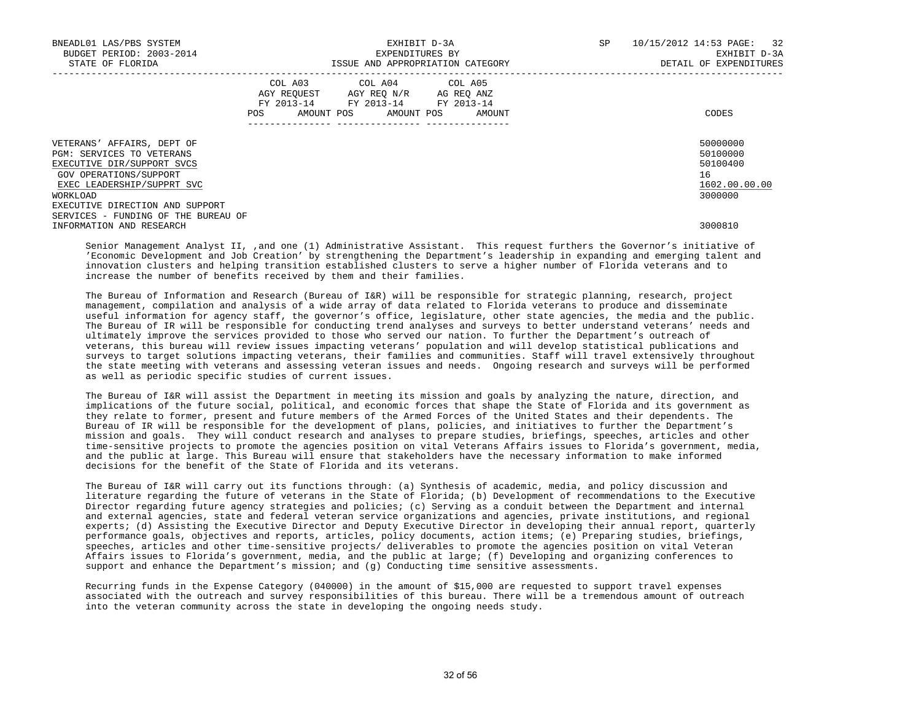BNEADL01 LAS/PBS SYSTEM — EXHIBIT D-3A — SP 10/15/2012 14:53 PAGE: 32
BUDGET PERIOD: 2003-2014 — EXPENDITURES BY — EXHIBIT D-3A
STATE OF FLORIDA — ISSUE AND APPROPRIATION CATEGORY — DETAIL OF EXPENDITURES

| | COL A03 AGY REQUEST FY 2013-14 POS AMOUNT | COL A04 AGY REQ N/R FY 2013-14 POS AMOUNT | COL A05 AG REQ ANZ FY 2013-14 POS AMOUNT | CODES |
|---|---|---|---|---|
| VETERANS' AFFAIRS, DEPT OF | | | | 50000000 |
| PGM: SERVICES TO VETERANS | | | | 50100000 |
| EXECUTIVE DIR/SUPPORT SVCS | | | | 50100400 |
| GOV OPERATIONS/SUPPORT | | | | 16 |
| EXEC LEADERSHIP/SUPPRT SVC | | | | 1602.00.00.00 |
| WORKLOAD | | | | 3000000 |
| EXECUTIVE DIRECTION AND SUPPORT SERVICES - FUNDING OF THE BUREAU OF INFORMATION AND RESEARCH | | | | 3000810 |

Senior Management Analyst II, ,and one (1) Administrative Assistant. This request furthers the Governor's initiative of 'Economic Development and Job Creation' by strengthening the Department's leadership in expanding and emerging talent and innovation clusters and helping transition established clusters to serve a higher number of Florida veterans and to increase the number of benefits received by them and their families.

The Bureau of Information and Research (Bureau of I&R) will be responsible for strategic planning, research, project management, compilation and analysis of a wide array of data related to Florida veterans to produce and disseminate useful information for agency staff, the governor's office, legislature, other state agencies, the media and the public. The Bureau of IR will be responsible for conducting trend analyses and surveys to better understand veterans' needs and ultimately improve the services provided to those who served our nation. To further the Department's outreach of veterans, this bureau will review issues impacting veterans' population and will develop statistical publications and surveys to target solutions impacting veterans, their families and communities. Staff will travel extensively throughout the state meeting with veterans and assessing veteran issues and needs. Ongoing research and surveys will be performed as well as periodic specific studies of current issues.

The Bureau of I&R will assist the Department in meeting its mission and goals by analyzing the nature, direction, and implications of the future social, political, and economic forces that shape the State of Florida and its government as they relate to former, present and future members of the Armed Forces of the United States and their dependents. The Bureau of IR will be responsible for the development of plans, policies, and initiatives to further the Department's mission and goals. They will conduct research and analyses to prepare studies, briefings, speeches, articles and other time-sensitive projects to promote the agencies position on vital Veterans Affairs issues to Florida's government, media, and the public at large. This Bureau will ensure that stakeholders have the necessary information to make informed decisions for the benefit of the State of Florida and its veterans.

The Bureau of I&R will carry out its functions through: (a) Synthesis of academic, media, and policy discussion and literature regarding the future of veterans in the State of Florida; (b) Development of recommendations to the Executive Director regarding future agency strategies and policies; (c) Serving as a conduit between the Department and internal and external agencies, state and federal veteran service organizations and agencies, private institutions, and regional experts; (d) Assisting the Executive Director and Deputy Executive Director in developing their annual report, quarterly performance goals, objectives and reports, articles, policy documents, action items; (e) Preparing studies, briefings, speeches, articles and other time-sensitive projects/ deliverables to promote the agencies position on vital Veteran Affairs issues to Florida's government, media, and the public at large; (f) Developing and organizing conferences to support and enhance the Department's mission; and (g) Conducting time sensitive assessments.

Recurring funds in the Expense Category (040000) in the amount of $15,000 are requested to support travel expenses associated with the outreach and survey responsibilities of this bureau. There will be a tremendous amount of outreach into the veteran community across the state in developing the ongoing needs study.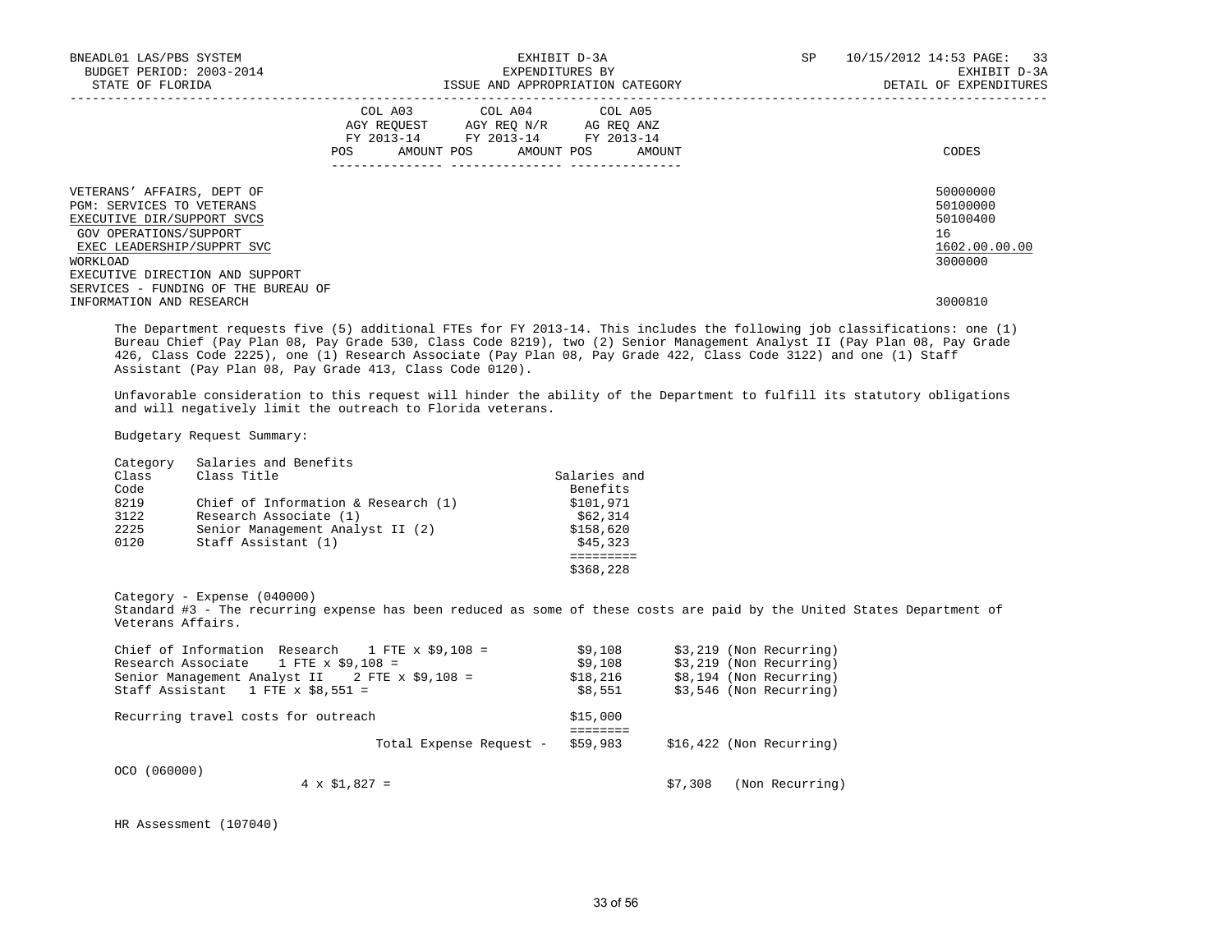| | COL A03 AGY REQUEST FY 2013-14 POS AMOUNT | COL A04 AGY REQ N/R FY 2013-14 POS AMOUNT | COL A05 AG REQ ANZ FY 2013-14 POS AMOUNT | CODES |
|---|---|---|---|---|
| VETERANS' AFFAIRS, DEPT OF | | | | 50000000 |
| PGM: SERVICES TO VETERANS | | | | 50100000 |
| EXECUTIVE DIR/SUPPORT SVCS | | | | 50100400 |
| GOV OPERATIONS/SUPPORT | | | | 16 |
| EXEC LEADERSHIP/SUPPRT SVC | | | | 1602.00.00.00 |
| WORKLOAD | | | | 3000000 |
| EXECUTIVE DIRECTION AND SUPPORT SERVICES - FUNDING OF THE BUREAU OF INFORMATION AND RESEARCH | | | | 3000810 |

The Department requests five (5) additional FTEs for FY 2013-14. This includes the following job classifications: one (1) Bureau Chief (Pay Plan 08, Pay Grade 530, Class Code 8219), two (2) Senior Management Analyst II (Pay Plan 08, Pay Grade 426, Class Code 2225), one (1) Research Associate (Pay Plan 08, Pay Grade 422, Class Code 3122) and one (1) Staff Assistant (Pay Plan 08, Pay Grade 413, Class Code 0120).

Unfavorable consideration to this request will hinder the ability of the Department to fulfill its statutory obligations and will negatively limit the outreach to Florida veterans.

Budgetary Request Summary:

Category Salaries and Benefits

| Class Code | Class Title | Salaries and Benefits |
|---|---|---|
| 8219 | Chief of Information & Research (1) | $101,971 |
| 3122 | Research Associate (1) | $62,314 |
| 2225 | Senior Management Analyst II (2) | $158,620 |
| 0120 | Staff Assistant (1) | $45,323 |
| | | ========= |
| | | $368,228 |

Category - Expense (040000)
Standard #3 - The recurring expense has been reduced as some of these costs are paid by the United States Department of Veterans Affairs.

| | | |
|---|---|---|
| Chief of Information Research 1 FTE x $9,108 = | $9,108 | $3,219 (Non Recurring) |
| Research Associate 1 FTE x $9,108 = | $9,108 | $3,219 (Non Recurring) |
| Senior Management Analyst II 2 FTE x $9,108 = | $18,216 | $8,194 (Non Recurring) |
| Staff Assistant 1 FTE x $8,551 = | $8,551 | $3,546 (Non Recurring) |
| Recurring travel costs for outreach | $15,000 | |
| | ======== | |
| Total Expense Request - | $59,983 | $16,422 (Non Recurring) |

OCO (060000)
4 x $1,827 = $7,308 (Non Recurring)

HR Assessment (107040)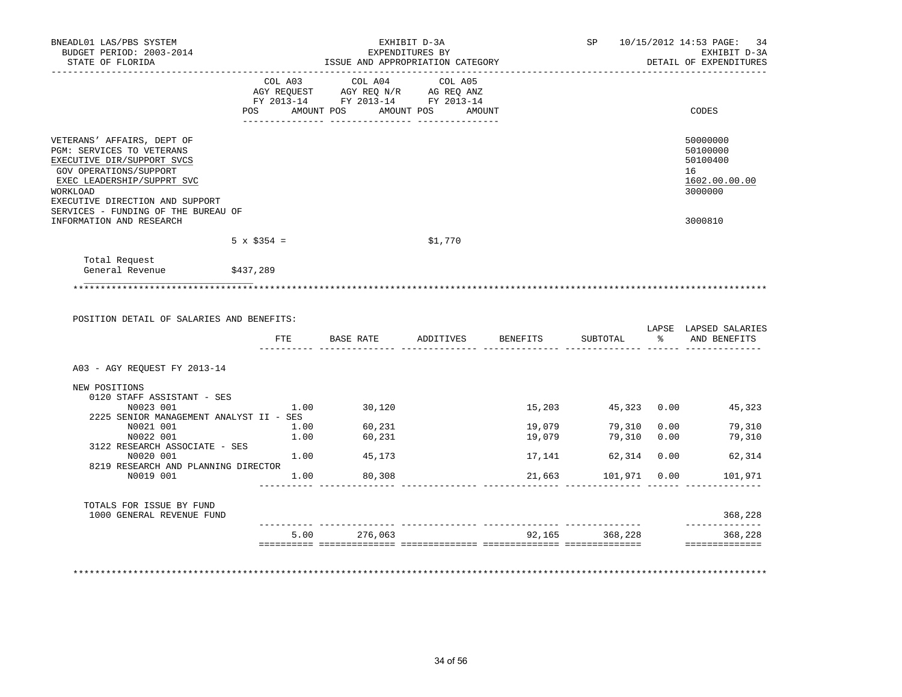BNEADL01 LAS/PBS SYSTEM — BUDGET PERIOD: 2003-2014 — STATE OF FLORIDA

EXHIBIT D-3A — EXPENDITURES BY ISSUE AND APPROPRIATION CATEGORY

SP 10/15/2012 14:53 — EXHIBIT D-3A — DETAIL OF EXPENDITURES

| | COL A03 AGY REQUEST FY 2013-14 POS AMOUNT | COL A04 AGY REQ N/R FY 2013-14 POS AMOUNT | COL A05 AG REQ ANZ FY 2013-14 POS AMOUNT | CODES |
|---|---|---|---|---|
| VETERANS' AFFAIRS, DEPT OF | | | | 50000000 |
| PGM: SERVICES TO VETERANS | | | | 50100000 |
| EXECUTIVE DIR/SUPPORT SVCS | | | | 50100400 |
| GOV OPERATIONS/SUPPORT | | | | 16 |
| EXEC LEADERSHIP/SUPPRT SVC | | | | 1602.00.00.00 |
| WORKLOAD | | | | 3000000 |
| EXECUTIVE DIRECTION AND SUPPORT SERVICES - FUNDING OF THE BUREAU OF INFORMATION AND RESEARCH | | | | 3000810 |

5 x $354 = $1,770

Total Request
General Revenue $437,289

POSITION DETAIL OF SALARIES AND BENEFITS:

| | FTE | BASE RATE | ADDITIVES | BENEFITS | SUBTOTAL | LAPSE % | LAPSED SALARIES AND BENEFITS |
|---|---|---|---|---|---|---|---|
| A03 - AGY REQUEST FY 2013-14 | | | | | | | |
| NEW POSITIONS | | | | | | | |
| 0120 STAFF ASSISTANT - SES | | | | | | | |
| N0023 001 | 1.00 | 30,120 | | 15,203 | 45,323 | 0.00 | 45,323 |
| 2225 SENIOR MANAGEMENT ANALYST II - SES | | | | | | | |
| N0021 001 | 1.00 | 60,231 | | 19,079 | 79,310 | 0.00 | 79,310 |
| N0022 001 | 1.00 | 60,231 | | 19,079 | 79,310 | 0.00 | 79,310 |
| 3122 RESEARCH ASSOCIATE - SES | | | | | | | |
| N0020 001 | 1.00 | 45,173 | | 17,141 | 62,314 | 0.00 | 62,314 |
| 8219 RESEARCH AND PLANNING DIRECTOR | | | | | | | |
| N0019 001 | 1.00 | 80,308 | | 21,663 | 101,971 | 0.00 | 101,971 |
| TOTALS FOR ISSUE BY FUND | | | | | | | |
| 1000 GENERAL REVENUE FUND | | | | | | | 368,228 |
| | 5.00 | 276,063 | | 92,165 | 368,228 | | 368,228 |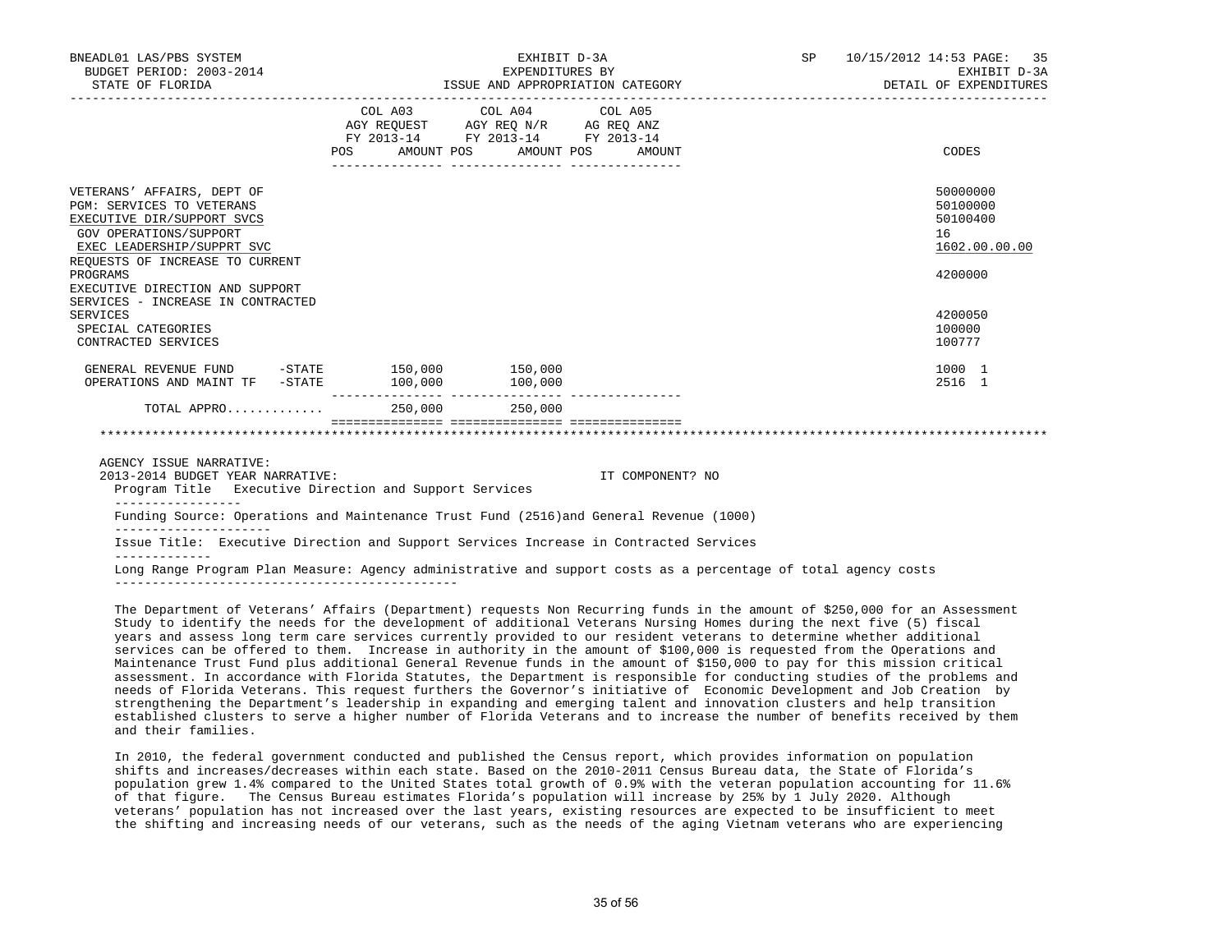BNEADL01 LAS/PBS SYSTEM | EXHIBIT D-3A | SP 10/15/2012 14:53
BUDGET PERIOD: 2003-2014 | EXPENDITURES BY | EXHIBIT D-3A
STATE OF FLORIDA | ISSUE AND APPROPRIATION CATEGORY | DETAIL OF EXPENDITURES

| | COL A03 AGY REQUEST FY 2013-14 POS AMOUNT | COL A04 AGY REQ N/R FY 2013-14 POS AMOUNT | COL A05 AG REQ ANZ FY 2013-14 POS AMOUNT | CODES |
|---|---|---|---|---|
| VETERANS' AFFAIRS, DEPT OF | | | | 50000000 |
| PGM: SERVICES TO VETERANS | | | | 50100000 |
| EXECUTIVE DIR/SUPPORT SVCS | | | | 50100400 |
| GOV OPERATIONS/SUPPORT | | | | 16 |
| EXEC LEADERSHIP/SUPPRT SVC | | | | 1602.00.00.00 |
| REQUESTS OF INCREASE TO CURRENT PROGRAMS | | | | 4200000 |
| EXECUTIVE DIRECTION AND SUPPORT SERVICES - INCREASE IN CONTRACTED SERVICES | | | | 4200050 |
| SPECIAL CATEGORIES | | | | 100000 |
| CONTRACTED SERVICES | | | | 100777 |
| GENERAL REVENUE FUND -STATE | 150,000 | 150,000 | | 1000 1 |
| OPERATIONS AND MAINT TF -STATE | 100,000 | 100,000 | | 2516 1 |
| TOTAL APPRO............ | 250,000 | 250,000 | | |

AGENCY ISSUE NARRATIVE:
2013-2014 BUDGET YEAR NARRATIVE: IT COMPONENT? NO

Program Title Executive Direction and Support Services

Funding Source: Operations and Maintenance Trust Fund (2516)and General Revenue (1000)

Issue Title: Executive Direction and Support Services Increase in Contracted Services

Long Range Program Plan Measure: Agency administrative and support costs as a percentage of total agency costs

The Department of Veterans' Affairs (Department) requests Non Recurring funds in the amount of $250,000 for an Assessment Study to identify the needs for the development of additional Veterans Nursing Homes during the next five (5) fiscal years and assess long term care services currently provided to our resident veterans to determine whether additional services can be offered to them. Increase in authority in the amount of $100,000 is requested from the Operations and Maintenance Trust Fund plus additional General Revenue funds in the amount of $150,000 to pay for this mission critical assessment. In accordance with Florida Statutes, the Department is responsible for conducting studies of the problems and needs of Florida Veterans. This request furthers the Governor's initiative of Economic Development and Job Creation by strengthening the Department's leadership in expanding and emerging talent and innovation clusters and help transition established clusters to serve a higher number of Florida Veterans and to increase the number of benefits received by them and their families.

In 2010, the federal government conducted and published the Census report, which provides information on population shifts and increases/decreases within each state. Based on the 2010-2011 Census Bureau data, the State of Florida's population grew 1.4% compared to the United States total growth of 0.9% with the veteran population accounting for 11.6% of that figure. The Census Bureau estimates Florida's population will increase by 25% by 1 July 2020. Although veterans' population has not increased over the last years, existing resources are expected to be insufficient to meet the shifting and increasing needs of our veterans, such as the needs of the aging Vietnam veterans who are experiencing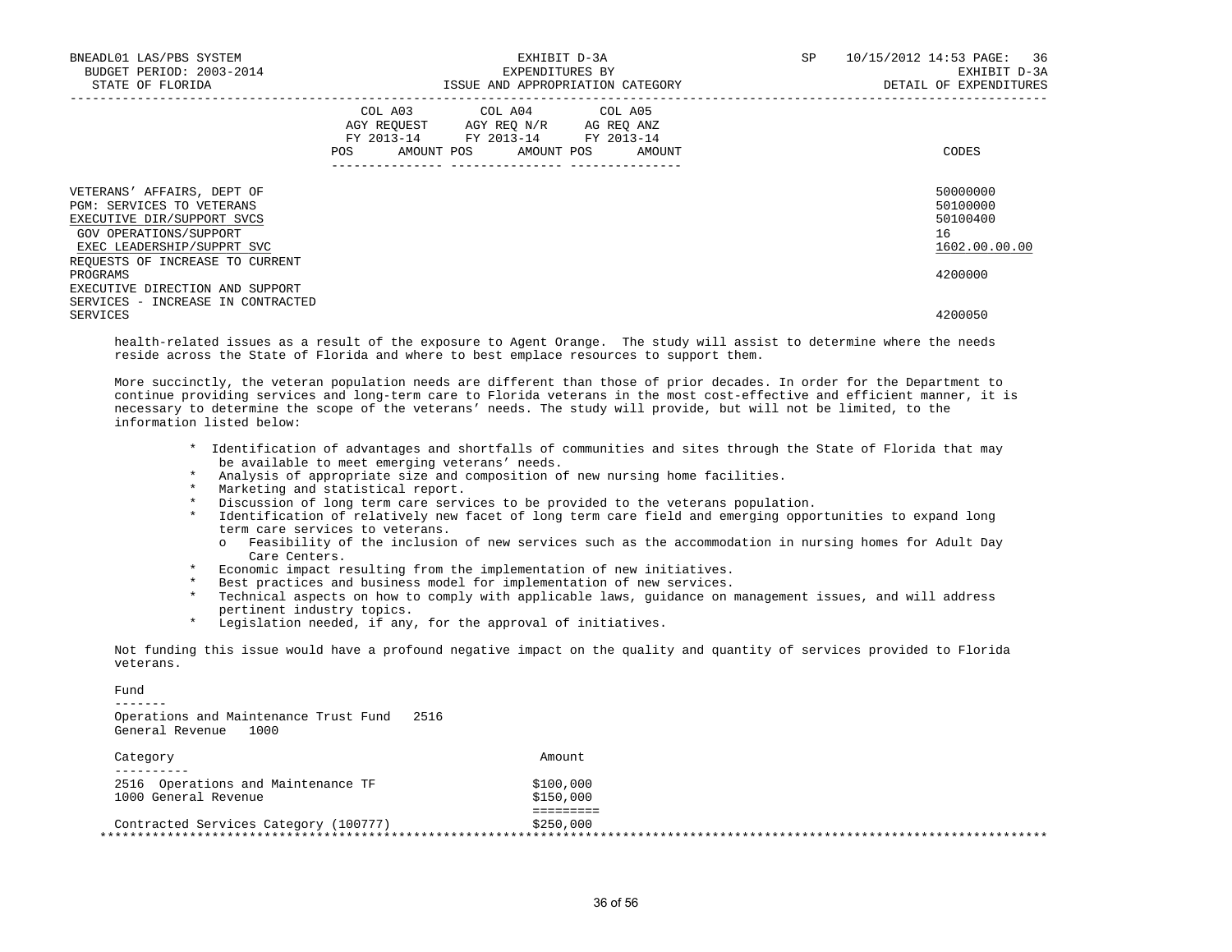| | COL A03 AGY REQUEST FY 2013-14 POS AMOUNT | COL A04 AGY REQ N/R FY 2013-14 POS AMOUNT | COL A05 AG REQ ANZ FY 2013-14 POS AMOUNT | CODES |
|---|---|---|---|---|
| VETERANS' AFFAIRS, DEPT OF | | | | 50000000 |
| PGM: SERVICES TO VETERANS | | | | 50100000 |
| EXECUTIVE DIR/SUPPORT SVCS | | | | 50100400 |
| GOV OPERATIONS/SUPPORT | | | | 16 |
| EXEC LEADERSHIP/SUPPRT SVC | | | | 1602.00.00.00 |
| REQUESTS OF INCREASE TO CURRENT PROGRAMS | | | | 4200000 |
| EXECUTIVE DIRECTION AND SUPPORT SERVICES - INCREASE IN CONTRACTED SERVICES | | | | 4200050 |

health-related issues as a result of the exposure to Agent Orange. The study will assist to determine where the needs reside across the State of Florida and where to best emplace resources to support them.

More succinctly, the veteran population needs are different than those of prior decades. In order for the Department to continue providing services and long-term care to Florida veterans in the most cost-effective and efficient manner, it is necessary to determine the scope of the veterans' needs. The study will provide, but will not be limited, to the information listed below:

* Identification of advantages and shortfalls of communities and sites through the State of Florida that may be available to meet emerging veterans' needs.
* Analysis of appropriate size and composition of new nursing home facilities.
* Marketing and statistical report.
* Discussion of long term care services to be provided to the veterans population.
* Identification of relatively new facet of long term care field and emerging opportunities to expand long term care services to veterans.
    - o Feasibility of the inclusion of new services such as the accommodation in nursing homes for Adult Day Care Centers.
* Economic impact resulting from the implementation of new initiatives.
* Best practices and business model for implementation of new services.
* Technical aspects on how to comply with applicable laws, guidance on management issues, and will address pertinent industry topics.
* Legislation needed, if any, for the approval of initiatives.

Not funding this issue would have a profound negative impact on the quality and quantity of services provided to Florida veterans.

Fund
-------
Operations and Maintenance Trust Fund 2516
General Revenue 1000

| Category | Amount |
|---|---|
| 2516 Operations and Maintenance TF | $100,000 |
| 1000 General Revenue | $150,000 |
| Contracted Services Category (100777) | $250,000 |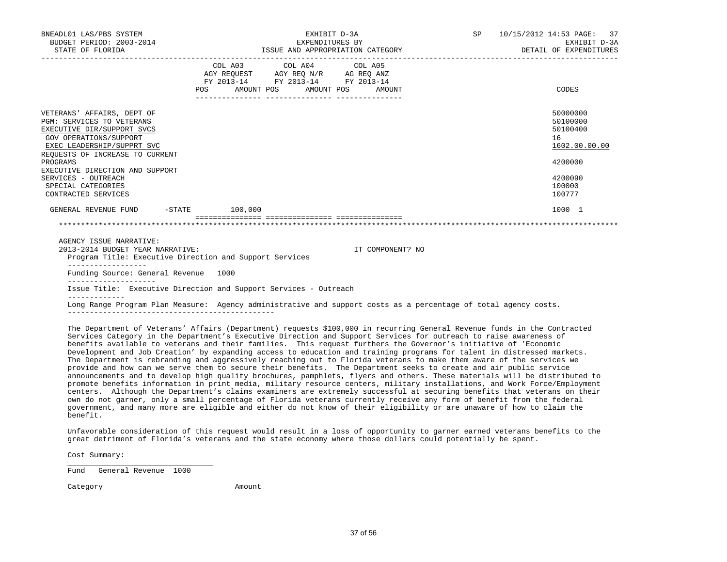BNEADL01 LAS/PBS SYSTEM
BUDGET PERIOD: 2003-2014
STATE OF FLORIDA

EXHIBIT D-3A
EXPENDITURES BY
ISSUE AND APPROPRIATION CATEGORY

SP 10/15/2012 14:53 PAGE: 37
EXHIBIT D-3A
DETAIL OF EXPENDITURES

| | COL A03 AGY REQUEST FY 2013-14 POS AMOUNT | COL A04 AGY REQ N/R FY 2013-14 POS AMOUNT | COL A05 AG REQ ANZ FY 2013-14 POS AMOUNT | CODES |
|---|---|---|---|---|
| VETERANS' AFFAIRS, DEPT OF | | | | 50000000 |
| PGM: SERVICES TO VETERANS | | | | 50100000 |
| EXECUTIVE DIR/SUPPORT SVCS | | | | 50100400 |
| GOV OPERATIONS/SUPPORT | | | | 16 |
| EXEC LEADERSHIP/SUPPRT SVC | | | | 1602.00.00.00 |
| REQUESTS OF INCREASE TO CURRENT PROGRAMS | | | | 4200000 |
| EXECUTIVE DIRECTION AND SUPPORT SERVICES - OUTREACH | | | | 4200090 |
| SPECIAL CATEGORIES | | | | 100000 |
| CONTRACTED SERVICES | | | | 100777 |
| GENERAL REVENUE FUND -STATE | 100,000 | | | 1000 1 |

AGENCY ISSUE NARRATIVE:
2013-2014 BUDGET YEAR NARRATIVE: IT COMPONENT? NO

Program Title: Executive Direction and Support Services

Funding Source: General Revenue 1000

Issue Title: Executive Direction and Support Services - Outreach

Long Range Program Plan Measure: Agency administrative and support costs as a percentage of total agency costs.

The Department of Veterans' Affairs (Department) requests $100,000 in recurring General Revenue funds in the Contracted Services Category in the Department's Executive Direction and Support Services for outreach to raise awareness of benefits available to veterans and their families. This request furthers the Governor's initiative of 'Economic Development and Job Creation' by expanding access to education and training programs for talent in distressed markets. The Department is rebranding and aggressively reaching out to Florida veterans to make them aware of the services we provide and how can we serve them to secure their benefits. The Department seeks to create and air public service announcements and to develop high quality brochures, pamphlets, flyers and others. These materials will be distributed to promote benefits information in print media, military resource centers, military installations, and Work Force/Employment centers. Although the Department's claims examiners are extremely successful at securing benefits that veterans on their own do not garner, only a small percentage of Florida veterans currently receive any form of benefit from the federal government, and many more are eligible and either do not know of their eligibility or are unaware of how to claim the benefit.

Unfavorable consideration of this request would result in a loss of opportunity to garner earned veterans benefits to the great detriment of Florida's veterans and the state economy where those dollars could potentially be spent.

Cost Summary:

Fund General Revenue 1000

Category Amount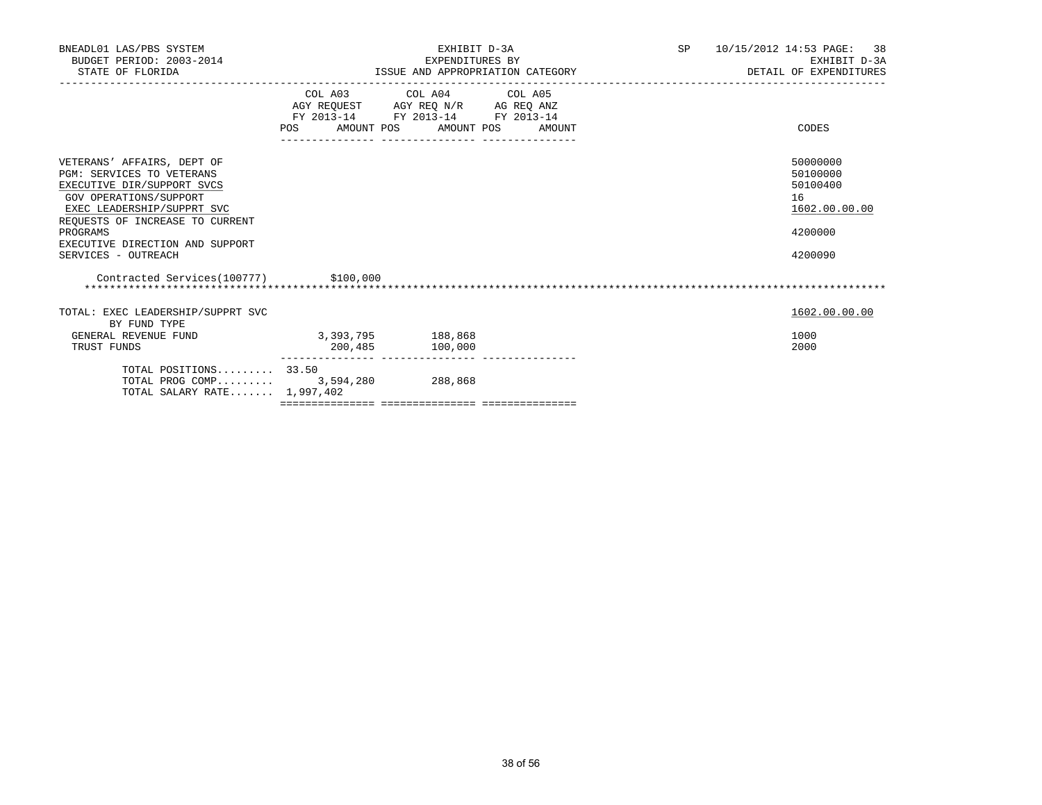BNEADL01 LAS/PBS SYSTEM
BUDGET PERIOD: 2003-2014
STATE OF FLORIDA

EXHIBIT D-3A
EXPENDITURES BY
ISSUE AND APPROPRIATION CATEGORY

SP 10/15/2012 14:53 PAGE: 38
EXHIBIT D-3A
DETAIL OF EXPENDITURES

| | COL A03 AGY REQUEST FY 2013-14 POS AMOUNT | COL A04 AGY REQ N/R FY 2013-14 POS AMOUNT | COL A05 AG REQ ANZ FY 2013-14 POS AMOUNT | CODES |
|---|---|---|---|---|
| VETERANS' AFFAIRS, DEPT OF | | | | 50000000 |
| PGM: SERVICES TO VETERANS | | | | 50100000 |
| EXECUTIVE DIR/SUPPORT SVCS | | | | 50100400 |
| GOV OPERATIONS/SUPPORT | | | | 16 |
| EXEC LEADERSHIP/SUPPRT SVC | | | | 1602.00.00.00 |
| REQUESTS OF INCREASE TO CURRENT PROGRAMS | | | | 4200000 |
| EXECUTIVE DIRECTION AND SUPPORT SERVICES - OUTREACH | | | | 4200090 |
| Contracted Services(100777) | $100,000 | | | |
| TOTAL: EXEC LEADERSHIP/SUPPRT SVC | | | | 1602.00.00.00 |
| BY FUND TYPE | | | | |
| GENERAL REVENUE FUND | 3,393,795 | 188,868 | | 1000 |
| TRUST FUNDS | 200,485 | 100,000 | | 2000 |
| TOTAL POSITIONS......... | 33.50 | | | |
| TOTAL PROG COMP......... | 3,594,280 | 288,868 | | |
| TOTAL SALARY RATE....... | 1,997,402 | | | |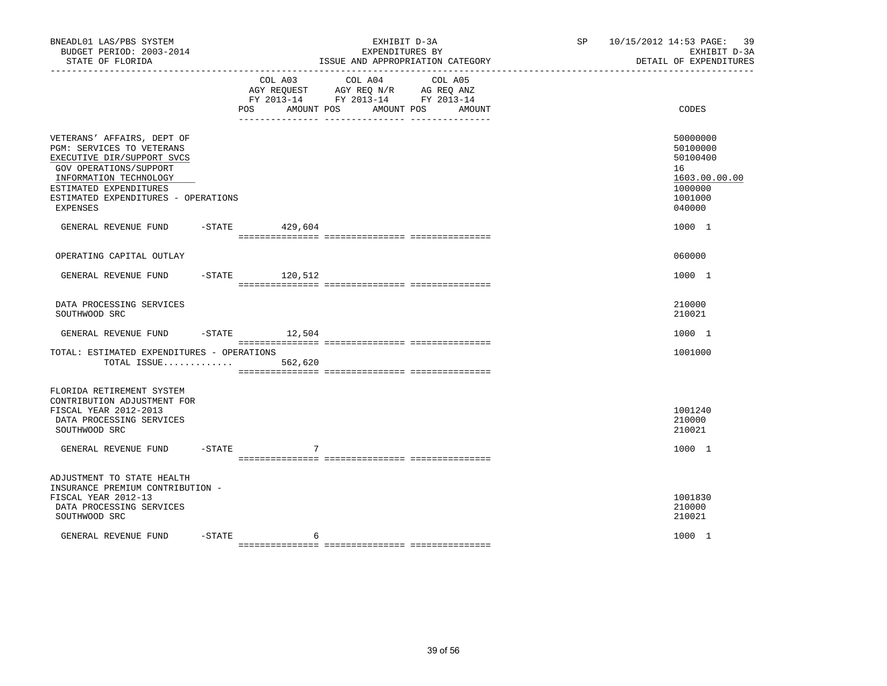BNEADL01 LAS/PBS SYSTEM
BUDGET PERIOD: 2003-2014
STATE OF FLORIDA

EXHIBIT D-3A
EXPENDITURES BY
ISSUE AND APPROPRIATION CATEGORY

SP 10/15/2012 14:53 PAGE: 39
EXHIBIT D-3A
DETAIL OF EXPENDITURES

| | COL A03 AGY REQUEST FY 2013-14 POS AMOUNT | COL A04 AGY REQ N/R FY 2013-14 POS AMOUNT | COL A05 AG REQ ANZ FY 2013-14 POS AMOUNT | CODES |
|---|---|---|---|---|
| VETERANS' AFFAIRS, DEPT OF | | | | 50000000 |
| PGM: SERVICES TO VETERANS | | | | 50100000 |
| EXECUTIVE DIR/SUPPORT SVCS | | | | 50100400 |
| GOV OPERATIONS/SUPPORT | | | | 16 |
| INFORMATION TECHNOLOGY | | | | 1603.00.00.00 |
| ESTIMATED EXPENDITURES | | | | 1000000 |
| ESTIMATED EXPENDITURES - OPERATIONS | | | | 1001000 |
| EXPENSES | | | | 040000 |
| GENERAL REVENUE FUND -STATE | 429,604 | | | 1000 1 |
| OPERATING CAPITAL OUTLAY | | | | 060000 |
| GENERAL REVENUE FUND -STATE | 120,512 | | | 1000 1 |
| DATA PROCESSING SERVICES | | | | 210000 |
| SOUTHWOOD SRC | | | | 210021 |
| GENERAL REVENUE FUND -STATE | 12,504 | | | 1000 1 |
| TOTAL: ESTIMATED EXPENDITURES - OPERATIONS | | | | 1001000 |
| TOTAL ISSUE............. | 562,620 | | | |
| FLORIDA RETIREMENT SYSTEM CONTRIBUTION ADJUSTMENT FOR FISCAL YEAR 2012-2013 | | | | 1001240 |
| DATA PROCESSING SERVICES | | | | 210000 |
| SOUTHWOOD SRC | | | | 210021 |
| GENERAL REVENUE FUND -STATE | 7 | | | 1000 1 |
| ADJUSTMENT TO STATE HEALTH INSURANCE PREMIUM CONTRIBUTION - FISCAL YEAR 2012-13 | | | | 1001830 |
| DATA PROCESSING SERVICES | | | | 210000 |
| SOUTHWOOD SRC | | | | 210021 |
| GENERAL REVENUE FUND -STATE | 6 | | | 1000 1 |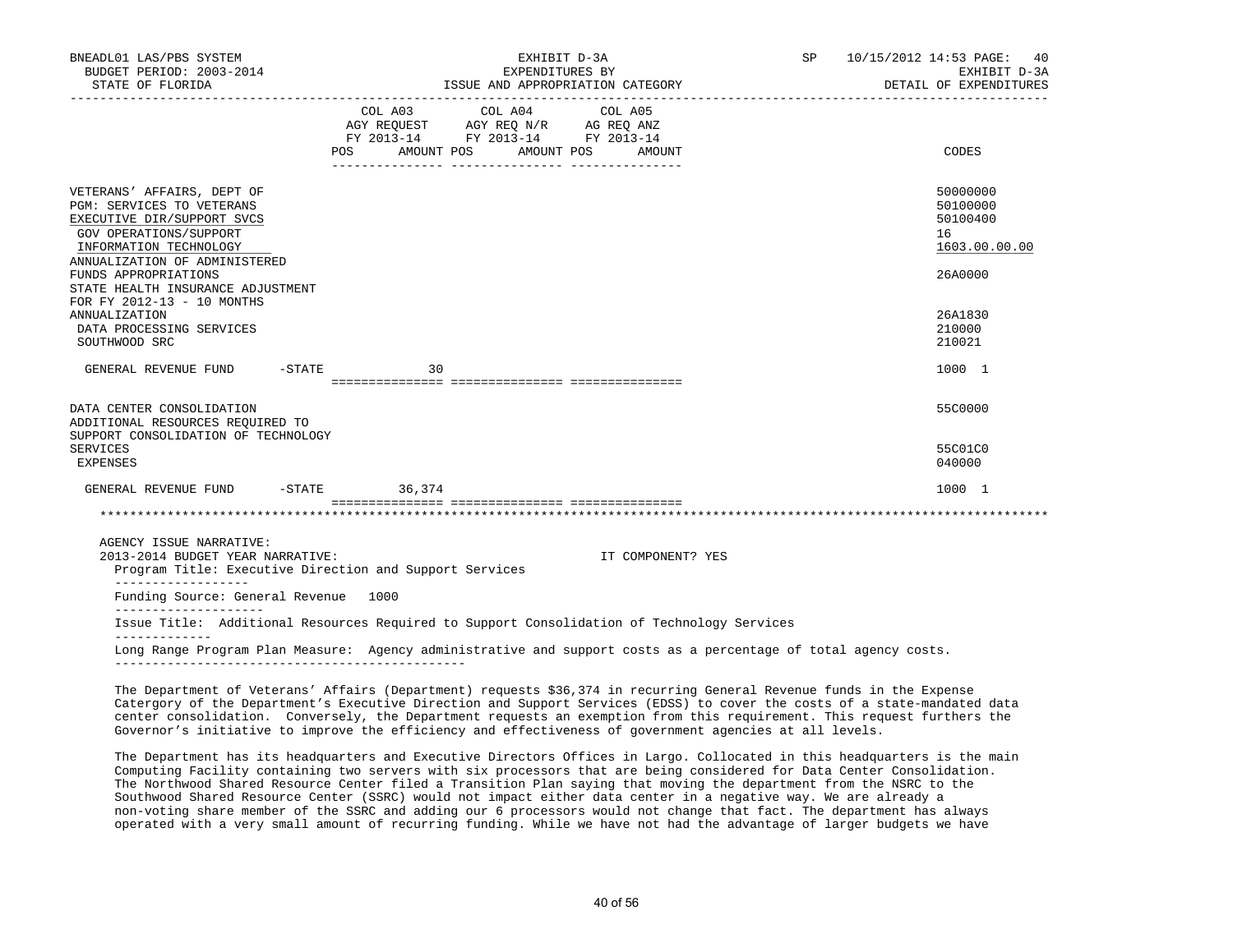BNEADL01 LAS/PBS SYSTEM — EXHIBIT D-3A — SP 10/15/2012 14:53 PAGE: 40
BUDGET PERIOD: 2003-2014 — EXPENDITURES BY — EXHIBIT D-3A
STATE OF FLORIDA — ISSUE AND APPROPRIATION CATEGORY — DETAIL OF EXPENDITURES

| | COL A03 AGY REQUEST FY 2013-14 POS AMOUNT | COL A04 AGY REQ N/R FY 2013-14 POS AMOUNT | COL A05 AG REQ ANZ FY 2013-14 POS AMOUNT | CODES |
|---|---|---|---|---|
| VETERANS' AFFAIRS, DEPT OF | | | | 50000000 |
| PGM: SERVICES TO VETERANS | | | | 50100000 |
| EXECUTIVE DIR/SUPPORT SVCS | | | | 50100400 |
| GOV OPERATIONS/SUPPORT | | | | 16 |
| INFORMATION TECHNOLOGY | | | | 1603.00.00.00 |
| ANNUALIZATION OF ADMINISTERED FUNDS APPROPRIATIONS | | | | 26A0000 |
| STATE HEALTH INSURANCE ADJUSTMENT FOR FY 2012-13 - 10 MONTHS ANNUALIZATION | | | | 26A1830 |
| DATA PROCESSING SERVICES | | | | 210000 |
| SOUTHWOOD SRC | | | | 210021 |
| GENERAL REVENUE FUND -STATE | 30 | | | 1000 1 |
| DATA CENTER CONSOLIDATION | | | | 55C0000 |
| ADDITIONAL RESOURCES REQUIRED TO SUPPORT CONSOLIDATION OF TECHNOLOGY SERVICES | | | | 55C01C0 |
| EXPENSES | | | | 040000 |
| GENERAL REVENUE FUND -STATE | 36,374 | | | 1000 1 |

AGENCY ISSUE NARRATIVE:
2013-2014 BUDGET YEAR NARRATIVE: IT COMPONENT? YES

Program Title: Executive Direction and Support Services

Funding Source: General Revenue 1000

Issue Title: Additional Resources Required to Support Consolidation of Technology Services

Long Range Program Plan Measure: Agency administrative and support costs as a percentage of total agency costs.

The Department of Veterans' Affairs (Department) requests $36,374 in recurring General Revenue funds in the Expense Catergory of the Department's Executive Direction and Support Services (EDSS) to cover the costs of a state-mandated data center consolidation. Conversely, the Department requests an exemption from this requirement. This request furthers the Governor's initiative to improve the efficiency and effectiveness of government agencies at all levels.

The Department has its headquarters and Executive Directors Offices in Largo. Collocated in this headquarters is the main Computing Facility containing two servers with six processors that are being considered for Data Center Consolidation. The Northwood Shared Resource Center filed a Transition Plan saying that moving the department from the NSRC to the Southwood Shared Resource Center (SSRC) would not impact either data center in a negative way. We are already a non-voting share member of the SSRC and adding our 6 processors would not change that fact. The department has always operated with a very small amount of recurring funding. While we have not had the advantage of larger budgets we have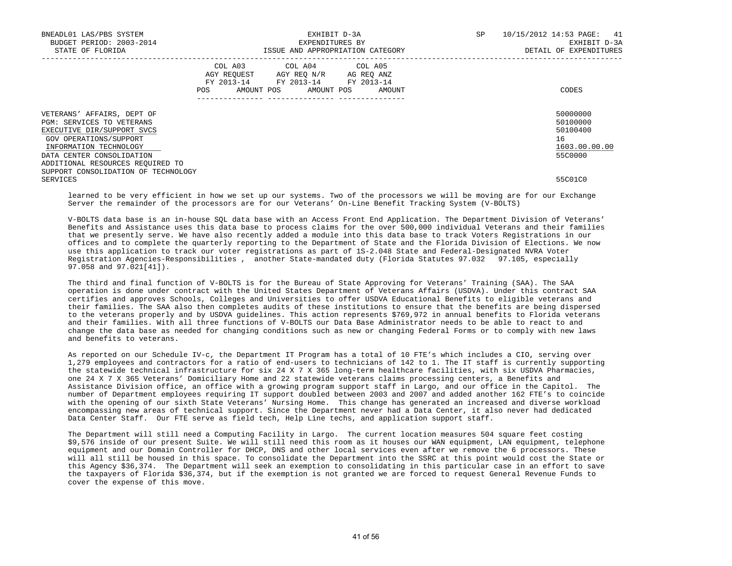| | COL A03 AGY REQUEST FY 2013-14 POS AMOUNT | COL A04 AGY REQ N/R FY 2013-14 POS AMOUNT | COL A05 AG REQ ANZ FY 2013-14 POS AMOUNT | CODES |
|---|---|---|---|---|
| VETERANS' AFFAIRS, DEPT OF | | | | 50000000 |
| PGM: SERVICES TO VETERANS | | | | 50100000 |
| EXECUTIVE DIR/SUPPORT SVCS | | | | 50100400 |
| GOV OPERATIONS/SUPPORT | | | | 16 |
| INFORMATION TECHNOLOGY | | | | 1603.00.00.00 |
| DATA CENTER CONSOLIDATION | | | | 55C0000 |
| ADDITIONAL RESOURCES REQUIRED TO SUPPORT CONSOLIDATION OF TECHNOLOGY SERVICES | | | | 55C01C0 |

learned to be very efficient in how we set up our systems. Two of the processors we will be moving are for our Exchange Server the remainder of the processors are for our Veterans' On-Line Benefit Tracking System (V-BOLTS)

V-BOLTS data base is an in-house SQL data base with an Access Front End Application. The Department Division of Veterans' Benefits and Assistance uses this data base to process claims for the over 500,000 individual Veterans and their families that we presently serve. We have also recently added a module into this data base to track Voters Registrations in our offices and to complete the quarterly reporting to the Department of State and the Florida Division of Elections. We now use this application to track our voter registrations as part of 1S-2.048 State and Federal-Designated NVRA Voter Registration Agencies-Responsibilities , another State-mandated duty (Florida Statutes 97.032 97.105, especially 97.058 and 97.021[41]).

The third and final function of V-BOLTS is for the Bureau of State Approving for Veterans' Training (SAA). The SAA operation is done under contract with the United States Department of Veterans Affairs (USDVA). Under this contract SAA certifies and approves Schools, Colleges and Universities to offer USDVA Educational Benefits to eligible veterans and their families. The SAA also then completes audits of these institutions to ensure that the benefits are being dispersed to the veterans properly and by USDVA guidelines. This action represents $769,972 in annual benefits to Florida veterans and their families. With all three functions of V-BOLTS our Data Base Administrator needs to be able to react to and change the data base as needed for changing conditions such as new or changing Federal Forms or to comply with new laws and benefits to veterans.

As reported on our Schedule IV-c, the Department IT Program has a total of 10 FTE's which includes a CIO, serving over 1,279 employees and contractors for a ratio of end-users to technicians of 142 to 1. The IT staff is currently supporting the statewide technical infrastructure for six 24 X 7 X 365 long-term healthcare facilities, with six USDVA Pharmacies, one 24 X 7 X 365 Veterans' Domiciliary Home and 22 statewide veterans claims processing centers, a Benefits and Assistance Division office, an office with a growing program support staff in Largo, and our office in the Capitol. The number of Department employees requiring IT support doubled between 2003 and 2007 and added another 162 FTE's to coincide with the opening of our sixth State Veterans' Nursing Home. This change has generated an increased and diverse workload encompassing new areas of technical support. Since the Department never had a Data Center, it also never had dedicated Data Center Staff. Our FTE serve as field tech, Help Line techs, and application support staff.

The Department will still need a Computing Facility in Largo. The current location measures 504 square feet costing $9,576 inside of our present Suite. We will still need this room as it houses our WAN equipment, LAN equipment, telephone equipment and our Domain Controller for DHCP, DNS and other local services even after we remove the 6 processors. These will all still be housed in this space. To consolidate the Department into the SSRC at this point would cost the State or this Agency $36,374. The Department will seek an exemption to consolidating in this particular case in an effort to save the taxpayers of Florida $36,374, but if the exemption is not granted we are forced to request General Revenue Funds to cover the expense of this move.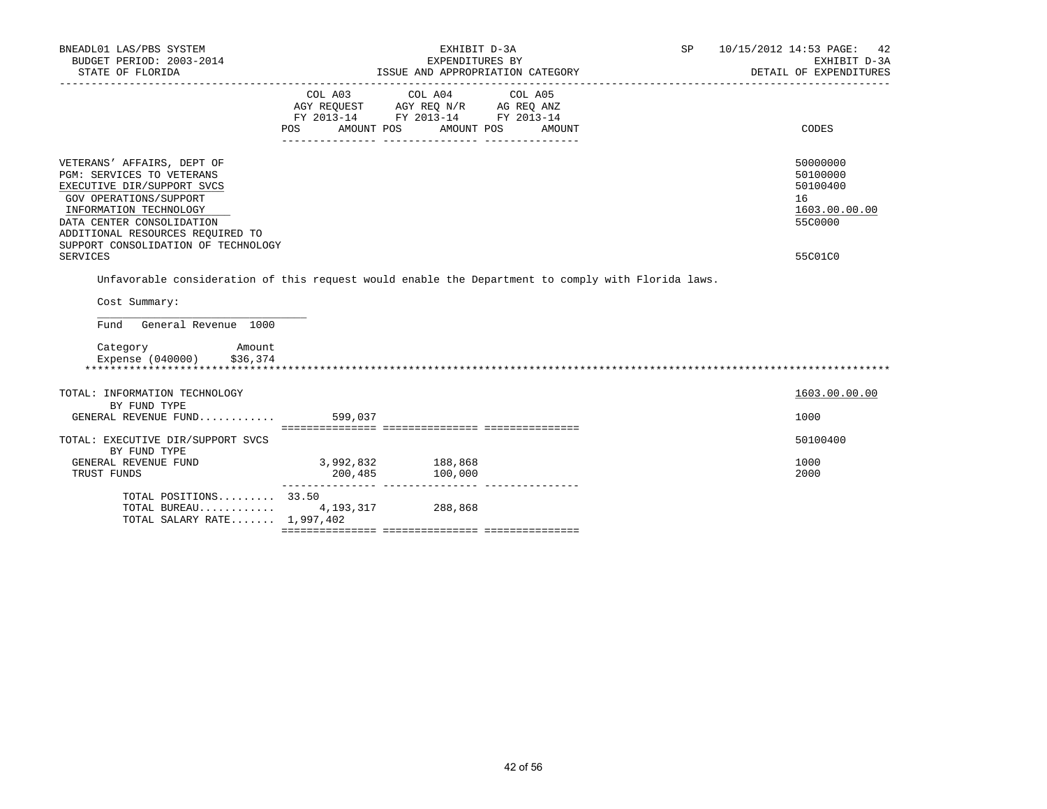BNEADL01 LAS/PBS SYSTEM | EXHIBIT D-3A | SP 10/15/2012 14:53 PAGE: 42
BUDGET PERIOD: 2003-2014 | EXPENDITURES BY | EXHIBIT D-3A
STATE OF FLORIDA | ISSUE AND APPROPRIATION CATEGORY | DETAIL OF EXPENDITURES

| | COL A03 AGY REQUEST FY 2013-14 POS AMOUNT | COL A04 AGY REQ N/R FY 2013-14 POS AMOUNT | COL A05 AG REQ ANZ FY 2013-14 POS AMOUNT | CODES |
|---|---|---|---|---|
| VETERANS' AFFAIRS, DEPT OF | | | | 50000000 |
| PGM: SERVICES TO VETERANS | | | | 50100000 |
| EXECUTIVE DIR/SUPPORT SVCS | | | | 50100400 |
| GOV OPERATIONS/SUPPORT | | | | 16 |
| INFORMATION TECHNOLOGY | | | | 1603.00.00.00 |
| DATA CENTER CONSOLIDATION | | | | 55C0000 |
| ADDITIONAL RESOURCES REQUIRED TO SUPPORT CONSOLIDATION OF TECHNOLOGY SERVICES | | | | 55C01C0 |

Unfavorable consideration of this request would enable the Department to comply with Florida laws.

Cost Summary:

Fund General Revenue 1000

| Category | Amount |
|---|---|
| Expense (040000) | $36,374 |

*************************************************************************************************************

| | COL A03 | COL A04 | COL A05 | CODES |
|---|---|---|---|---|
| TOTAL: INFORMATION TECHNOLOGY | | | | 1603.00.00.00 |
| BY FUND TYPE | | | | |
| GENERAL REVENUE FUND............ | 599,037 | | | 1000 |
| TOTAL: EXECUTIVE DIR/SUPPORT SVCS | | | | 50100400 |
| BY FUND TYPE | | | | |
| GENERAL REVENUE FUND | 3,992,832 | 188,868 | | 1000 |
| TRUST FUNDS | 200,485 | 100,000 | | 2000 |
| TOTAL POSITIONS......... | 33.50 | | | |
| TOTAL BUREAU............ | 4,193,317 | 288,868 | | |
| TOTAL SALARY RATE....... | 1,997,402 | | | |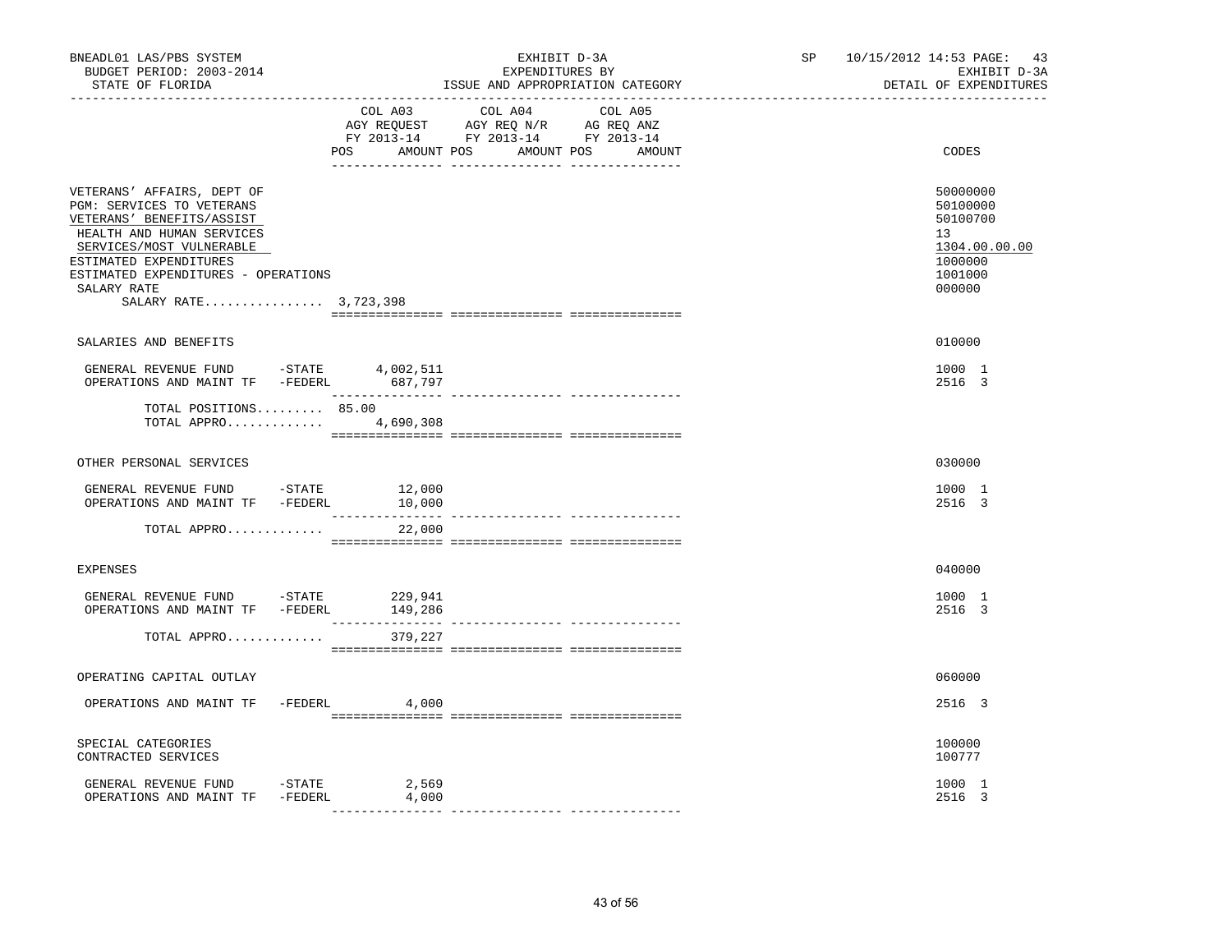BNEADL01 LAS/PBS SYSTEM
BUDGET PERIOD: 2003-2014
STATE OF FLORIDA

EXHIBIT D-3A
EXPENDITURES BY
ISSUE AND APPROPRIATION CATEGORY

SP 10/15/2012 14:53 PAGE: 43
EXHIBIT D-3A
DETAIL OF EXPENDITURES

| | COL A03 AGY REQUEST FY 2013-14 POS AMOUNT | COL A04 AGY REQ N/R FY 2013-14 POS AMOUNT | COL A05 AG REQ ANZ FY 2013-14 POS AMOUNT | CODES |
|---|---|---|---|---|
| VETERANS' AFFAIRS, DEPT OF | | | | 50000000 |
| PGM: SERVICES TO VETERANS | | | | 50100000 |
| VETERANS' BENEFITS/ASSIST | | | | 50100700 |
| HEALTH AND HUMAN SERVICES | | | | 13 |
| SERVICES/MOST VULNERABLE | | | | 1304.00.00.00 |
| ESTIMATED EXPENDITURES | | | | 1000000 |
| ESTIMATED EXPENDITURES - OPERATIONS | | | | 1001000 |
| SALARY RATE | | | | 000000 |
| SALARY RATE................ 3,723,398 | | | | |
| SALARIES AND BENEFITS | | | | 010000 |
| GENERAL REVENUE FUND -STATE | 4,002,511 | | | 1000 1 |
| OPERATIONS AND MAINT TF -FEDERL | 687,797 | | | 2516 3 |
| TOTAL POSITIONS......... 85.00 | | | | |
| TOTAL APPRO............. | 4,690,308 | | | |
| OTHER PERSONAL SERVICES | | | | 030000 |
| GENERAL REVENUE FUND -STATE | 12,000 | | | 1000 1 |
| OPERATIONS AND MAINT TF -FEDERL | 10,000 | | | 2516 3 |
| TOTAL APPRO............. | 22,000 | | | |
| EXPENSES | | | | 040000 |
| GENERAL REVENUE FUND -STATE | 229,941 | | | 1000 1 |
| OPERATIONS AND MAINT TF -FEDERL | 149,286 | | | 2516 3 |
| TOTAL APPRO............. | 379,227 | | | |
| OPERATING CAPITAL OUTLAY | | | | 060000 |
| OPERATIONS AND MAINT TF -FEDERL | 4,000 | | | 2516 3 |
| SPECIAL CATEGORIES | | | | 100000 |
| CONTRACTED SERVICES | | | | 100777 |
| GENERAL REVENUE FUND -STATE | 2,569 | | | 1000 1 |
| OPERATIONS AND MAINT TF -FEDERL | 4,000 | | | 2516 3 |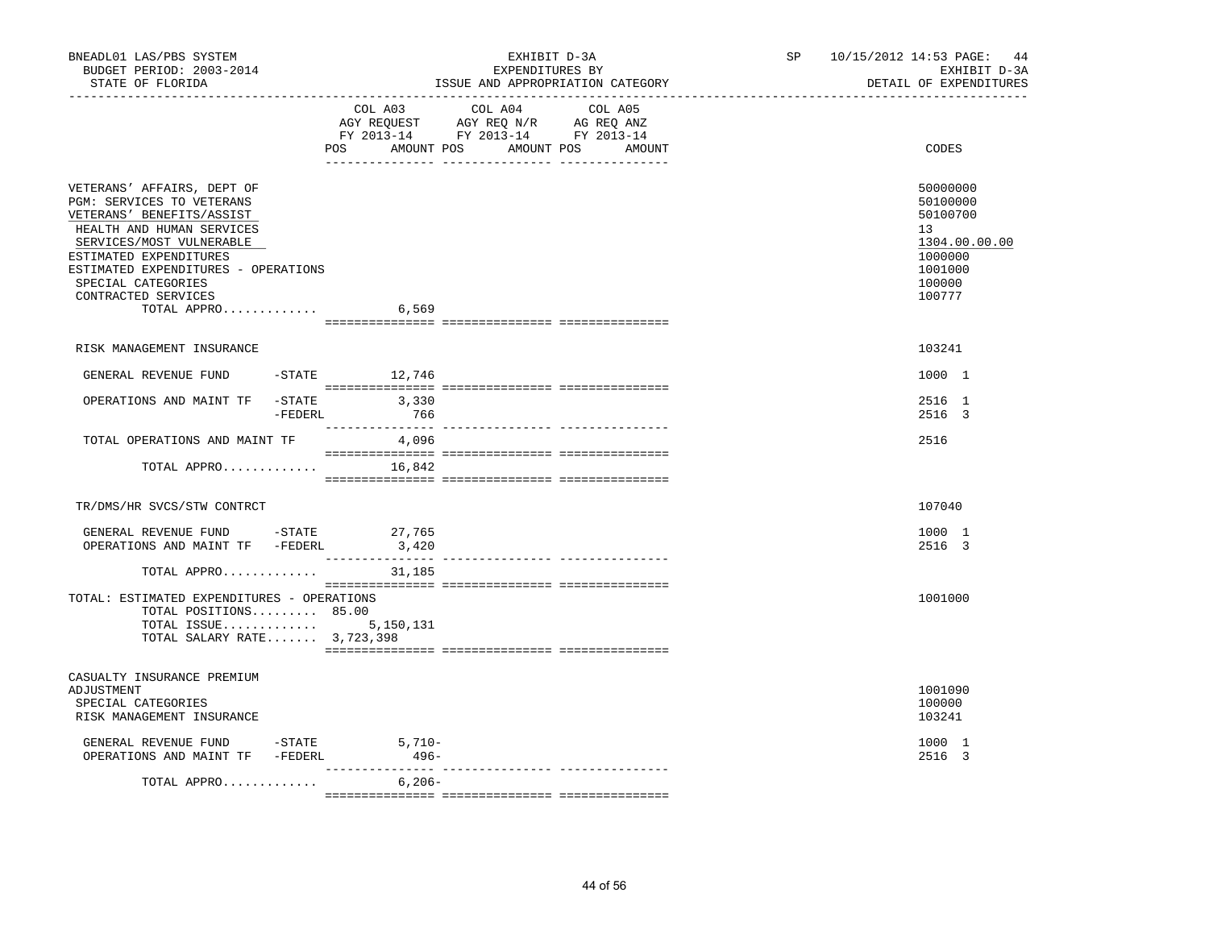BNEADL01 LAS/PBS SYSTEM — EXHIBIT D-3A — SP 10/15/2012 14:53 PAGE: 44
BUDGET PERIOD: 2003-2014 — EXPENDITURES BY — EXHIBIT D-3A
STATE OF FLORIDA — ISSUE AND APPROPRIATION CATEGORY — DETAIL OF EXPENDITURES

| | | COL A03 AGY REQUEST FY 2013-14 POS | AMOUNT | COL A04 AGY REQ N/R FY 2013-14 POS | AMOUNT | COL A05 AG REQ ANZ FY 2013-14 POS | AMOUNT | CODES |
|---|---|---|---|---|---|---|---|---|
| VETERANS' AFFAIRS, DEPT OF | | | | | | | | 50000000 |
| PGM: SERVICES TO VETERANS | | | | | | | | 50100000 |
| VETERANS' BENEFITS/ASSIST | | | | | | | | 50100700 |
| HEALTH AND HUMAN SERVICES | | | | | | | | 13 |
| SERVICES/MOST VULNERABLE | | | | | | | | 1304.00.00.00 |
| ESTIMATED EXPENDITURES | | | | | | | | 1000000 |
| ESTIMATED EXPENDITURES - OPERATIONS | | | | | | | | 1001000 |
| SPECIAL CATEGORIES | | | | | | | | 100000 |
| CONTRACTED SERVICES | | | | | | | | 100777 |
| TOTAL APPRO............. | | | 6,569 | | | | | |
| RISK MANAGEMENT INSURANCE | | | | | | | | 103241 |
| GENERAL REVENUE FUND | -STATE | | 12,746 | | | | | 1000 1 |
| OPERATIONS AND MAINT TF | -STATE | | 3,330 | | | | | 2516 1 |
| | -FEDERL | | 766 | | | | | 2516 3 |
| TOTAL OPERATIONS AND MAINT TF | | | 4,096 | | | | | 2516 |
| TOTAL APPRO............. | | | 16,842 | | | | | |
| TR/DMS/HR SVCS/STW CONTRCT | | | | | | | | 107040 |
| GENERAL REVENUE FUND | -STATE | | 27,765 | | | | | 1000 1 |
| OPERATIONS AND MAINT TF | -FEDERL | | 3,420 | | | | | 2516 3 |
| TOTAL APPRO............. | | | 31,185 | | | | | |
| TOTAL: ESTIMATED EXPENDITURES - OPERATIONS | | | | | | | | 1001000 |
| TOTAL POSITIONS......... | | 85.00 | | | | | | |
| TOTAL ISSUE............. | | | 5,150,131 | | | | | |
| TOTAL SALARY RATE....... | | | 3,723,398 | | | | | |
| CASUALTY INSURANCE PREMIUM ADJUSTMENT | | | | | | | | 1001090 |
| SPECIAL CATEGORIES | | | | | | | | 100000 |
| RISK MANAGEMENT INSURANCE | | | | | | | | 103241 |
| GENERAL REVENUE FUND | -STATE | | 5,710- | | | | | 1000 1 |
| OPERATIONS AND MAINT TF | -FEDERL | | 496- | | | | | 2516 3 |
| TOTAL APPRO............. | | | 6,206- | | | | | |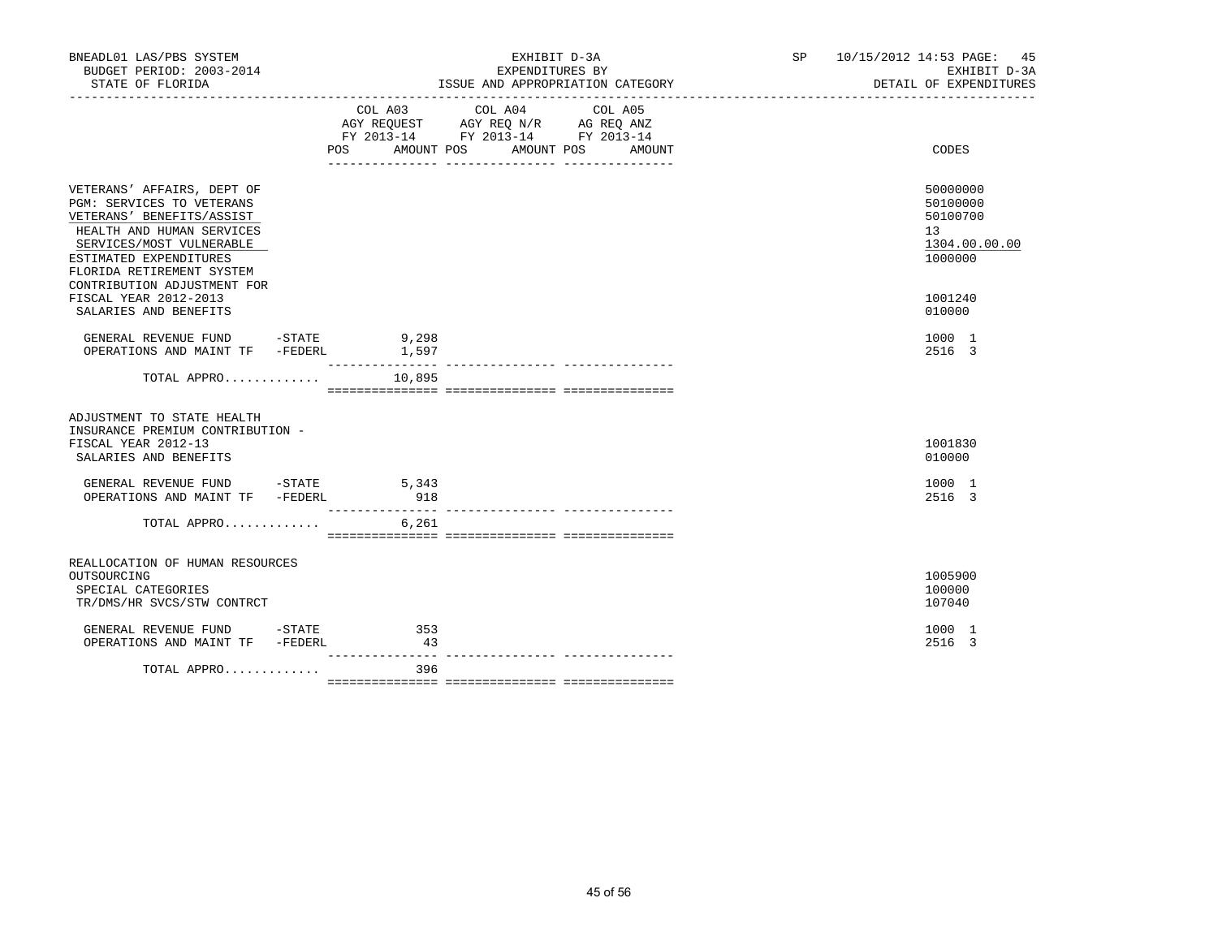BNEADL01 LAS/PBS SYSTEM | EXHIBIT D-3A | SP 10/15/2012 14:53 PAGE: 45
BUDGET PERIOD: 2003-2014 | EXPENDITURES BY | EXHIBIT D-3A
STATE OF FLORIDA | ISSUE AND APPROPRIATION CATEGORY | DETAIL OF EXPENDITURES

| | COL A03 AGY REQUEST FY 2013-14 POS AMOUNT | COL A04 AGY REQ N/R FY 2013-14 POS AMOUNT | COL A05 AG REQ ANZ FY 2013-14 POS AMOUNT | CODES |
|---|---|---|---|---|
| VETERANS' AFFAIRS, DEPT OF | | | | 50000000 |
| PGM: SERVICES TO VETERANS | | | | 50100000 |
| VETERANS' BENEFITS/ASSIST | | | | 50100700 |
| HEALTH AND HUMAN SERVICES | | | | 13 |
| SERVICES/MOST VULNERABLE | | | | 1304.00.00.00 |
| ESTIMATED EXPENDITURES | | | | 1000000 |
| FLORIDA RETIREMENT SYSTEM CONTRIBUTION ADJUSTMENT FOR FISCAL YEAR 2012-2013 | | | | 1001240 |
| SALARIES AND BENEFITS | | | | 010000 |
| GENERAL REVENUE FUND -STATE | 9,298 | | | 1000 1 |
| OPERATIONS AND MAINT TF -FEDERL | 1,597 | | | 2516 3 |
| TOTAL APPRO............. | 10,895 | | | |
| ADJUSTMENT TO STATE HEALTH INSURANCE PREMIUM CONTRIBUTION - FISCAL YEAR 2012-13 | | | | 1001830 |
| SALARIES AND BENEFITS | | | | 010000 |
| GENERAL REVENUE FUND -STATE | 5,343 | | | 1000 1 |
| OPERATIONS AND MAINT TF -FEDERL | 918 | | | 2516 3 |
| TOTAL APPRO............. | 6,261 | | | |
| REALLOCATION OF HUMAN RESOURCES OUTSOURCING | | | | 1005900 |
| SPECIAL CATEGORIES | | | | 100000 |
| TR/DMS/HR SVCS/STW CONTRCT | | | | 107040 |
| GENERAL REVENUE FUND -STATE | 353 | | | 1000 1 |
| OPERATIONS AND MAINT TF -FEDERL | 43 | | | 2516 3 |
| TOTAL APPRO............. | 396 | | | |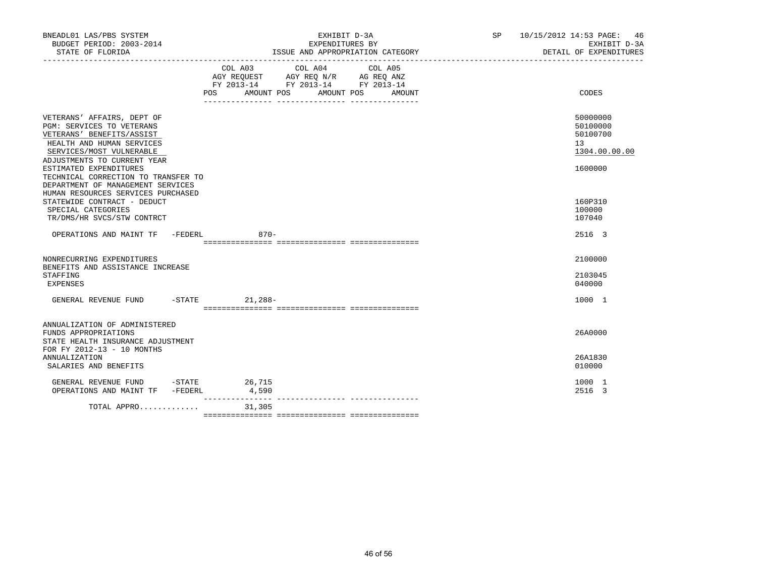BNEADL01 LAS/PBS SYSTEM
BUDGET PERIOD: 2003-2014
STATE OF FLORIDA

EXHIBIT D-3A
EXPENDITURES BY
ISSUE AND APPROPRIATION CATEGORY

SP 10/15/2012 14:53 PAGE: 46
EXHIBIT D-3A
DETAIL OF EXPENDITURES

| | COL A03 AGY REQUEST FY 2013-14 POS AMOUNT | COL A04 AGY REQ N/R FY 2013-14 POS AMOUNT | COL A05 AG REQ ANZ FY 2013-14 POS AMOUNT | CODES |
|---|---|---|---|---|
| VETERANS' AFFAIRS, DEPT OF | | | | 50000000 |
| PGM: SERVICES TO VETERANS | | | | 50100000 |
| VETERANS' BENEFITS/ASSIST | | | | 50100700 |
| HEALTH AND HUMAN SERVICES | | | | 13 |
| SERVICES/MOST VULNERABLE | | | | 1304.00.00.00 |
| ADJUSTMENTS TO CURRENT YEAR ESTIMATED EXPENDITURES | | | | 1600000 |
| TECHNICAL CORRECTION TO TRANSFER TO DEPARTMENT OF MANAGEMENT SERVICES HUMAN RESOURCES SERVICES PURCHASED STATEWIDE CONTRACT - DEDUCT | | | | 160P310 |
| SPECIAL CATEGORIES | | | | 100000 |
| TR/DMS/HR SVCS/STW CONTRCT | | | | 107040 |
| OPERATIONS AND MAINT TF -FEDERL | 870- | | | 2516 3 |
| NONRECURRING EXPENDITURES | | | | 2100000 |
| BENEFITS AND ASSISTANCE INCREASE STAFFING | | | | 2103045 |
| EXPENSES | | | | 040000 |
| GENERAL REVENUE FUND -STATE | 21,288- | | | 1000 1 |
| ANNUALIZATION OF ADMINISTERED FUNDS APPROPRIATIONS | | | | 26A0000 |
| STATE HEALTH INSURANCE ADJUSTMENT FOR FY 2012-13 - 10 MONTHS ANNUALIZATION | | | | 26A1830 |
| SALARIES AND BENEFITS | | | | 010000 |
| GENERAL REVENUE FUND -STATE | 26,715 | | | 1000 1 |
| OPERATIONS AND MAINT TF -FEDERL | 4,590 | | | 2516 3 |
| TOTAL APPRO............ | 31,305 | | | |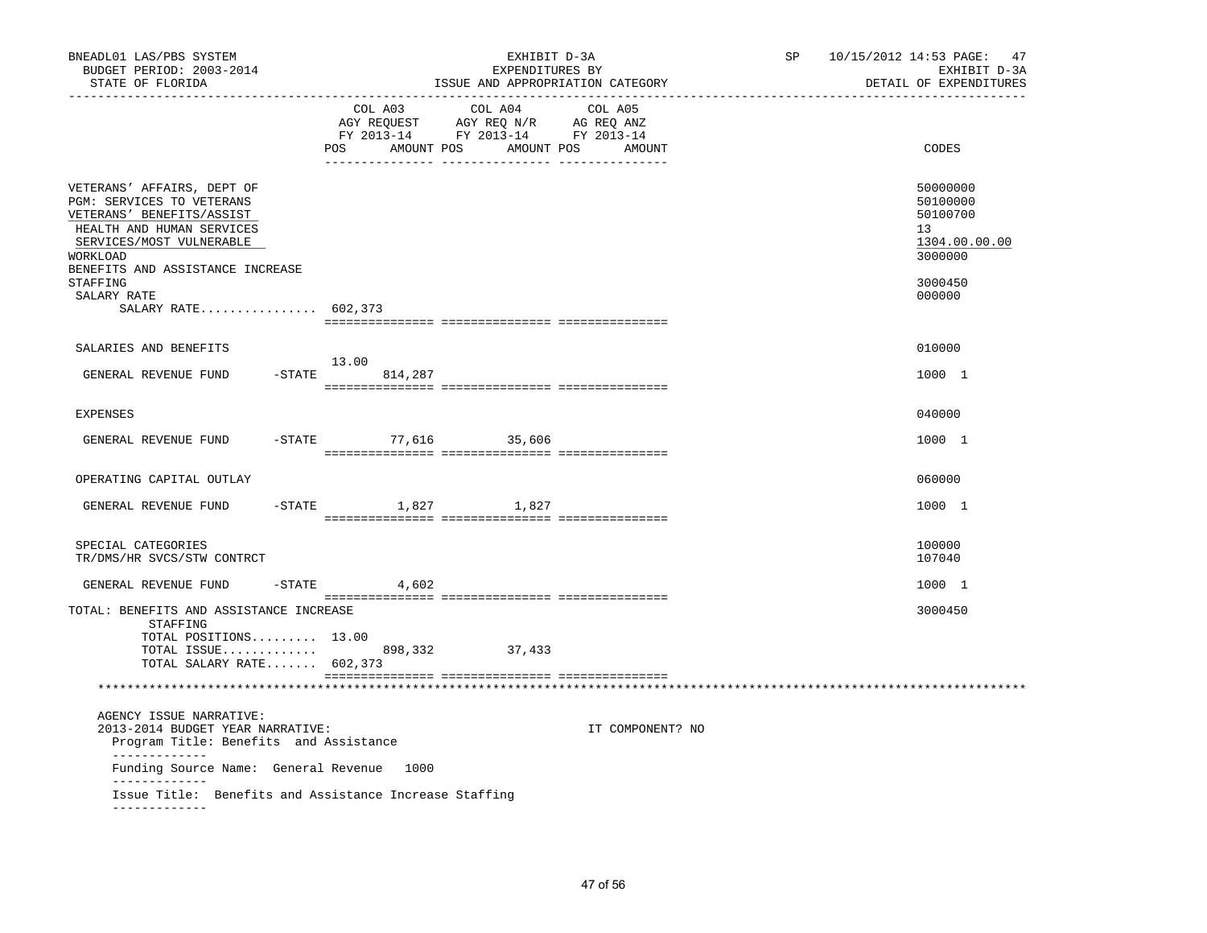BNEADL01 LAS/PBS SYSTEM
BUDGET PERIOD: 2003-2014
STATE OF FLORIDA

EXHIBIT D-3A
EXPENDITURES BY
ISSUE AND APPROPRIATION CATEGORY

SP 10/15/2012 14:53 PAGE: 47
EXHIBIT D-3A
DETAIL OF EXPENDITURES

| | COL A03 AGY REQUEST FY 2013-14 POS AMOUNT | COL A04 AGY REQ N/R FY 2013-14 POS AMOUNT | COL A05 AG REQ ANZ FY 2013-14 POS AMOUNT | CODES |
|---|---|---|---|---|
| VETERANS' AFFAIRS, DEPT OF | | | | 50000000 |
| PGM: SERVICES TO VETERANS | | | | 50100000 |
| VETERANS' BENEFITS/ASSIST | | | | 50100700 |
| HEALTH AND HUMAN SERVICES | | | | 13 |
| SERVICES/MOST VULNERABLE | | | | 1304.00.00.00 |
| WORKLOAD | | | | 3000000 |
| BENEFITS AND ASSISTANCE INCREASE STAFFING | | | | 3000450 |
| SALARY RATE | | | | 000000 |
| SALARY RATE................ 602,373 | | | | |
| SALARIES AND BENEFITS | | | | 010000 |
| GENERAL REVENUE FUND -STATE | 13.00 814,287 | | | 1000 1 |
| EXPENSES | | | | 040000 |
| GENERAL REVENUE FUND -STATE | 77,616 | 35,606 | | 1000 1 |
| OPERATING CAPITAL OUTLAY | | | | 060000 |
| GENERAL REVENUE FUND -STATE | 1,827 | 1,827 | | 1000 1 |
| SPECIAL CATEGORIES | | | | 100000 |
| TR/DMS/HR SVCS/STW CONTRCT | | | | 107040 |
| GENERAL REVENUE FUND -STATE | 4,602 | | | 1000 1 |
| TOTAL: BENEFITS AND ASSISTANCE INCREASE STAFFING | | | | 3000450 |
| TOTAL POSITIONS......... 13.00 | | | | |
| TOTAL ISSUE............. | 898,332 | 37,433 | | |
| TOTAL SALARY RATE....... 602,373 | | | | |

AGENCY ISSUE NARRATIVE:
2013-2014 BUDGET YEAR NARRATIVE: IT COMPONENT? NO

Program Title: Benefits and Assistance

Funding Source Name: General Revenue 1000

Issue Title: Benefits and Assistance Increase Staffing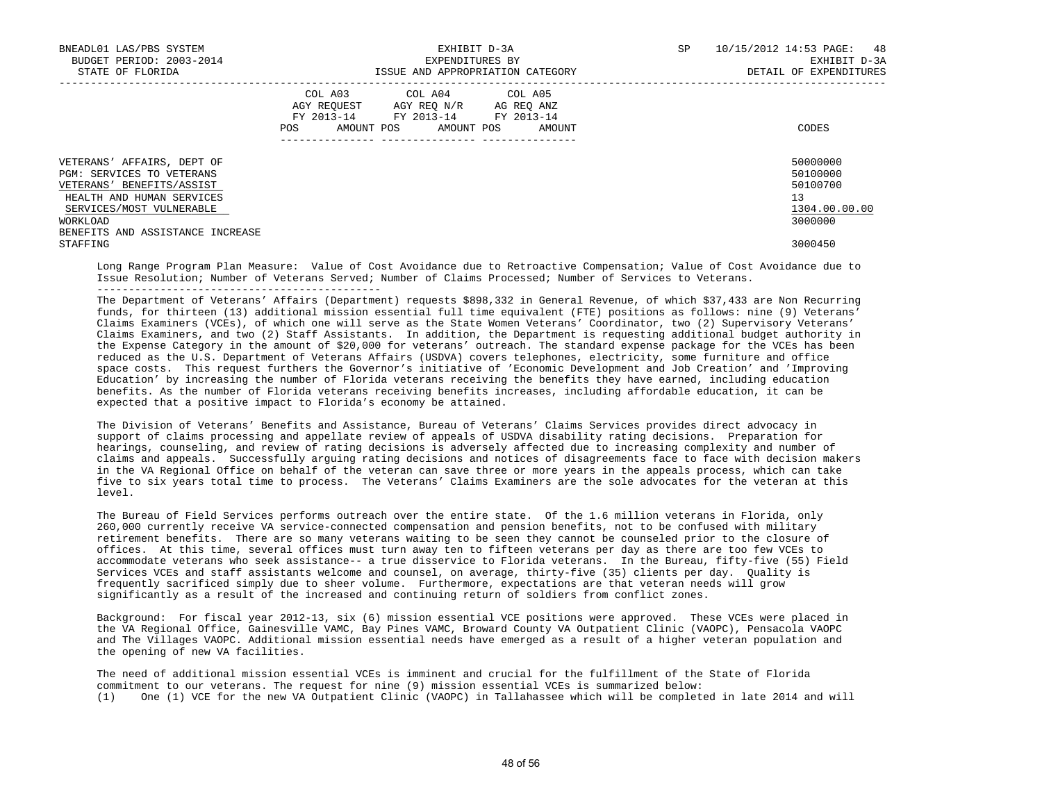| | COL A03 AGY REQUEST FY 2013-14 POS AMOUNT | COL A04 AGY REQ N/R FY 2013-14 POS AMOUNT | COL A05 AG REQ ANZ FY 2013-14 POS AMOUNT | CODES |
|---|---|---|---|---|
| VETERANS' AFFAIRS, DEPT OF | | | | 50000000 |
| PGM: SERVICES TO VETERANS | | | | 50100000 |
| VETERANS' BENEFITS/ASSIST | | | | 50100700 |
| HEALTH AND HUMAN SERVICES | | | | 13 |
| SERVICES/MOST VULNERABLE | | | | 1304.00.00.00 |
| WORKLOAD | | | | 3000000 |
| BENEFITS AND ASSISTANCE INCREASE STAFFING | | | | 3000450 |

Long Range Program Plan Measure: Value of Cost Avoidance due to Retroactive Compensation; Value of Cost Avoidance due to Issue Resolution; Number of Veterans Served; Number of Claims Processed; Number of Services to Veterans.

---

The Department of Veterans' Affairs (Department) requests $898,332 in General Revenue, of which $37,433 are Non Recurring funds, for thirteen (13) additional mission essential full time equivalent (FTE) positions as follows: nine (9) Veterans' Claims Examiners (VCEs), of which one will serve as the State Women Veterans' Coordinator, two (2) Supervisory Veterans' Claims Examiners, and two (2) Staff Assistants. In addition, the Department is requesting additional budget authority in the Expense Category in the amount of $20,000 for veterans' outreach. The standard expense package for the VCEs has been reduced as the U.S. Department of Veterans Affairs (USDVA) covers telephones, electricity, some furniture and office space costs. This request furthers the Governor's initiative of 'Economic Development and Job Creation' and 'Improving Education' by increasing the number of Florida veterans receiving the benefits they have earned, including education benefits. As the number of Florida veterans receiving benefits increases, including affordable education, it can be expected that a positive impact to Florida's economy be attained.

The Division of Veterans' Benefits and Assistance, Bureau of Veterans' Claims Services provides direct advocacy in support of claims processing and appellate review of appeals of USDVA disability rating decisions. Preparation for hearings, counseling, and review of rating decisions is adversely affected due to increasing complexity and number of claims and appeals. Successfully arguing rating decisions and notices of disagreements face to face with decision makers in the VA Regional Office on behalf of the veteran can save three or more years in the appeals process, which can take five to six years total time to process. The Veterans' Claims Examiners are the sole advocates for the veteran at this level.

The Bureau of Field Services performs outreach over the entire state. Of the 1.6 million veterans in Florida, only 260,000 currently receive VA service-connected compensation and pension benefits, not to be confused with military retirement benefits. There are so many veterans waiting to be seen they cannot be counseled prior to the closure of offices. At this time, several offices must turn away ten to fifteen veterans per day as there are too few VCEs to accommodate veterans who seek assistance-- a true disservice to Florida veterans. In the Bureau, fifty-five (55) Field Services VCEs and staff assistants welcome and counsel, on average, thirty-five (35) clients per day. Quality is frequently sacrificed simply due to sheer volume. Furthermore, expectations are that veteran needs will grow significantly as a result of the increased and continuing return of soldiers from conflict zones.

Background: For fiscal year 2012-13, six (6) mission essential VCE positions were approved. These VCEs were placed in the VA Regional Office, Gainesville VAMC, Bay Pines VAMC, Broward County VA Outpatient Clinic (VAOPC), Pensacola VAOPC and The Villages VAOPC. Additional mission essential needs have emerged as a result of a higher veteran population and the opening of new VA facilities.

The need of additional mission essential VCEs is imminent and crucial for the fulfillment of the State of Florida commitment to our veterans. The request for nine (9) mission essential VCEs is summarized below:

(1) One (1) VCE for the new VA Outpatient Clinic (VAOPC) in Tallahassee which will be completed in late 2014 and will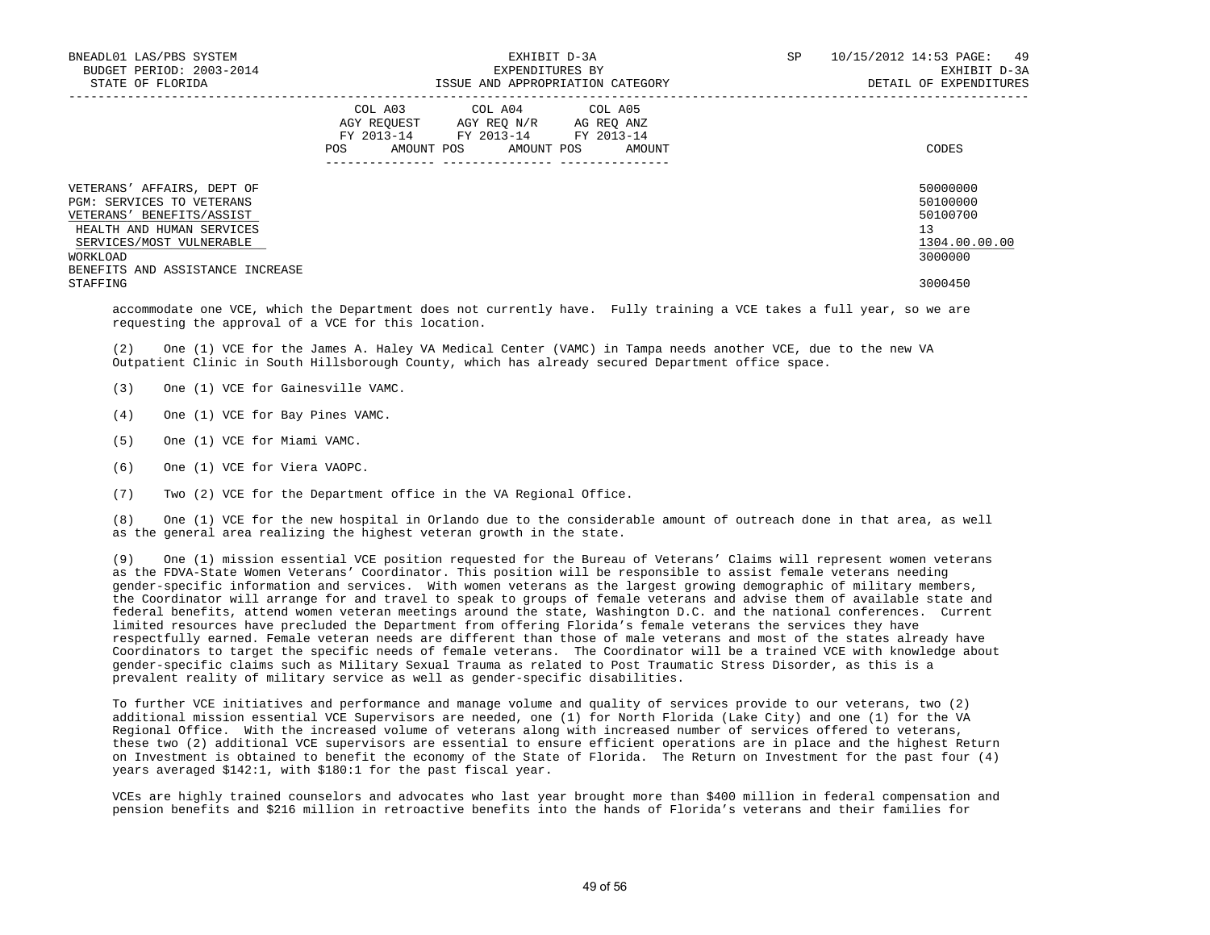| | COL A03 AGY REQUEST FY 2013-14 POS AMOUNT | COL A04 AGY REQ N/R FY 2013-14 POS AMOUNT | COL A05 AG REQ ANZ FY 2013-14 POS AMOUNT | CODES |
|---|---|---|---|---|
| VETERANS' AFFAIRS, DEPT OF | | | | 50000000 |
| PGM: SERVICES TO VETERANS | | | | 50100000 |
| VETERANS' BENEFITS/ASSIST | | | | 50100700 |
| HEALTH AND HUMAN SERVICES | | | | 13 |
| SERVICES/MOST VULNERABLE | | | | 1304.00.00.00 |
| WORKLOAD | | | | 3000000 |
| BENEFITS AND ASSISTANCE INCREASE STAFFING | | | | 3000450 |

accommodate one VCE, which the Department does not currently have. Fully training a VCE takes a full year, so we are requesting the approval of a VCE for this location.

(2) One (1) VCE for the James A. Haley VA Medical Center (VAMC) in Tampa needs another VCE, due to the new VA Outpatient Clinic in South Hillsborough County, which has already secured Department office space.

(3) One (1) VCE for Gainesville VAMC.

(4) One (1) VCE for Bay Pines VAMC.

(5) One (1) VCE for Miami VAMC.

(6) One (1) VCE for Viera VAOPC.

(7) Two (2) VCE for the Department office in the VA Regional Office.

(8) One (1) VCE for the new hospital in Orlando due to the considerable amount of outreach done in that area, as well as the general area realizing the highest veteran growth in the state.

(9) One (1) mission essential VCE position requested for the Bureau of Veterans' Claims will represent women veterans as the FDVA-State Women Veterans' Coordinator. This position will be responsible to assist female veterans needing gender-specific information and services. With women veterans as the largest growing demographic of military members, the Coordinator will arrange for and travel to speak to groups of female veterans and advise them of available state and federal benefits, attend women veteran meetings around the state, Washington D.C. and the national conferences. Current limited resources have precluded the Department from offering Florida's female veterans the services they have respectfully earned. Female veteran needs are different than those of male veterans and most of the states already have Coordinators to target the specific needs of female veterans. The Coordinator will be a trained VCE with knowledge about gender-specific claims such as Military Sexual Trauma as related to Post Traumatic Stress Disorder, as this is a prevalent reality of military service as well as gender-specific disabilities.

To further VCE initiatives and performance and manage volume and quality of services provide to our veterans, two (2) additional mission essential VCE Supervisors are needed, one (1) for North Florida (Lake City) and one (1) for the VA Regional Office. With the increased volume of veterans along with increased number of services offered to veterans, these two (2) additional VCE supervisors are essential to ensure efficient operations are in place and the highest Return on Investment is obtained to benefit the economy of the State of Florida. The Return on Investment for the past four (4) years averaged $142:1, with $180:1 for the past fiscal year.

VCEs are highly trained counselors and advocates who last year brought more than $400 million in federal compensation and pension benefits and $216 million in retroactive benefits into the hands of Florida's veterans and their families for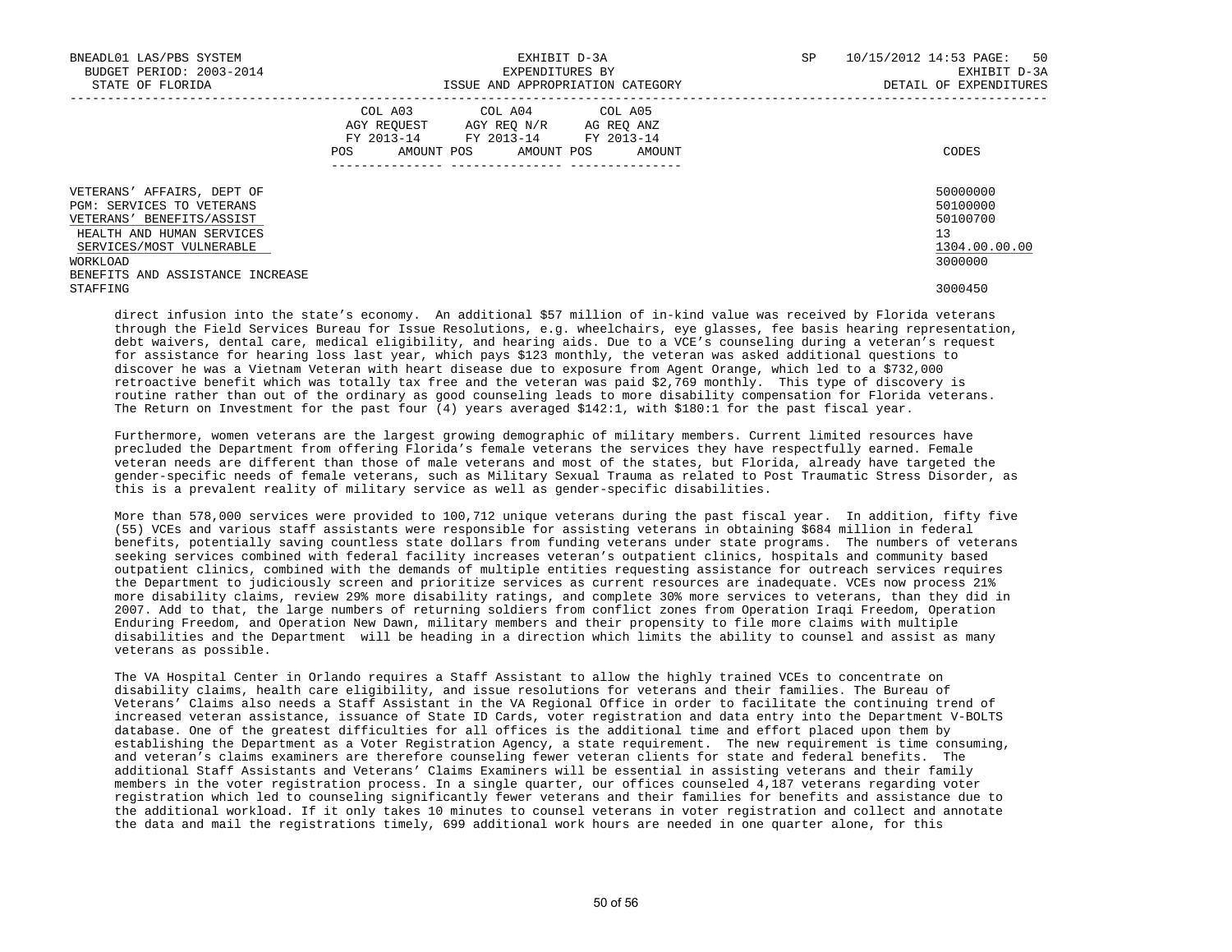BNEADL01 LAS/PBS SYSTEM — EXHIBIT D-3A — EXPENDITURES BY ISSUE AND APPROPRIATION CATEGORY
BUDGET PERIOD: 2003-2014
STATE OF FLORIDA — DETAIL OF EXPENDITURES

| | COL A03 AGY REQUEST FY 2013-14 POS AMOUNT | COL A04 AGY REQ N/R FY 2013-14 POS AMOUNT | COL A05 AG REQ ANZ FY 2013-14 POS AMOUNT | CODES |
|---|---|---|---|---|
| VETERANS' AFFAIRS, DEPT OF | | | | 50000000 |
| PGM: SERVICES TO VETERANS | | | | 50100000 |
| VETERANS' BENEFITS/ASSIST | | | | 50100700 |
| HEALTH AND HUMAN SERVICES | | | | 13 |
| SERVICES/MOST VULNERABLE | | | | 1304.00.00.00 |
| WORKLOAD | | | | 3000000 |
| BENEFITS AND ASSISTANCE INCREASE STAFFING | | | | 3000450 |

direct infusion into the state's economy. An additional $57 million of in-kind value was received by Florida veterans through the Field Services Bureau for Issue Resolutions, e.g. wheelchairs, eye glasses, fee basis hearing representation, debt waivers, dental care, medical eligibility, and hearing aids. Due to a VCE's counseling during a veteran's request for assistance for hearing loss last year, which pays $123 monthly, the veteran was asked additional questions to discover he was a Vietnam Veteran with heart disease due to exposure from Agent Orange, which led to a $732,000 retroactive benefit which was totally tax free and the veteran was paid $2,769 monthly. This type of discovery is routine rather than out of the ordinary as good counseling leads to more disability compensation for Florida veterans. The Return on Investment for the past four (4) years averaged $142:1, with $180:1 for the past fiscal year.

Furthermore, women veterans are the largest growing demographic of military members. Current limited resources have precluded the Department from offering Florida's female veterans the services they have respectfully earned. Female veteran needs are different than those of male veterans and most of the states, but Florida, already have targeted the gender-specific needs of female veterans, such as Military Sexual Trauma as related to Post Traumatic Stress Disorder, as this is a prevalent reality of military service as well as gender-specific disabilities.

More than 578,000 services were provided to 100,712 unique veterans during the past fiscal year. In addition, fifty five (55) VCEs and various staff assistants were responsible for assisting veterans in obtaining $684 million in federal benefits, potentially saving countless state dollars from funding veterans under state programs. The numbers of veterans seeking services combined with federal facility increases veteran's outpatient clinics, hospitals and community based outpatient clinics, combined with the demands of multiple entities requesting assistance for outreach services requires the Department to judiciously screen and prioritize services as current resources are inadequate. VCEs now process 21% more disability claims, review 29% more disability ratings, and complete 30% more services to veterans, than they did in 2007. Add to that, the large numbers of returning soldiers from conflict zones from Operation Iraqi Freedom, Operation Enduring Freedom, and Operation New Dawn, military members and their propensity to file more claims with multiple disabilities and the Department will be heading in a direction which limits the ability to counsel and assist as many veterans as possible.

The VA Hospital Center in Orlando requires a Staff Assistant to allow the highly trained VCEs to concentrate on disability claims, health care eligibility, and issue resolutions for veterans and their families. The Bureau of Veterans' Claims also needs a Staff Assistant in the VA Regional Office in order to facilitate the continuing trend of increased veteran assistance, issuance of State ID Cards, voter registration and data entry into the Department V-BOLTS database. One of the greatest difficulties for all offices is the additional time and effort placed upon them by establishing the Department as a Voter Registration Agency, a state requirement. The new requirement is time consuming, and veteran's claims examiners are therefore counseling fewer veteran clients for state and federal benefits. The additional Staff Assistants and Veterans' Claims Examiners will be essential in assisting veterans and their family members in the voter registration process. In a single quarter, our offices counseled 4,187 veterans regarding voter registration which led to counseling significantly fewer veterans and their families for benefits and assistance due to the additional workload. If it only takes 10 minutes to counsel veterans in voter registration and collect and annotate the data and mail the registrations timely, 699 additional work hours are needed in one quarter alone, for this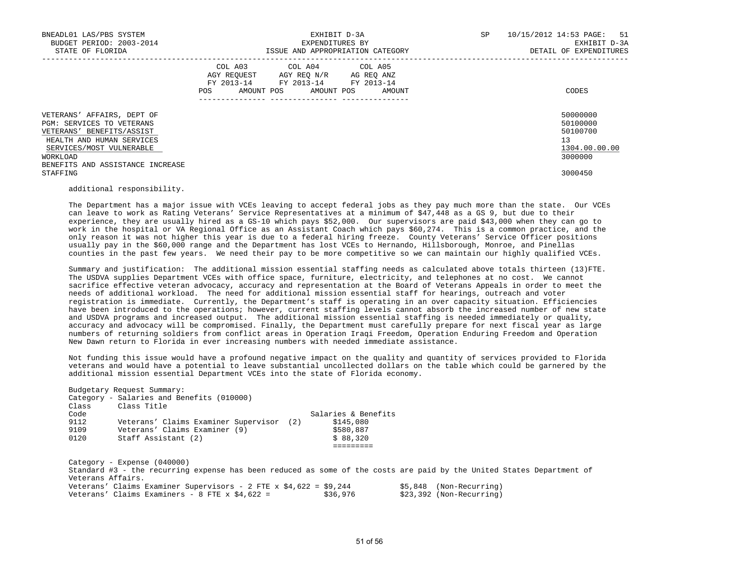BNEADL01 LAS/PBS SYSTEM EXHIBIT D-3A SP 10/15/2012 14:53 PAGE: 51
BUDGET PERIOD: 2003-2014 EXPENDITURES BY EXHIBIT D-3A
STATE OF FLORIDA ISSUE AND APPROPRIATION CATEGORY DETAIL OF EXPENDITURES

| | COL A03 AGY REQUEST FY 2013-14 POS AMOUNT | COL A04 AGY REQ N/R FY 2013-14 POS AMOUNT | COL A05 AG REQ ANZ FY 2013-14 POS AMOUNT | CODES |
|---|---|---|---|---|
| VETERANS' AFFAIRS, DEPT OF | | | | 50000000 |
| PGM: SERVICES TO VETERANS | | | | 50100000 |
| VETERANS' BENEFITS/ASSIST | | | | 50100700 |
| HEALTH AND HUMAN SERVICES | | | | 13 |
| SERVICES/MOST VULNERABLE | | | | 1304.00.00.00 |
| WORKLOAD | | | | 3000000 |
| BENEFITS AND ASSISTANCE INCREASE STAFFING | | | | 3000450 |

additional responsibility.

The Department has a major issue with VCEs leaving to accept federal jobs as they pay much more than the state. Our VCEs can leave to work as Rating Veterans' Service Representatives at a minimum of $47,448 as a GS 9, but due to their experience, they are usually hired as a GS-10 which pays $52,000. Our supervisors are paid $43,000 when they can go to work in the hospital or VA Regional Office as an Assistant Coach which pays $60,274. This is a common practice, and the only reason it was not higher this year is due to a federal hiring freeze. County Veterans' Service Officer positions usually pay in the $60,000 range and the Department has lost VCEs to Hernando, Hillsborough, Monroe, and Pinellas counties in the past few years. We need their pay to be more competitive so we can maintain our highly qualified VCEs.

Summary and justification: The additional mission essential staffing needs as calculated above totals thirteen (13)FTE. The USDVA supplies Department VCEs with office space, furniture, electricity, and telephones at no cost. We cannot sacrifice effective veteran advocacy, accuracy and representation at the Board of Veterans Appeals in order to meet the needs of additional workload. The need for additional mission essential staff for hearings, outreach and voter registration is immediate. Currently, the Department's staff is operating in an over capacity situation. Efficiencies have been introduced to the operations; however, current staffing levels cannot absorb the increased number of new state and USDVA programs and increased output. The additional mission essential staffing is needed immediately or quality, accuracy and advocacy will be compromised. Finally, the Department must carefully prepare for next fiscal year as large numbers of returning soldiers from conflict areas in Operation Iraqi Freedom, Operation Enduring Freedom and Operation New Dawn return to Florida in ever increasing numbers with needed immediate assistance.

Not funding this issue would have a profound negative impact on the quality and quantity of services provided to Florida veterans and would have a potential to leave substantial uncollected dollars on the table which could be garnered by the additional mission essential Department VCEs into the state of Florida economy.

Budgetary Request Summary:
Category - Salaries and Benefits (010000)

| Class Code | Class Title | Salaries & Benefits |
|---|---|---|
| 9112 | Veterans' Claims Examiner Supervisor (2) | $145,080 |
| 9109 | Veterans' Claims Examiner (9) | $580,887 |
| 0120 | Staff Assistant (2) | $ 88,320 |
| | | ========= |

Category - Expense (040000)
Standard #3 - the recurring expense has been reduced as some of the costs are paid by the United States Department of Veterans Affairs.
Veterans' Claims Examiner Supervisors - 2 FTE x $4,622 = $9,244 $5,848 (Non-Recurring)
Veterans' Claims Examiners - 8 FTE x $4,622 = $36,976 $23,392 (Non-Recurring)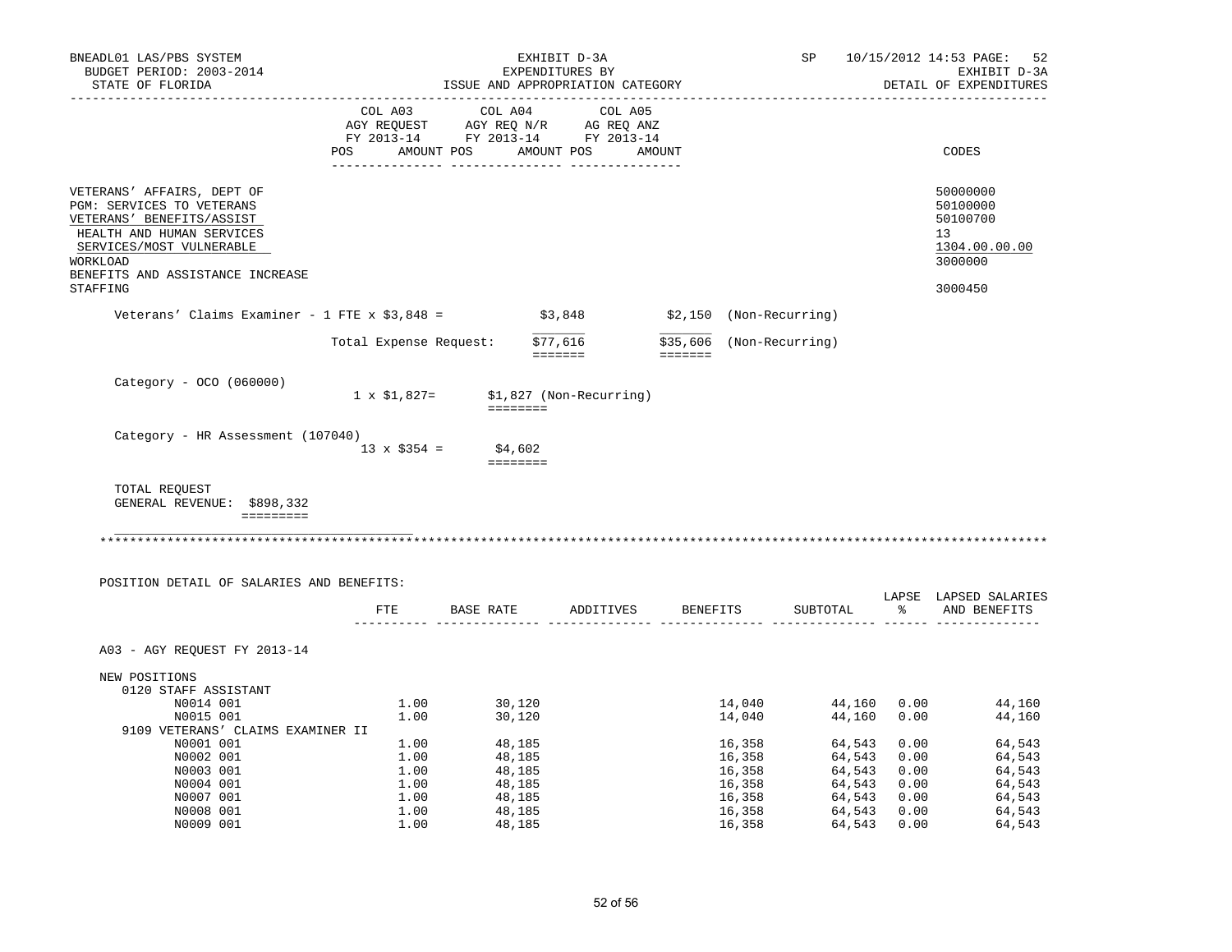BNEADL01 LAS/PBS SYSTEM
BUDGET PERIOD: 2003-2014
STATE OF FLORIDA

EXHIBIT D-3A
EXPENDITURES BY
ISSUE AND APPROPRIATION CATEGORY

SP 10/15/2012 14:53 PAGE: 52
EXHIBIT D-3A
DETAIL OF EXPENDITURES

| | COL A03 AGY REQUEST FY 2013-14 POS AMOUNT | COL A04 AGY REQ N/R FY 2013-14 POS AMOUNT | COL A05 AG REQ ANZ FY 2013-14 POS AMOUNT | CODES |
|---|---|---|---|---|
| VETERANS' AFFAIRS, DEPT OF | | | | 50000000 |
| PGM: SERVICES TO VETERANS | | | | 50100000 |
| VETERANS' BENEFITS/ASSIST | | | | 50100700 |
| HEALTH AND HUMAN SERVICES | | | | 13 |
| SERVICES/MOST VULNERABLE | | | | 1304.00.00.00 |
| WORKLOAD | | | | 3000000 |
| BENEFITS AND ASSISTANCE INCREASE STAFFING | | | | 3000450 |

Veterans' Claims Examiner - 1 FTE x $3,848 = $3,848 $2,150 (Non-Recurring)

Total Expense Request: $77,616 $35,606 (Non-Recurring)

Category - OCO (060000)
1 x $1,827= $1,827 (Non-Recurring)

Category - HR Assessment (107040)
13 x $354 = $4,602

TOTAL REQUEST
GENERAL REVENUE: $898,332

POSITION DETAIL OF SALARIES AND BENEFITS:

| | FTE | BASE RATE | ADDITIVES | BENEFITS | SUBTOTAL | LAPSE % | LAPSED SALARIES AND BENEFITS |
|---|---|---|---|---|---|---|---|
| A03 - AGY REQUEST FY 2013-14 | | | | | | | |
| NEW POSITIONS | | | | | | | |
| 0120 STAFF ASSISTANT | | | | | | | |
| N0014 001 | 1.00 | 30,120 | | 14,040 | 44,160 | 0.00 | 44,160 |
| N0015 001 | 1.00 | 30,120 | | 14,040 | 44,160 | 0.00 | 44,160 |
| 9109 VETERANS' CLAIMS EXAMINER II | | | | | | | |
| N0001 001 | 1.00 | 48,185 | | 16,358 | 64,543 | 0.00 | 64,543 |
| N0002 001 | 1.00 | 48,185 | | 16,358 | 64,543 | 0.00 | 64,543 |
| N0003 001 | 1.00 | 48,185 | | 16,358 | 64,543 | 0.00 | 64,543 |
| N0004 001 | 1.00 | 48,185 | | 16,358 | 64,543 | 0.00 | 64,543 |
| N0007 001 | 1.00 | 48,185 | | 16,358 | 64,543 | 0.00 | 64,543 |
| N0008 001 | 1.00 | 48,185 | | 16,358 | 64,543 | 0.00 | 64,543 |
| N0009 001 | 1.00 | 48,185 | | 16,358 | 64,543 | 0.00 | 64,543 |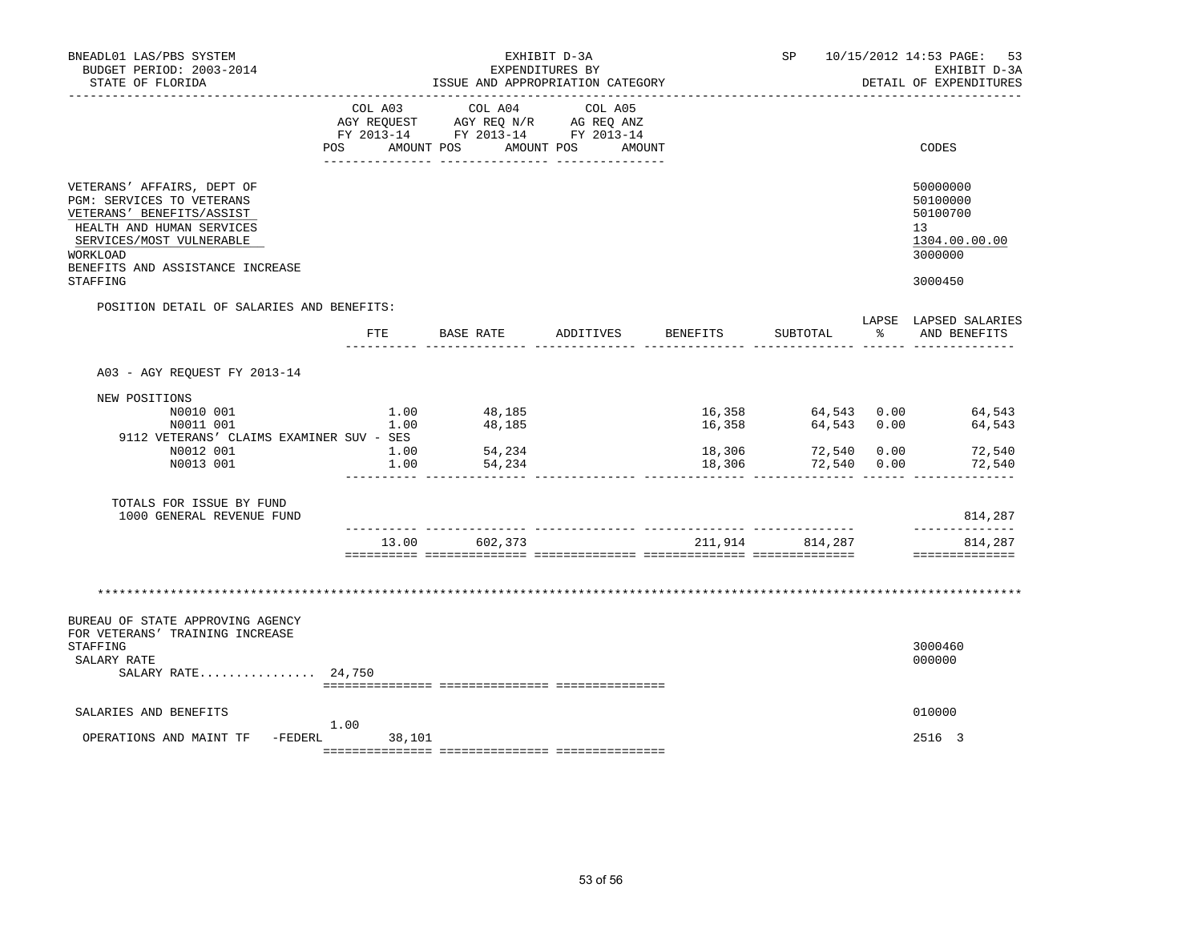BNEADL01 LAS/PBS SYSTEM
BUDGET PERIOD: 2003-2014
STATE OF FLORIDA

EXHIBIT D-3A
EXPENDITURES BY
ISSUE AND APPROPRIATION CATEGORY

SP 10/15/2012 14:53 PAGE: 53
EXHIBIT D-3A
DETAIL OF EXPENDITURES

| | COL A03 AGY REQUEST FY 2013-14 POS AMOUNT | COL A04 AGY REQ N/R FY 2013-14 POS AMOUNT | COL A05 AG REQ ANZ FY 2013-14 POS AMOUNT | CODES |
|---|---|---|---|---|
| VETERANS' AFFAIRS, DEPT OF | | | | 50000000 |
| PGM: SERVICES TO VETERANS | | | | 50100000 |
| VETERANS' BENEFITS/ASSIST | | | | 50100700 |
| HEALTH AND HUMAN SERVICES | | | | 13 |
| SERVICES/MOST VULNERABLE | | | | 1304.00.00.00 |
| WORKLOAD | | | | 3000000 |
| BENEFITS AND ASSISTANCE INCREASE | | | | |
| STAFFING | | | | 3000450 |

POSITION DETAIL OF SALARIES AND BENEFITS:

| | FTE | BASE RATE | ADDITIVES | BENEFITS | SUBTOTAL | LAPSE % | LAPSED SALARIES AND BENEFITS |
|---|---|---|---|---|---|---|---|
| A03 - AGY REQUEST FY 2013-14 | | | | | | | |
| NEW POSITIONS | | | | | | | |
| N0010 001 | 1.00 | 48,185 | | 16,358 | 64,543 | 0.00 | 64,543 |
| N0011 001 | 1.00 | 48,185 | | 16,358 | 64,543 | 0.00 | 64,543 |
| 9112 VETERANS' CLAIMS EXAMINER SUV - SES | | | | | | | |
| N0012 001 | 1.00 | 54,234 | | 18,306 | 72,540 | 0.00 | 72,540 |
| N0013 001 | 1.00 | 54,234 | | 18,306 | 72,540 | 0.00 | 72,540 |
| TOTALS FOR ISSUE BY FUND | | | | | | | |
| 1000 GENERAL REVENUE FUND | | | | | | | 814,287 |
| | 13.00 | 602,373 | | 211,914 | 814,287 | | 814,287 |

**************************************************************************************************************

| | COL A03 | COL A04 | COL A05 | CODES |
|---|---|---|---|---|
| BUREAU OF STATE APPROVING AGENCY | | | | |
| FOR VETERANS' TRAINING INCREASE | | | | |
| STAFFING | | | | 3000460 |
| SALARY RATE | | | | 000000 |
| SALARY RATE................ | 24,750 | | | |
| SALARIES AND BENEFITS | 1.00 | | | 010000 |
| OPERATIONS AND MAINT TF -FEDERL | 38,101 | | | 2516 3 |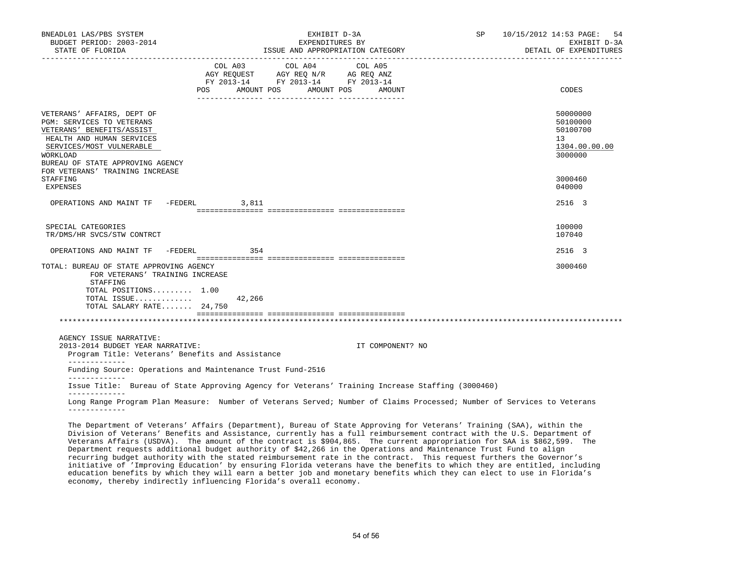BNEADL01 LAS/PBS SYSTEM — EXHIBIT D-3A — SP 10/15/2012 14:53 PAGE: 54
BUDGET PERIOD: 2003-2014 — EXPENDITURES BY — EXHIBIT D-3A
STATE OF FLORIDA — ISSUE AND APPROPRIATION CATEGORY — DETAIL OF EXPENDITURES

| | COL A03 AGY REQUEST FY 2013-14 POS AMOUNT | COL A04 AGY REQ N/R FY 2013-14 POS AMOUNT | COL A05 AG REQ ANZ FY 2013-14 POS AMOUNT | CODES |
|---|---|---|---|---|
| VETERANS' AFFAIRS, DEPT OF | | | | 50000000 |
| PGM: SERVICES TO VETERANS | | | | 50100000 |
| VETERANS' BENEFITS/ASSIST | | | | 50100700 |
| HEALTH AND HUMAN SERVICES | | | | 13 |
| SERVICES/MOST VULNERABLE | | | | 1304.00.00.00 |
| WORKLOAD | | | | 3000000 |
| BUREAU OF STATE APPROVING AGENCY FOR VETERANS' TRAINING INCREASE STAFFING | | | | 3000460 |
| EXPENSES | | | | 040000 |
| OPERATIONS AND MAINT TF -FEDERL | 3,811 | | | 2516 3 |
| SPECIAL CATEGORIES | | | | 100000 |
| TR/DMS/HR SVCS/STW CONTRCT | | | | 107040 |
| OPERATIONS AND MAINT TF -FEDERL | 354 | | | 2516 3 |
| TOTAL: BUREAU OF STATE APPROVING AGENCY FOR VETERANS' TRAINING INCREASE STAFFING | | | | 3000460 |
| TOTAL POSITIONS......... 1.00 | | | | |
| TOTAL ISSUE............. | 42,266 | | | |
| TOTAL SALARY RATE....... 24,750 | | | | |

AGENCY ISSUE NARRATIVE:
2013-2014 BUDGET YEAR NARRATIVE: IT COMPONENT? NO

Program Title: Veterans' Benefits and Assistance

Funding Source: Operations and Maintenance Trust Fund-2516

Issue Title: Bureau of State Approving Agency for Veterans' Training Increase Staffing (3000460)

Long Range Program Plan Measure: Number of Veterans Served; Number of Claims Processed; Number of Services to Veterans

The Department of Veterans' Affairs (Department), Bureau of State Approving for Veterans' Training (SAA), within the Division of Veterans' Benefits and Assistance, currently has a full reimbursement contract with the U.S. Department of Veterans Affairs (USDVA). The amount of the contract is $904,865. The current appropriation for SAA is $862,599. The Department requests additional budget authority of $42,266 in the Operations and Maintenance Trust Fund to align recurring budget authority with the stated reimbursement rate in the contract. This request furthers the Governor's initiative of 'Improving Education' by ensuring Florida veterans have the benefits to which they are entitled, including education benefits by which they will earn a better job and monetary benefits which they can elect to use in Florida's economy, thereby indirectly influencing Florida's overall economy.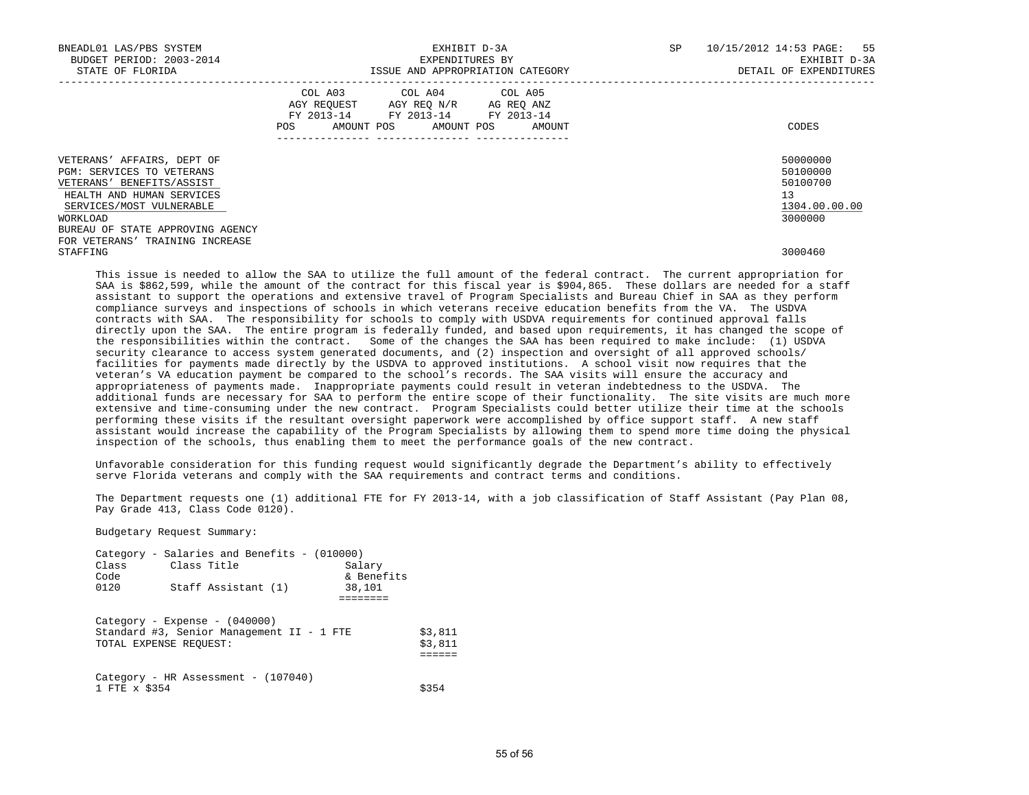BNEADL01 LAS/PBS SYSTEM — EXHIBIT D-3A — SP 10/15/2012 14:53

BUDGET PERIOD: 2003-2014 — EXPENDITURES BY — EXHIBIT D-3A

STATE OF FLORIDA — ISSUE AND APPROPRIATION CATEGORY — DETAIL OF EXPENDITURES

| | COL A03 AGY REQUEST FY 2013-14 POS AMOUNT | COL A04 AGY REQ N/R FY 2013-14 POS AMOUNT | COL A05 AG REQ ANZ FY 2013-14 POS AMOUNT | CODES |
|---|---|---|---|---|
| VETERANS' AFFAIRS, DEPT OF | | | | 50000000 |
| PGM: SERVICES TO VETERANS | | | | 50100000 |
| VETERANS' BENEFITS/ASSIST | | | | 50100700 |
| HEALTH AND HUMAN SERVICES | | | | 13 |
| SERVICES/MOST VULNERABLE | | | | 1304.00.00.00 |
| WORKLOAD | | | | 3000000 |
| BUREAU OF STATE APPROVING AGENCY FOR VETERANS' TRAINING INCREASE STAFFING | | | | 3000460 |

This issue is needed to allow the SAA to utilize the full amount of the federal contract. The current appropriation for SAA is $862,599, while the amount of the contract for this fiscal year is $904,865. These dollars are needed for a staff assistant to support the operations and extensive travel of Program Specialists and Bureau Chief in SAA as they perform compliance surveys and inspections of schools in which veterans receive education benefits from the VA. The USDVA contracts with SAA. The responsibility for schools to comply with USDVA requirements for continued approval falls directly upon the SAA. The entire program is federally funded, and based upon requirements, it has changed the scope of the responsibilities within the contract. Some of the changes the SAA has been required to make include: (1) USDVA security clearance to access system generated documents, and (2) inspection and oversight of all approved schools/ facilities for payments made directly by the USDVA to approved institutions. A school visit now requires that the veteran's VA education payment be compared to the school's records. The SAA visits will ensure the accuracy and appropriateness of payments made. Inappropriate payments could result in veteran indebtedness to the USDVA. The additional funds are necessary for SAA to perform the entire scope of their functionality. The site visits are much more extensive and time-consuming under the new contract. Program Specialists could better utilize their time at the schools performing these visits if the resultant oversight paperwork were accomplished by office support staff. A new staff assistant would increase the capability of the Program Specialists by allowing them to spend more time doing the physical inspection of the schools, thus enabling them to meet the performance goals of the new contract.

Unfavorable consideration for this funding request would significantly degrade the Department's ability to effectively serve Florida veterans and comply with the SAA requirements and contract terms and conditions.

The Department requests one (1) additional FTE for FY 2013-14, with a job classification of Staff Assistant (Pay Plan 08, Pay Grade 413, Class Code 0120).

Budgetary Request Summary:

Category - Salaries and Benefits - (010000)

| Class Code | Class Title | Salary & Benefits |
|---|---|---|
| 0120 | Staff Assistant (1) | 38,101 |

Category - Expense - (040000)

| | |
|---|---|
| Standard #3, Senior Management II - 1 FTE | $3,811 |
| TOTAL EXPENSE REQUEST: | $3,811 |

Category - HR Assessment - (107040)

| | |
|---|---|
| 1 FTE x $354 | $354 |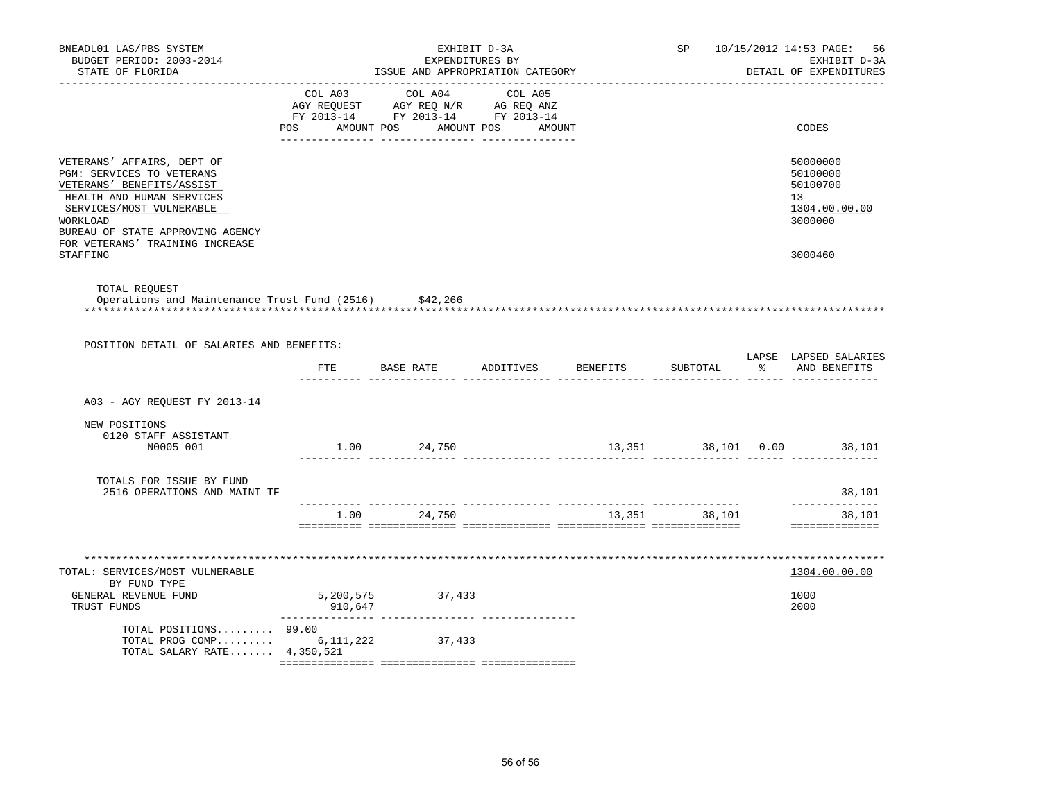BNEADL01 LAS/PBS SYSTEM
BUDGET PERIOD: 2003-2014
STATE OF FLORIDA

EXHIBIT D-3A
EXPENDITURES BY
ISSUE AND APPROPRIATION CATEGORY

SP 10/15/2012 14:53 PAGE: 56
EXHIBIT D-3A
DETAIL OF EXPENDITURES

| | COL A03 AGY REQUEST FY 2013-14 POS AMOUNT | COL A04 AGY REQ N/R FY 2013-14 POS AMOUNT | COL A05 AG REQ ANZ FY 2013-14 POS AMOUNT | CODES |
|---|---|---|---|---|
| VETERANS' AFFAIRS, DEPT OF | | | | 50000000 |
| PGM: SERVICES TO VETERANS | | | | 50100000 |
| VETERANS' BENEFITS/ASSIST | | | | 50100700 |
| HEALTH AND HUMAN SERVICES | | | | 13 |
| SERVICES/MOST VULNERABLE | | | | 1304.00.00.00 |
| WORKLOAD | | | | 3000000 |
| BUREAU OF STATE APPROVING AGENCY FOR VETERANS' TRAINING INCREASE STAFFING | | | | 3000460 |

TOTAL REQUEST
Operations and Maintenance Trust Fund (2516) $42,266

POSITION DETAIL OF SALARIES AND BENEFITS:

| | FTE | BASE RATE | ADDITIVES | BENEFITS | SUBTOTAL | LAPSE % | LAPSED SALARIES AND BENEFITS |
|---|---|---|---|---|---|---|---|
| A03 - AGY REQUEST FY 2013-14 | | | | | | | |
| NEW POSITIONS | | | | | | | |
| 0120 STAFF ASSISTANT N0005 001 | 1.00 | 24,750 | | 13,351 | 38,101 | 0.00 | 38,101 |
| TOTALS FOR ISSUE BY FUND | | | | | | | |
| 2516 OPERATIONS AND MAINT TF | | | | | | | 38,101 |
| | 1.00 | 24,750 | | 13,351 | 38,101 | | 38,101 |

| | COL A03 | COL A04 | COL A05 | CODES |
|---|---|---|---|---|
| TOTAL: SERVICES/MOST VULNERABLE | | | | 1304.00.00.00 |
| BY FUND TYPE | | | | |
| GENERAL REVENUE FUND | 5,200,575 | 37,433 | | 1000 |
| TRUST FUNDS | 910,647 | | | 2000 |
| TOTAL POSITIONS......... | 99.00 | | | |
| TOTAL PROG COMP......... | 6,111,222 | 37,433 | | |
| TOTAL SALARY RATE....... | 4,350,521 | | | |